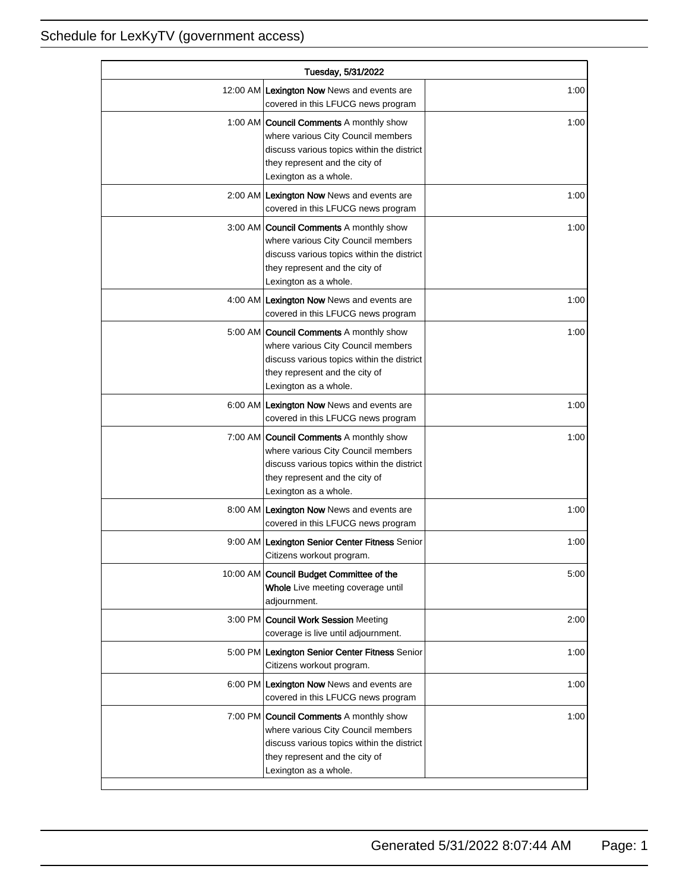# Schedule for LexKyTV (government access)

| Tuesday, 5/31/2022 | | |
|---|---|---|
| 12:00 AM | **Lexington Now** News and events are covered in this LFUCG news program | 1:00 |
| 1:00 AM | **Council Comments** A monthly show where various City Council members discuss various topics within the district they represent and the city of Lexington as a whole. | 1:00 |
| 2:00 AM | **Lexington Now** News and events are covered in this LFUCG news program | 1:00 |
| 3:00 AM | **Council Comments** A monthly show where various City Council members discuss various topics within the district they represent and the city of Lexington as a whole. | 1:00 |
| 4:00 AM | **Lexington Now** News and events are covered in this LFUCG news program | 1:00 |
| 5:00 AM | **Council Comments** A monthly show where various City Council members discuss various topics within the district they represent and the city of Lexington as a whole. | 1:00 |
| 6:00 AM | **Lexington Now** News and events are covered in this LFUCG news program | 1:00 |
| 7:00 AM | **Council Comments** A monthly show where various City Council members discuss various topics within the district they represent and the city of Lexington as a whole. | 1:00 |
| 8:00 AM | **Lexington Now** News and events are covered in this LFUCG news program | 1:00 |
| 9:00 AM | **Lexington Senior Center Fitness** Senior Citizens workout program. | 1:00 |
| 10:00 AM | **Council Budget Committee of the Whole** Live meeting coverage until adjournment. | 5:00 |
| 3:00 PM | **Council Work Session** Meeting coverage is live until adjournment. | 2:00 |
| 5:00 PM | **Lexington Senior Center Fitness** Senior Citizens workout program. | 1:00 |
| 6:00 PM | **Lexington Now** News and events are covered in this LFUCG news program | 1:00 |
| 7:00 PM | **Council Comments** A monthly show where various City Council members discuss various topics within the district they represent and the city of Lexington as a whole. | 1:00 |

Generated 5/31/2022 8:07:44 AM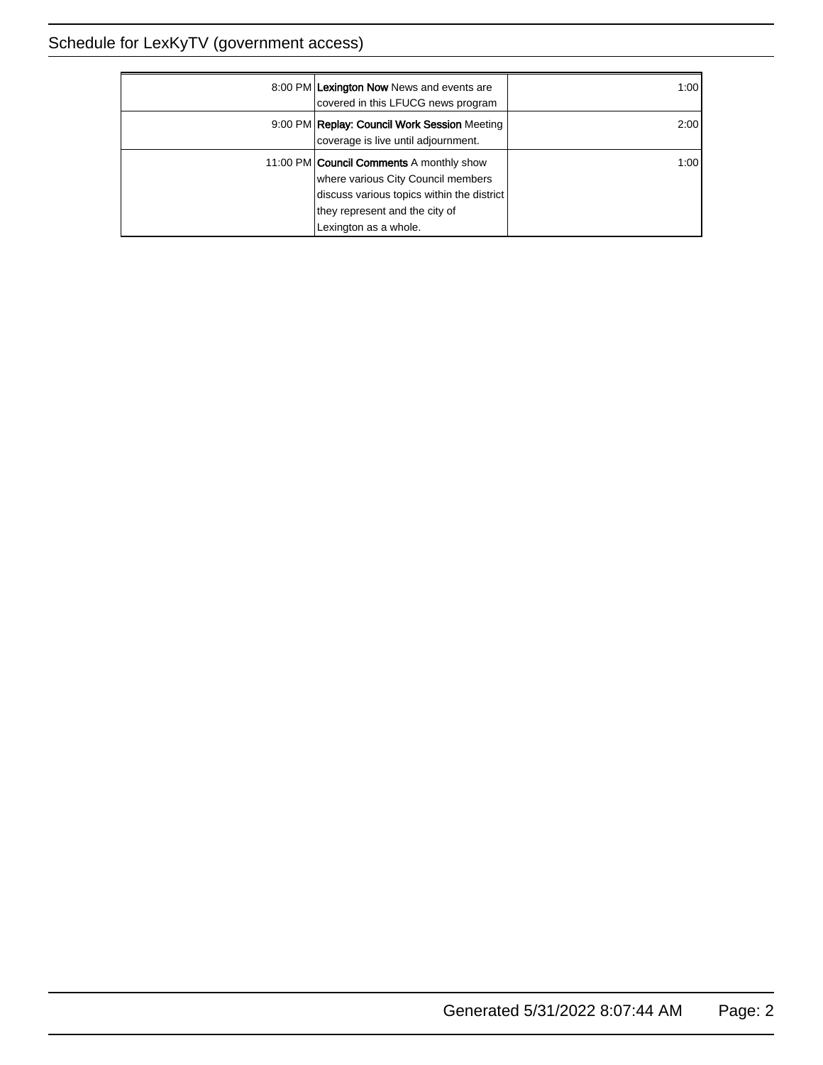| | | |
|---|---|---|
| 8:00 PM | **Lexington Now** News and events are covered in this LFUCG news program | 1:00 |
| 9:00 PM | **Replay: Council Work Session** Meeting coverage is live until adjournment. | 2:00 |
| 11:00 PM | **Council Comments** A monthly show where various City Council members discuss various topics within the district they represent and the city of Lexington as a whole. | 1:00 |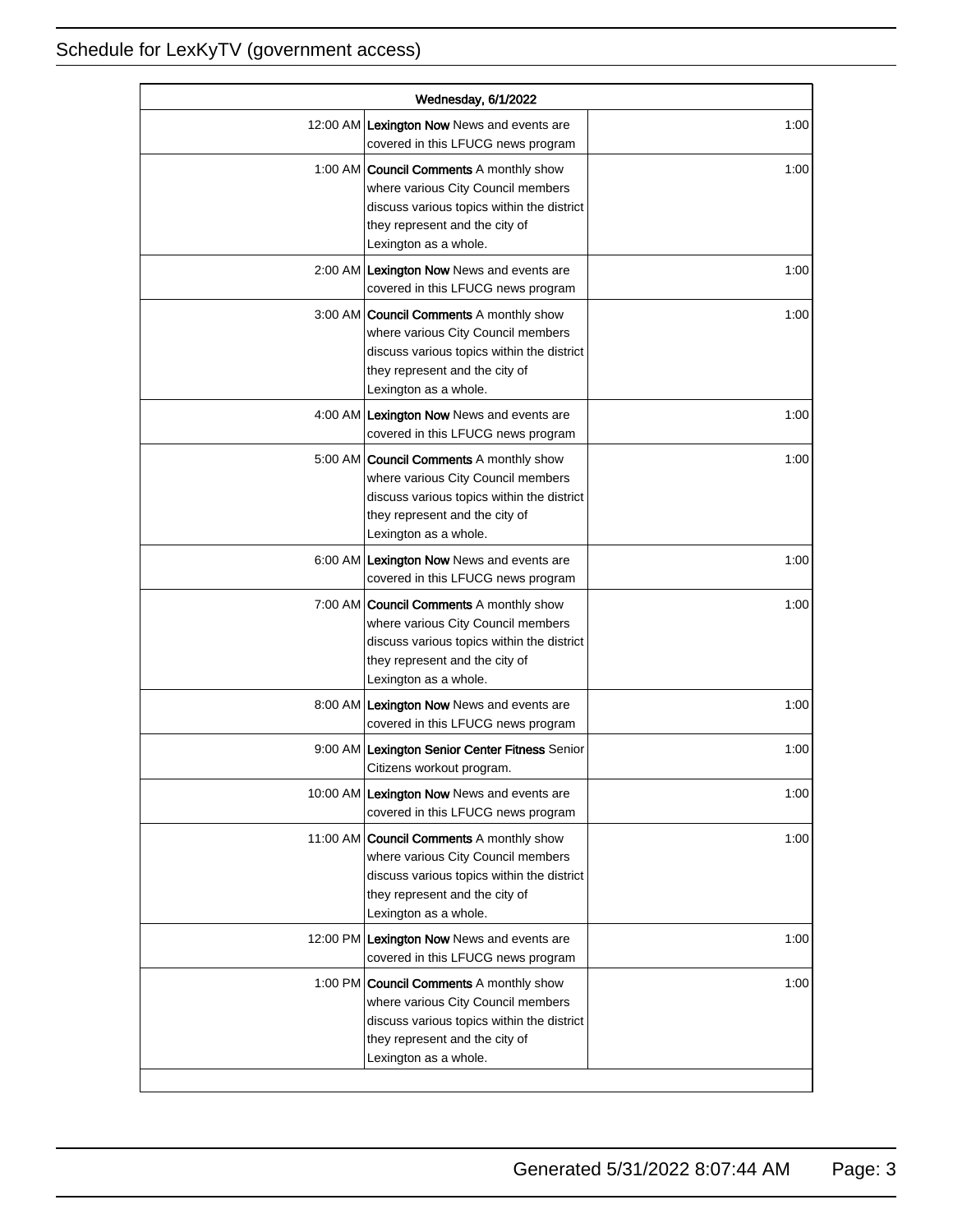| Wednesday, 6/1/2022 | | |
|---|---|---|
| 12:00 AM | **Lexington Now** News and events are covered in this LFUCG news program | 1:00 |
| 1:00 AM | **Council Comments** A monthly show where various City Council members discuss various topics within the district they represent and the city of Lexington as a whole. | 1:00 |
| 2:00 AM | **Lexington Now** News and events are covered in this LFUCG news program | 1:00 |
| 3:00 AM | **Council Comments** A monthly show where various City Council members discuss various topics within the district they represent and the city of Lexington as a whole. | 1:00 |
| 4:00 AM | **Lexington Now** News and events are covered in this LFUCG news program | 1:00 |
| 5:00 AM | **Council Comments** A monthly show where various City Council members discuss various topics within the district they represent and the city of Lexington as a whole. | 1:00 |
| 6:00 AM | **Lexington Now** News and events are covered in this LFUCG news program | 1:00 |
| 7:00 AM | **Council Comments** A monthly show where various City Council members discuss various topics within the district they represent and the city of Lexington as a whole. | 1:00 |
| 8:00 AM | **Lexington Now** News and events are covered in this LFUCG news program | 1:00 |
| 9:00 AM | **Lexington Senior Center Fitness** Senior Citizens workout program. | 1:00 |
| 10:00 AM | **Lexington Now** News and events are covered in this LFUCG news program | 1:00 |
| 11:00 AM | **Council Comments** A monthly show where various City Council members discuss various topics within the district they represent and the city of Lexington as a whole. | 1:00 |
| 12:00 PM | **Lexington Now** News and events are covered in this LFUCG news program | 1:00 |
| 1:00 PM | **Council Comments** A monthly show where various City Council members discuss various topics within the district they represent and the city of Lexington as a whole. | 1:00 |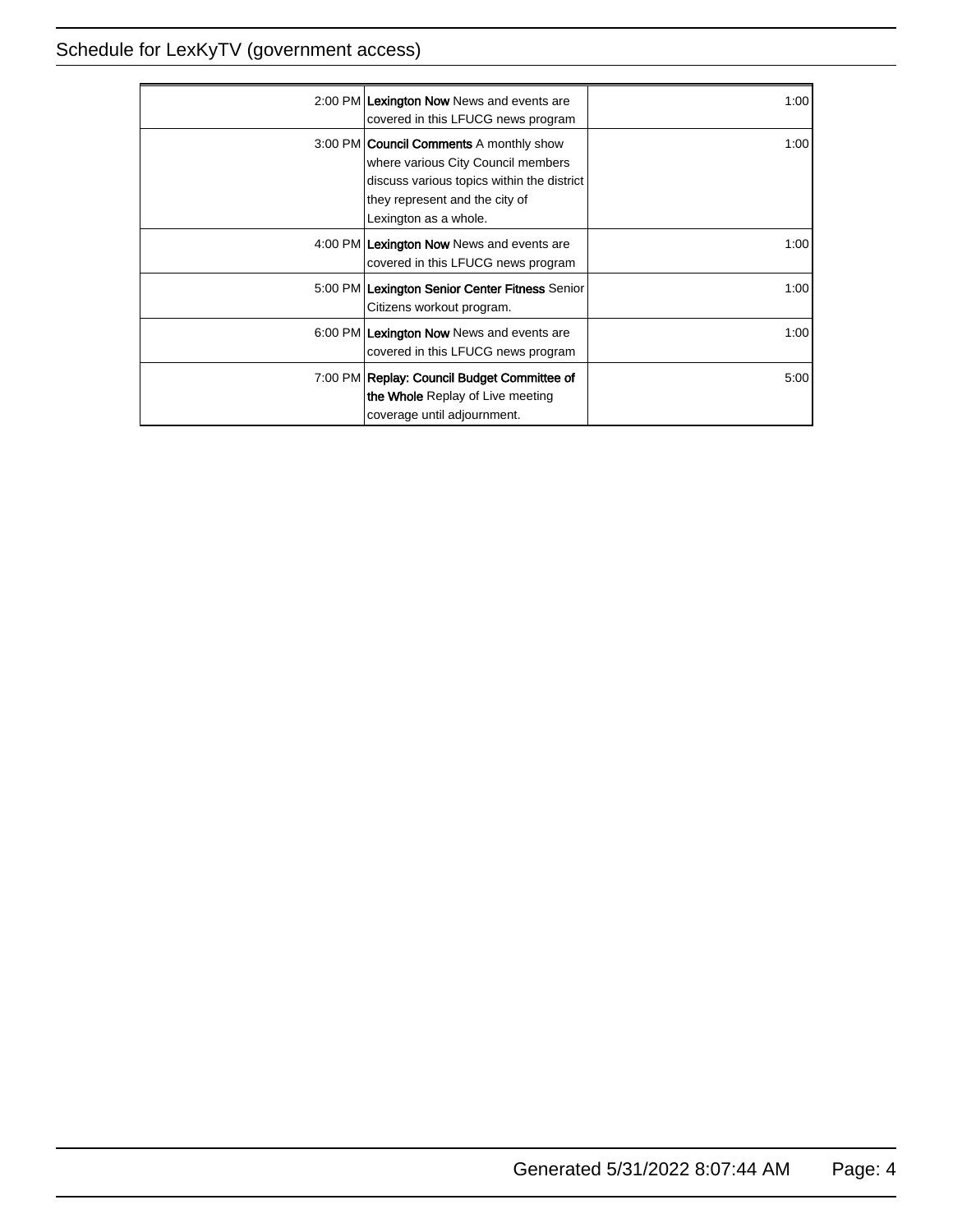| Time | Program | Duration |
| --- | --- | --- |
| 2:00 PM | **Lexington Now** News and events are covered in this LFUCG news program | 1:00 |
| 3:00 PM | **Council Comments** A monthly show where various City Council members discuss various topics within the district they represent and the city of Lexington as a whole. | 1:00 |
| 4:00 PM | **Lexington Now** News and events are covered in this LFUCG news program | 1:00 |
| 5:00 PM | **Lexington Senior Center Fitness** Senior Citizens workout program. | 1:00 |
| 6:00 PM | **Lexington Now** News and events are covered in this LFUCG news program | 1:00 |
| 7:00 PM | **Replay: Council Budget Committee of the Whole** Replay of Live meeting coverage until adjournment. | 5:00 |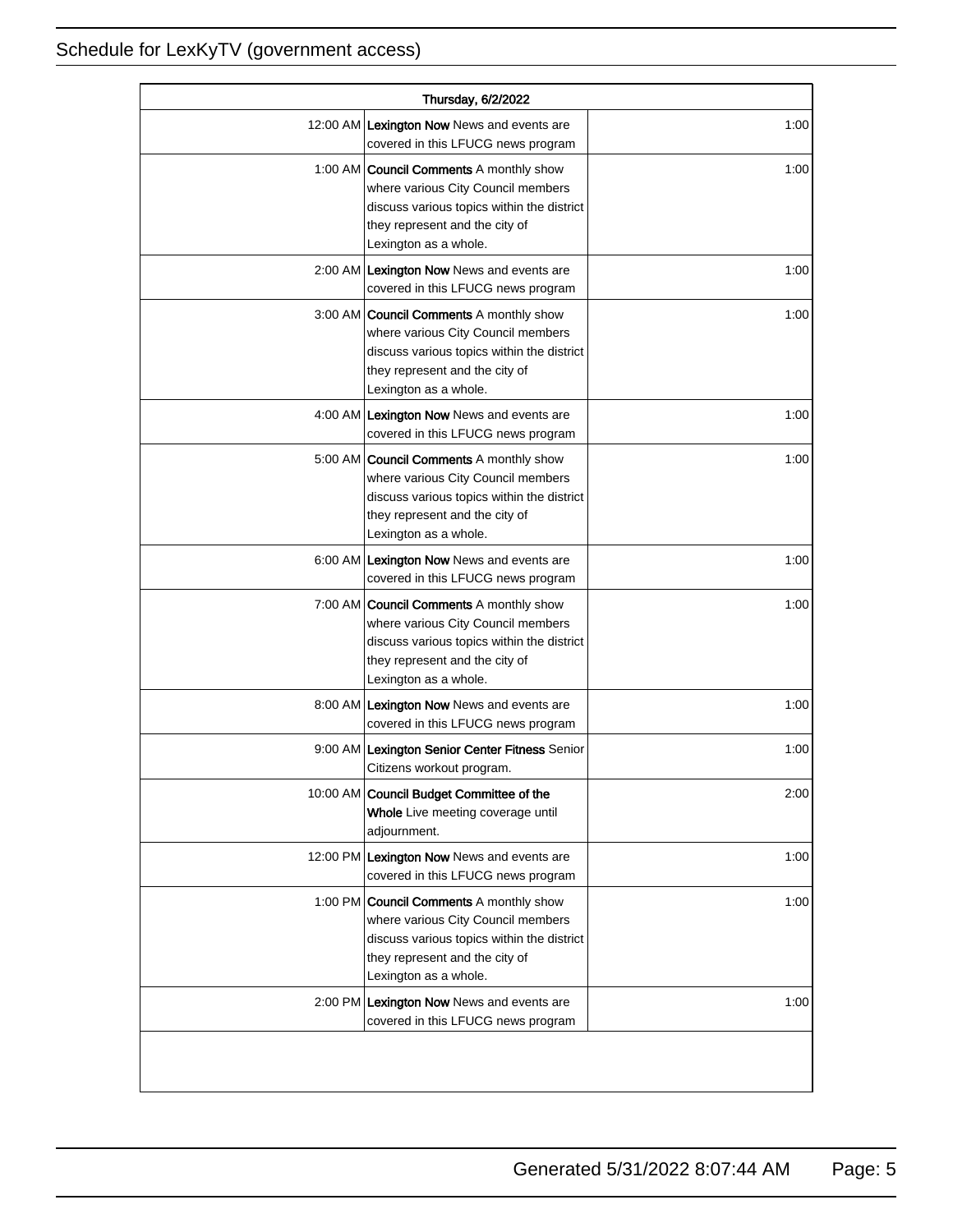# Schedule for LexKyTV (government access)

| Thursday, 6/2/2022 | | |
|---|---|---|
| 12:00 AM | **Lexington Now** News and events are covered in this LFUCG news program | 1:00 |
| 1:00 AM | **Council Comments** A monthly show where various City Council members discuss various topics within the district they represent and the city of Lexington as a whole. | 1:00 |
| 2:00 AM | **Lexington Now** News and events are covered in this LFUCG news program | 1:00 |
| 3:00 AM | **Council Comments** A monthly show where various City Council members discuss various topics within the district they represent and the city of Lexington as a whole. | 1:00 |
| 4:00 AM | **Lexington Now** News and events are covered in this LFUCG news program | 1:00 |
| 5:00 AM | **Council Comments** A monthly show where various City Council members discuss various topics within the district they represent and the city of Lexington as a whole. | 1:00 |
| 6:00 AM | **Lexington Now** News and events are covered in this LFUCG news program | 1:00 |
| 7:00 AM | **Council Comments** A monthly show where various City Council members discuss various topics within the district they represent and the city of Lexington as a whole. | 1:00 |
| 8:00 AM | **Lexington Now** News and events are covered in this LFUCG news program | 1:00 |
| 9:00 AM | **Lexington Senior Center Fitness** Senior Citizens workout program. | 1:00 |
| 10:00 AM | **Council Budget Committee of the Whole** Live meeting coverage until adjournment. | 2:00 |
| 12:00 PM | **Lexington Now** News and events are covered in this LFUCG news program | 1:00 |
| 1:00 PM | **Council Comments** A monthly show where various City Council members discuss various topics within the district they represent and the city of Lexington as a whole. | 1:00 |
| 2:00 PM | **Lexington Now** News and events are covered in this LFUCG news program | 1:00 |

Generated 5/31/2022 8:07:44 AM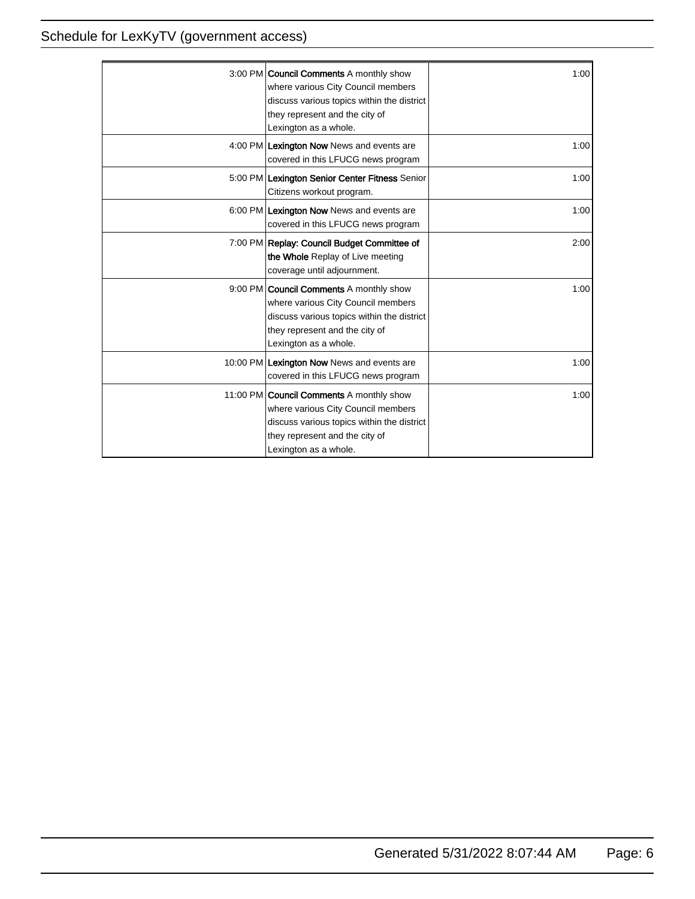| Time | Program | Duration |
| --- | --- | --- |
| 3:00 PM | **Council Comments** A monthly show where various City Council members discuss various topics within the district they represent and the city of Lexington as a whole. | 1:00 |
| 4:00 PM | **Lexington Now** News and events are covered in this LFUCG news program | 1:00 |
| 5:00 PM | **Lexington Senior Center Fitness** Senior Citizens workout program. | 1:00 |
| 6:00 PM | **Lexington Now** News and events are covered in this LFUCG news program | 1:00 |
| 7:00 PM | **Replay: Council Budget Committee of the Whole** Replay of Live meeting coverage until adjournment. | 2:00 |
| 9:00 PM | **Council Comments** A monthly show where various City Council members discuss various topics within the district they represent and the city of Lexington as a whole. | 1:00 |
| 10:00 PM | **Lexington Now** News and events are covered in this LFUCG news program | 1:00 |
| 11:00 PM | **Council Comments** A monthly show where various City Council members discuss various topics within the district they represent and the city of Lexington as a whole. | 1:00 |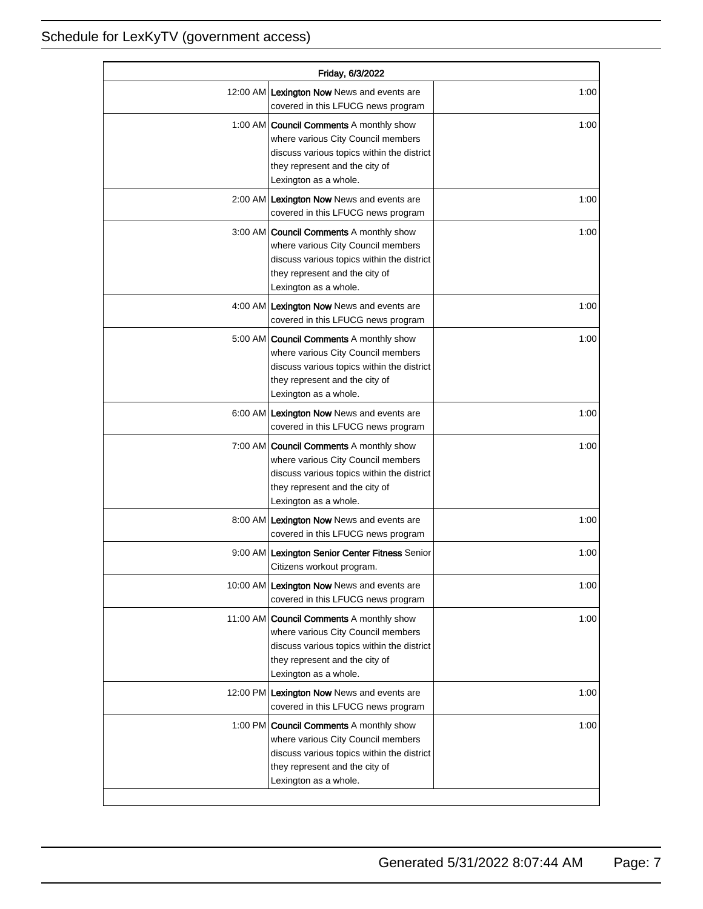| Friday, 6/3/2022 | | |
|---|---|---|
| 12:00 AM | **Lexington Now** News and events are covered in this LFUCG news program | 1:00 |
| 1:00 AM | **Council Comments** A monthly show where various City Council members discuss various topics within the district they represent and the city of Lexington as a whole. | 1:00 |
| 2:00 AM | **Lexington Now** News and events are covered in this LFUCG news program | 1:00 |
| 3:00 AM | **Council Comments** A monthly show where various City Council members discuss various topics within the district they represent and the city of Lexington as a whole. | 1:00 |
| 4:00 AM | **Lexington Now** News and events are covered in this LFUCG news program | 1:00 |
| 5:00 AM | **Council Comments** A monthly show where various City Council members discuss various topics within the district they represent and the city of Lexington as a whole. | 1:00 |
| 6:00 AM | **Lexington Now** News and events are covered in this LFUCG news program | 1:00 |
| 7:00 AM | **Council Comments** A monthly show where various City Council members discuss various topics within the district they represent and the city of Lexington as a whole. | 1:00 |
| 8:00 AM | **Lexington Now** News and events are covered in this LFUCG news program | 1:00 |
| 9:00 AM | **Lexington Senior Center Fitness** Senior Citizens workout program. | 1:00 |
| 10:00 AM | **Lexington Now** News and events are covered in this LFUCG news program | 1:00 |
| 11:00 AM | **Council Comments** A monthly show where various City Council members discuss various topics within the district they represent and the city of Lexington as a whole. | 1:00 |
| 12:00 PM | **Lexington Now** News and events are covered in this LFUCG news program | 1:00 |
| 1:00 PM | **Council Comments** A monthly show where various City Council members discuss various topics within the district they represent and the city of Lexington as a whole. | 1:00 |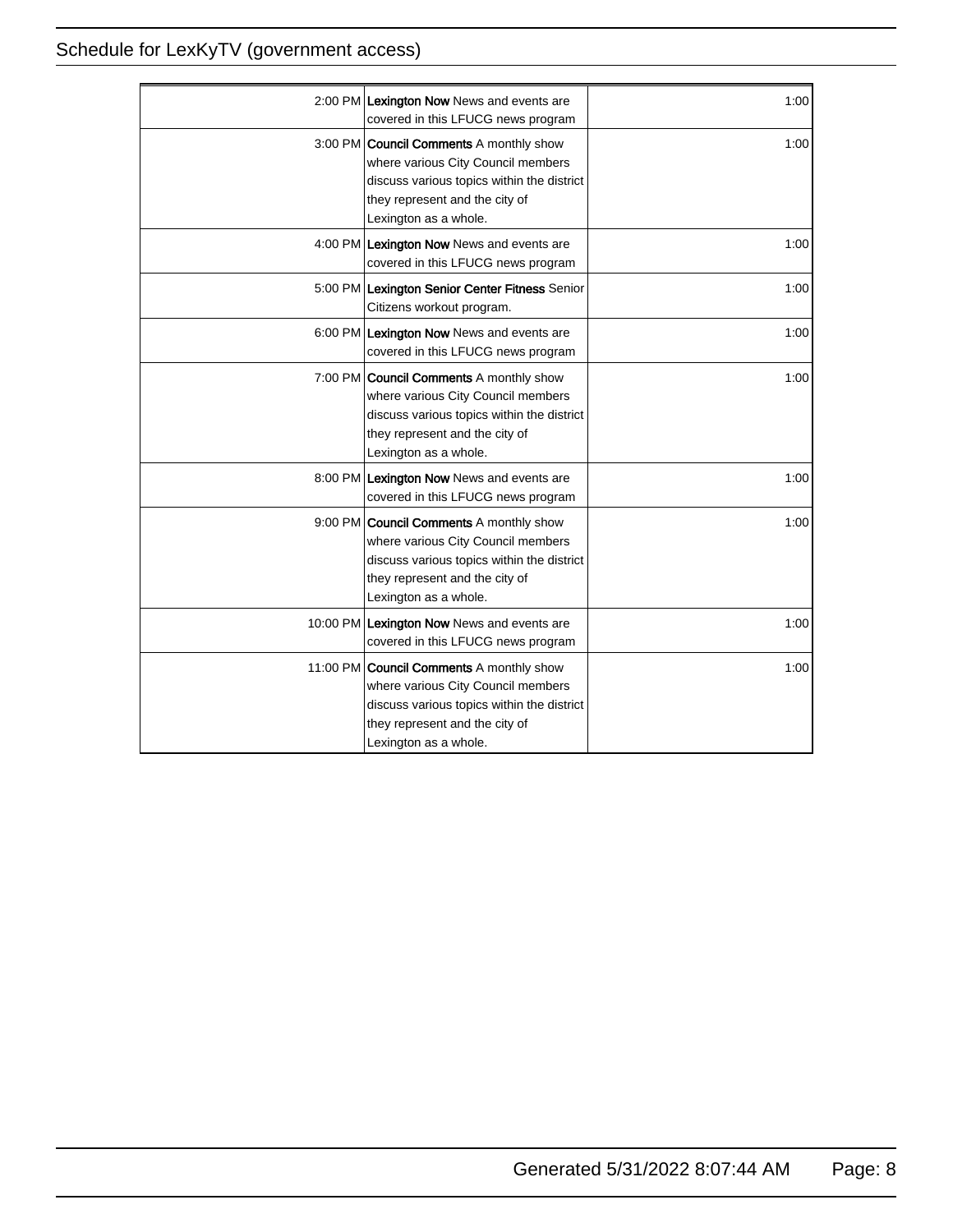| | | |
|---|---|---|
| 2:00 PM | **Lexington Now** News and events are covered in this LFUCG news program | 1:00 |
| 3:00 PM | **Council Comments** A monthly show where various City Council members discuss various topics within the district they represent and the city of Lexington as a whole. | 1:00 |
| 4:00 PM | **Lexington Now** News and events are covered in this LFUCG news program | 1:00 |
| 5:00 PM | **Lexington Senior Center Fitness** Senior Citizens workout program. | 1:00 |
| 6:00 PM | **Lexington Now** News and events are covered in this LFUCG news program | 1:00 |
| 7:00 PM | **Council Comments** A monthly show where various City Council members discuss various topics within the district they represent and the city of Lexington as a whole. | 1:00 |
| 8:00 PM | **Lexington Now** News and events are covered in this LFUCG news program | 1:00 |
| 9:00 PM | **Council Comments** A monthly show where various City Council members discuss various topics within the district they represent and the city of Lexington as a whole. | 1:00 |
| 10:00 PM | **Lexington Now** News and events are covered in this LFUCG news program | 1:00 |
| 11:00 PM | **Council Comments** A monthly show where various City Council members discuss various topics within the district they represent and the city of Lexington as a whole. | 1:00 |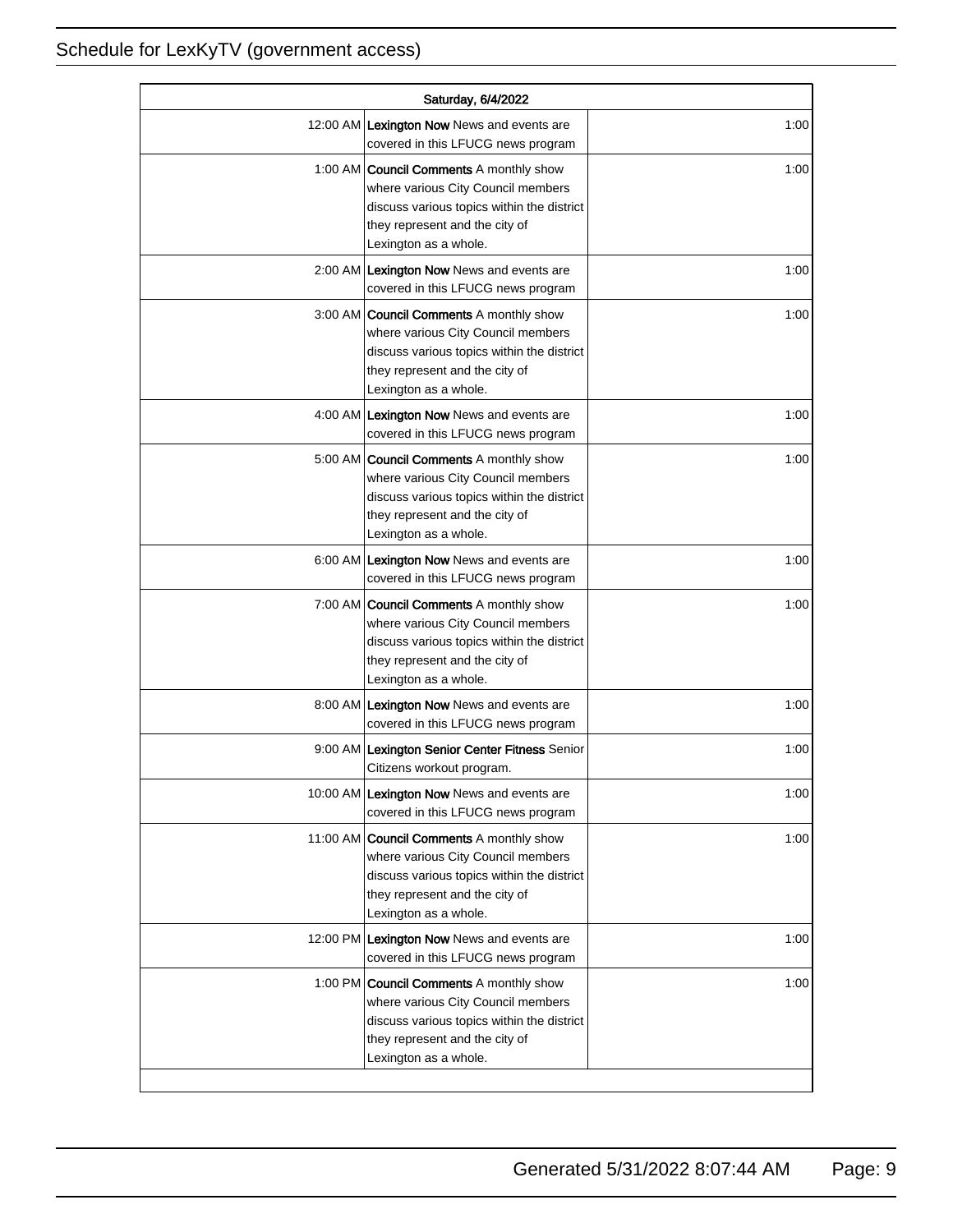| Saturday, 6/4/2022 | | |
|---|---|---|
| 12:00 AM | **Lexington Now** News and events are covered in this LFUCG news program | 1:00 |
| 1:00 AM | **Council Comments** A monthly show where various City Council members discuss various topics within the district they represent and the city of Lexington as a whole. | 1:00 |
| 2:00 AM | **Lexington Now** News and events are covered in this LFUCG news program | 1:00 |
| 3:00 AM | **Council Comments** A monthly show where various City Council members discuss various topics within the district they represent and the city of Lexington as a whole. | 1:00 |
| 4:00 AM | **Lexington Now** News and events are covered in this LFUCG news program | 1:00 |
| 5:00 AM | **Council Comments** A monthly show where various City Council members discuss various topics within the district they represent and the city of Lexington as a whole. | 1:00 |
| 6:00 AM | **Lexington Now** News and events are covered in this LFUCG news program | 1:00 |
| 7:00 AM | **Council Comments** A monthly show where various City Council members discuss various topics within the district they represent and the city of Lexington as a whole. | 1:00 |
| 8:00 AM | **Lexington Now** News and events are covered in this LFUCG news program | 1:00 |
| 9:00 AM | **Lexington Senior Center Fitness** Senior Citizens workout program. | 1:00 |
| 10:00 AM | **Lexington Now** News and events are covered in this LFUCG news program | 1:00 |
| 11:00 AM | **Council Comments** A monthly show where various City Council members discuss various topics within the district they represent and the city of Lexington as a whole. | 1:00 |
| 12:00 PM | **Lexington Now** News and events are covered in this LFUCG news program | 1:00 |
| 1:00 PM | **Council Comments** A monthly show where various City Council members discuss various topics within the district they represent and the city of Lexington as a whole. | 1:00 |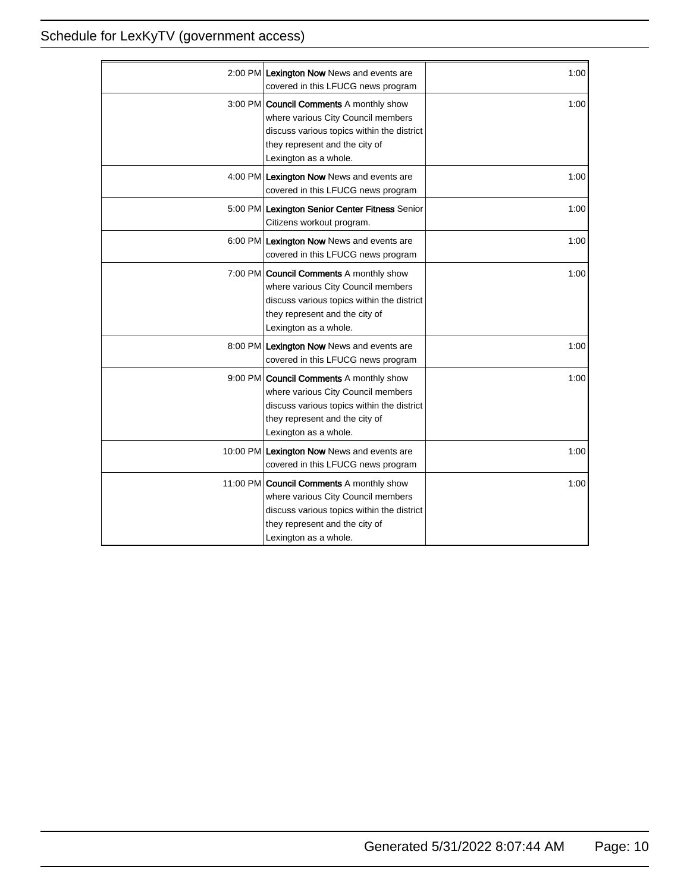| | | |
|---|---|---|
| 2:00 PM | **Lexington Now** News and events are covered in this LFUCG news program | 1:00 |
| 3:00 PM | **Council Comments** A monthly show where various City Council members discuss various topics within the district they represent and the city of Lexington as a whole. | 1:00 |
| 4:00 PM | **Lexington Now** News and events are covered in this LFUCG news program | 1:00 |
| 5:00 PM | **Lexington Senior Center Fitness** Senior Citizens workout program. | 1:00 |
| 6:00 PM | **Lexington Now** News and events are covered in this LFUCG news program | 1:00 |
| 7:00 PM | **Council Comments** A monthly show where various City Council members discuss various topics within the district they represent and the city of Lexington as a whole. | 1:00 |
| 8:00 PM | **Lexington Now** News and events are covered in this LFUCG news program | 1:00 |
| 9:00 PM | **Council Comments** A monthly show where various City Council members discuss various topics within the district they represent and the city of Lexington as a whole. | 1:00 |
| 10:00 PM | **Lexington Now** News and events are covered in this LFUCG news program | 1:00 |
| 11:00 PM | **Council Comments** A monthly show where various City Council members discuss various topics within the district they represent and the city of Lexington as a whole. | 1:00 |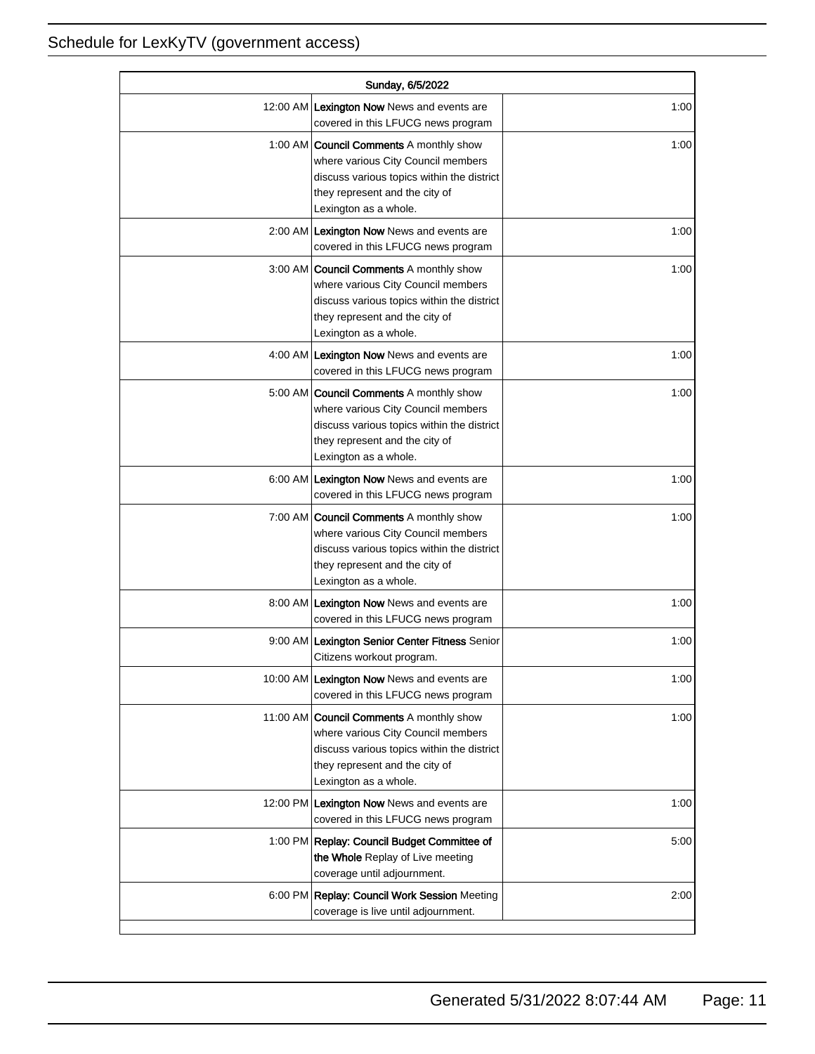# Schedule for LexKyTV (government access)

| Sunday, 6/5/2022 | | |
|---|---|---|
| 12:00 AM | **Lexington Now** News and events are covered in this LFUCG news program | 1:00 |
| 1:00 AM | **Council Comments** A monthly show where various City Council members discuss various topics within the district they represent and the city of Lexington as a whole. | 1:00 |
| 2:00 AM | **Lexington Now** News and events are covered in this LFUCG news program | 1:00 |
| 3:00 AM | **Council Comments** A monthly show where various City Council members discuss various topics within the district they represent and the city of Lexington as a whole. | 1:00 |
| 4:00 AM | **Lexington Now** News and events are covered in this LFUCG news program | 1:00 |
| 5:00 AM | **Council Comments** A monthly show where various City Council members discuss various topics within the district they represent and the city of Lexington as a whole. | 1:00 |
| 6:00 AM | **Lexington Now** News and events are covered in this LFUCG news program | 1:00 |
| 7:00 AM | **Council Comments** A monthly show where various City Council members discuss various topics within the district they represent and the city of Lexington as a whole. | 1:00 |
| 8:00 AM | **Lexington Now** News and events are covered in this LFUCG news program | 1:00 |
| 9:00 AM | **Lexington Senior Center Fitness** Senior Citizens workout program. | 1:00 |
| 10:00 AM | **Lexington Now** News and events are covered in this LFUCG news program | 1:00 |
| 11:00 AM | **Council Comments** A monthly show where various City Council members discuss various topics within the district they represent and the city of Lexington as a whole. | 1:00 |
| 12:00 PM | **Lexington Now** News and events are covered in this LFUCG news program | 1:00 |
| 1:00 PM | **Replay: Council Budget Committee of the Whole** Replay of Live meeting coverage until adjournment. | 5:00 |
| 6:00 PM | **Replay: Council Work Session** Meeting coverage is live until adjournment. | 2:00 |

Generated 5/31/2022 8:07:44 AM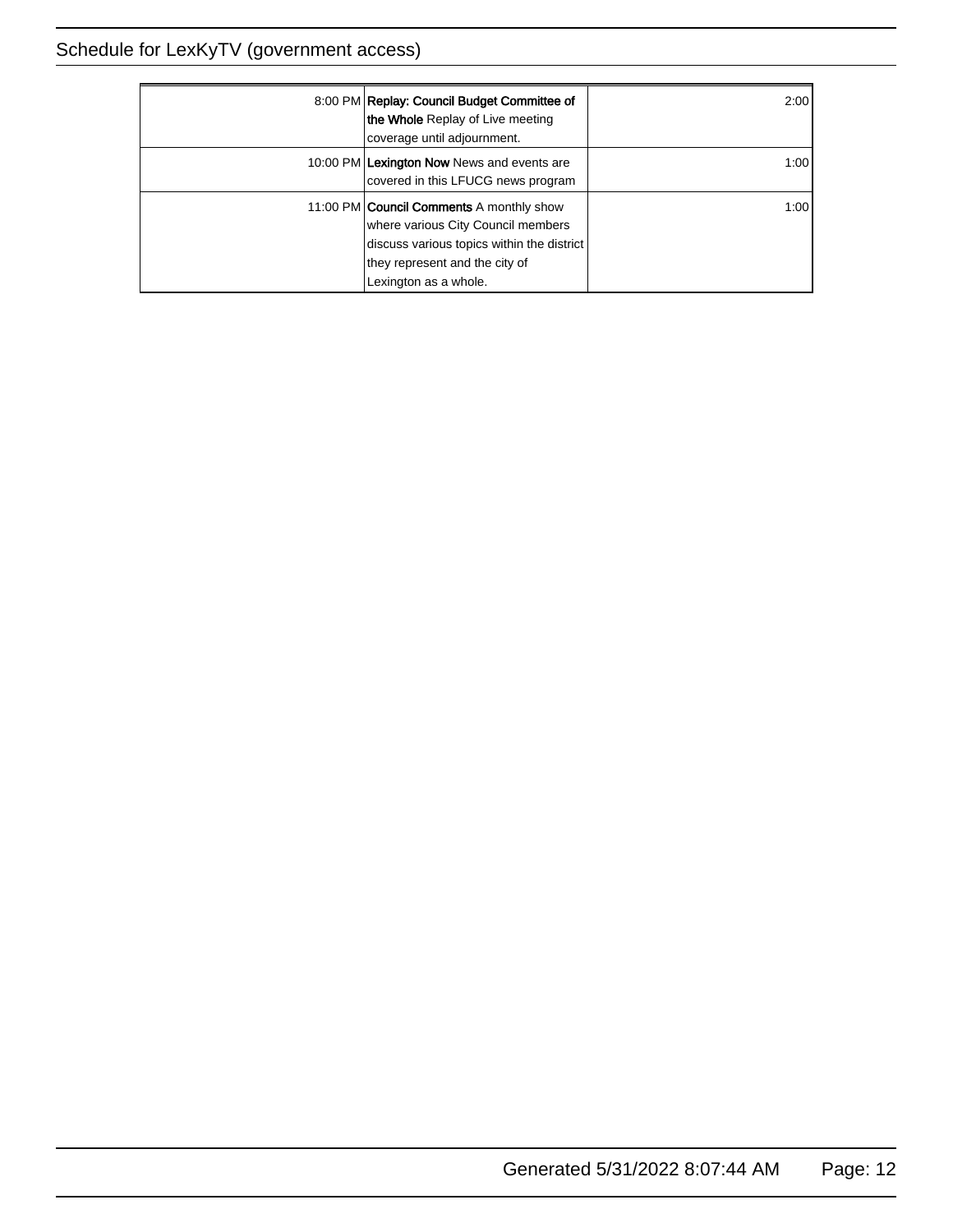| Time | Program | Duration |
| --- | --- | --- |
| 8:00 PM | **Replay: Council Budget Committee of the Whole** Replay of Live meeting coverage until adjournment. | 2:00 |
| 10:00 PM | **Lexington Now** News and events are covered in this LFUCG news program | 1:00 |
| 11:00 PM | **Council Comments** A monthly show where various City Council members discuss various topics within the district they represent and the city of Lexington as a whole. | 1:00 |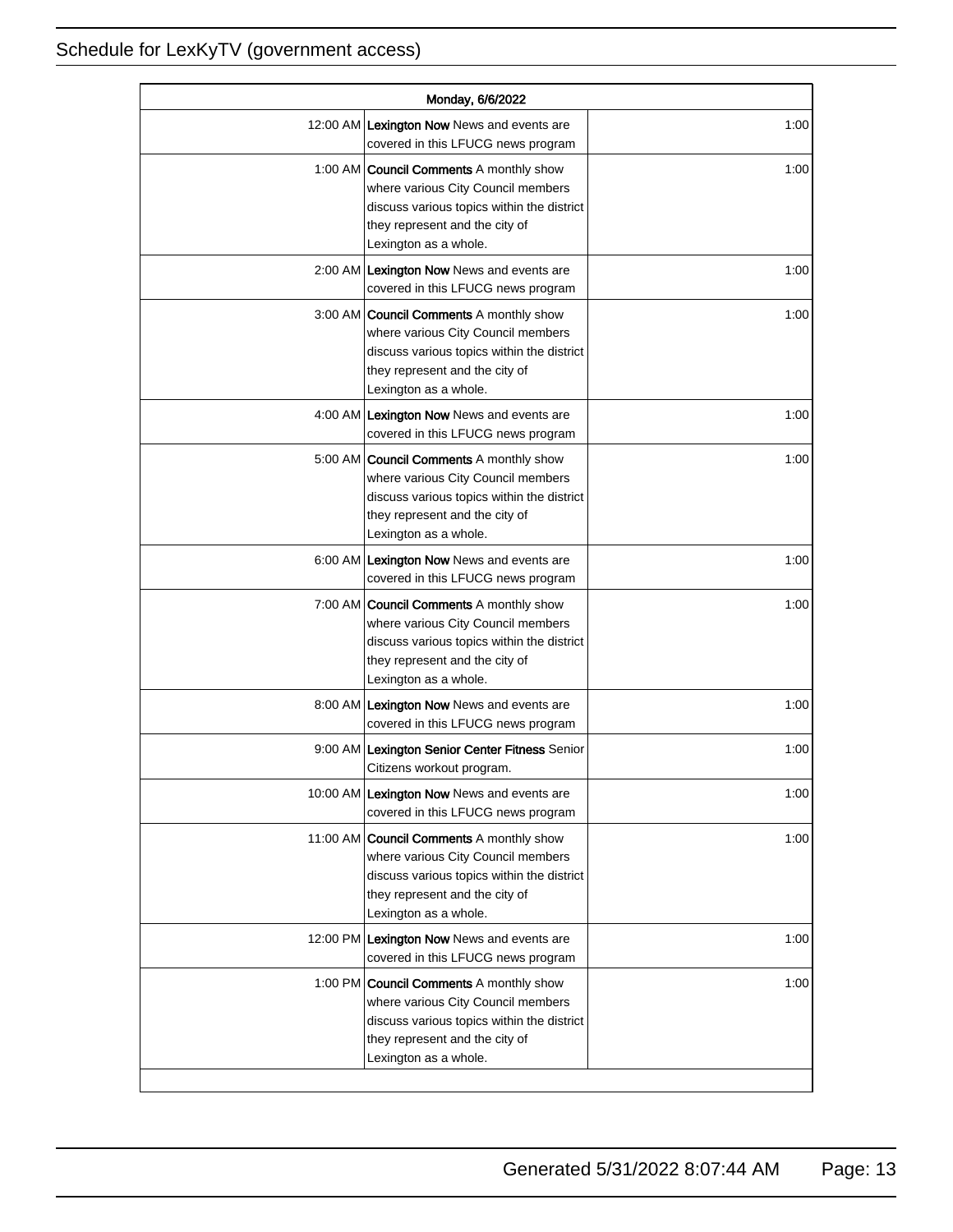| Monday, 6/6/2022 | | |
|---|---|---|
| 12:00 AM | **Lexington Now** News and events are covered in this LFUCG news program | 1:00 |
| 1:00 AM | **Council Comments** A monthly show where various City Council members discuss various topics within the district they represent and the city of Lexington as a whole. | 1:00 |
| 2:00 AM | **Lexington Now** News and events are covered in this LFUCG news program | 1:00 |
| 3:00 AM | **Council Comments** A monthly show where various City Council members discuss various topics within the district they represent and the city of Lexington as a whole. | 1:00 |
| 4:00 AM | **Lexington Now** News and events are covered in this LFUCG news program | 1:00 |
| 5:00 AM | **Council Comments** A monthly show where various City Council members discuss various topics within the district they represent and the city of Lexington as a whole. | 1:00 |
| 6:00 AM | **Lexington Now** News and events are covered in this LFUCG news program | 1:00 |
| 7:00 AM | **Council Comments** A monthly show where various City Council members discuss various topics within the district they represent and the city of Lexington as a whole. | 1:00 |
| 8:00 AM | **Lexington Now** News and events are covered in this LFUCG news program | 1:00 |
| 9:00 AM | **Lexington Senior Center Fitness** Senior Citizens workout program. | 1:00 |
| 10:00 AM | **Lexington Now** News and events are covered in this LFUCG news program | 1:00 |
| 11:00 AM | **Council Comments** A monthly show where various City Council members discuss various topics within the district they represent and the city of Lexington as a whole. | 1:00 |
| 12:00 PM | **Lexington Now** News and events are covered in this LFUCG news program | 1:00 |
| 1:00 PM | **Council Comments** A monthly show where various City Council members discuss various topics within the district they represent and the city of Lexington as a whole. | 1:00 |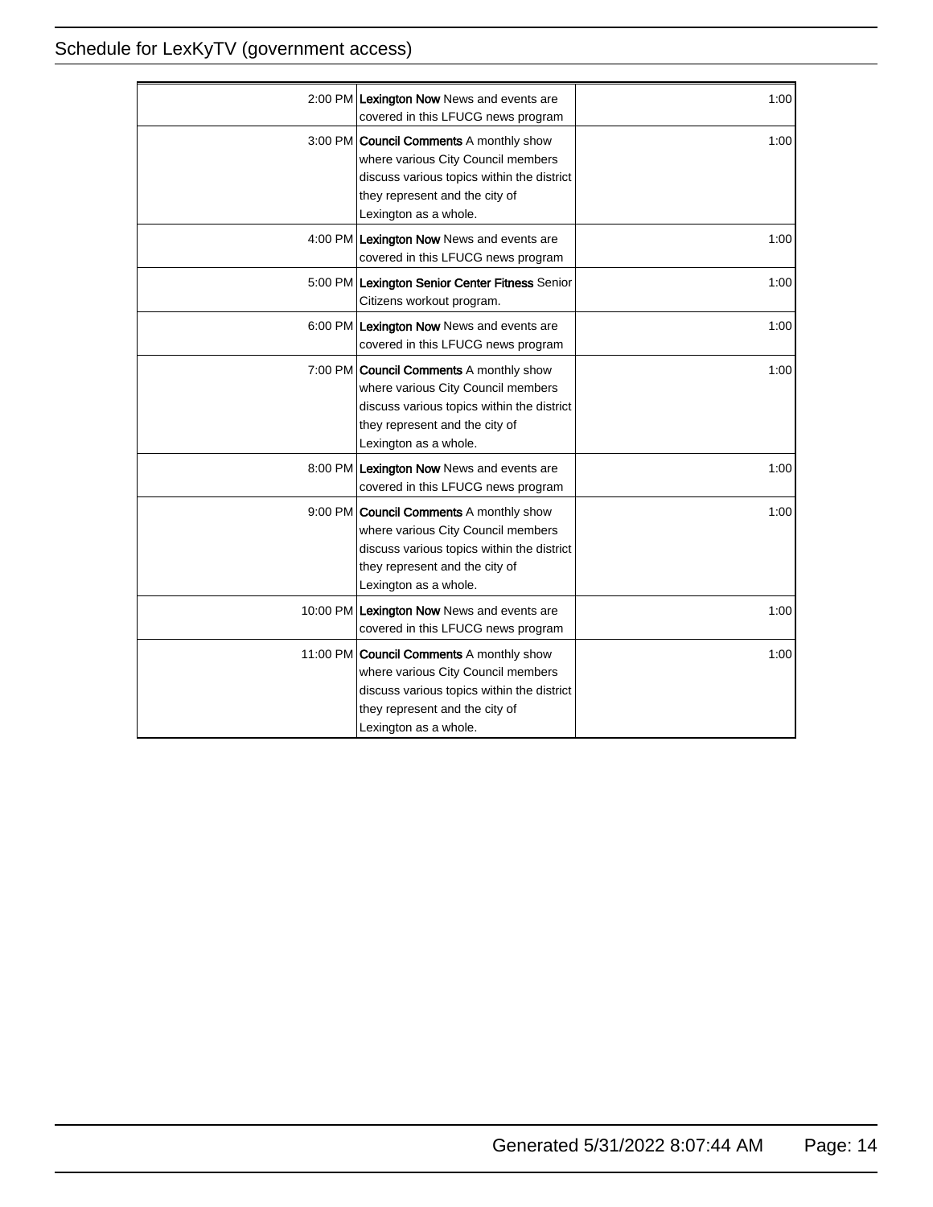| | | |
|---|---|---|
| 2:00 PM | **Lexington Now** News and events are covered in this LFUCG news program | 1:00 |
| 3:00 PM | **Council Comments** A monthly show where various City Council members discuss various topics within the district they represent and the city of Lexington as a whole. | 1:00 |
| 4:00 PM | **Lexington Now** News and events are covered in this LFUCG news program | 1:00 |
| 5:00 PM | **Lexington Senior Center Fitness** Senior Citizens workout program. | 1:00 |
| 6:00 PM | **Lexington Now** News and events are covered in this LFUCG news program | 1:00 |
| 7:00 PM | **Council Comments** A monthly show where various City Council members discuss various topics within the district they represent and the city of Lexington as a whole. | 1:00 |
| 8:00 PM | **Lexington Now** News and events are covered in this LFUCG news program | 1:00 |
| 9:00 PM | **Council Comments** A monthly show where various City Council members discuss various topics within the district they represent and the city of Lexington as a whole. | 1:00 |
| 10:00 PM | **Lexington Now** News and events are covered in this LFUCG news program | 1:00 |
| 11:00 PM | **Council Comments** A monthly show where various City Council members discuss various topics within the district they represent and the city of Lexington as a whole. | 1:00 |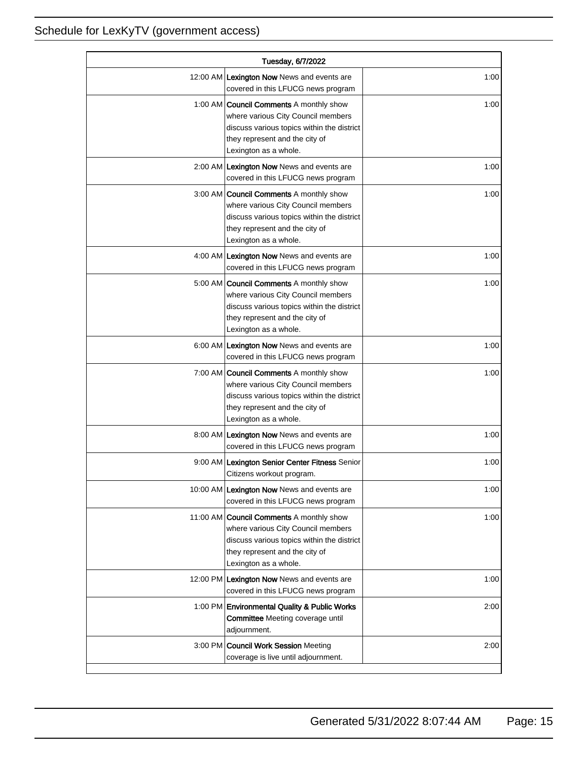| Tuesday, 6/7/2022 | | |
|---|---|---|
| 12:00 AM | **Lexington Now** News and events are covered in this LFUCG news program | 1:00 |
| 1:00 AM | **Council Comments** A monthly show where various City Council members discuss various topics within the district they represent and the city of Lexington as a whole. | 1:00 |
| 2:00 AM | **Lexington Now** News and events are covered in this LFUCG news program | 1:00 |
| 3:00 AM | **Council Comments** A monthly show where various City Council members discuss various topics within the district they represent and the city of Lexington as a whole. | 1:00 |
| 4:00 AM | **Lexington Now** News and events are covered in this LFUCG news program | 1:00 |
| 5:00 AM | **Council Comments** A monthly show where various City Council members discuss various topics within the district they represent and the city of Lexington as a whole. | 1:00 |
| 6:00 AM | **Lexington Now** News and events are covered in this LFUCG news program | 1:00 |
| 7:00 AM | **Council Comments** A monthly show where various City Council members discuss various topics within the district they represent and the city of Lexington as a whole. | 1:00 |
| 8:00 AM | **Lexington Now** News and events are covered in this LFUCG news program | 1:00 |
| 9:00 AM | **Lexington Senior Center Fitness** Senior Citizens workout program. | 1:00 |
| 10:00 AM | **Lexington Now** News and events are covered in this LFUCG news program | 1:00 |
| 11:00 AM | **Council Comments** A monthly show where various City Council members discuss various topics within the district they represent and the city of Lexington as a whole. | 1:00 |
| 12:00 PM | **Lexington Now** News and events are covered in this LFUCG news program | 1:00 |
| 1:00 PM | **Environmental Quality & Public Works Committee** Meeting coverage until adjournment. | 2:00 |
| 3:00 PM | **Council Work Session** Meeting coverage is live until adjournment. | 2:00 |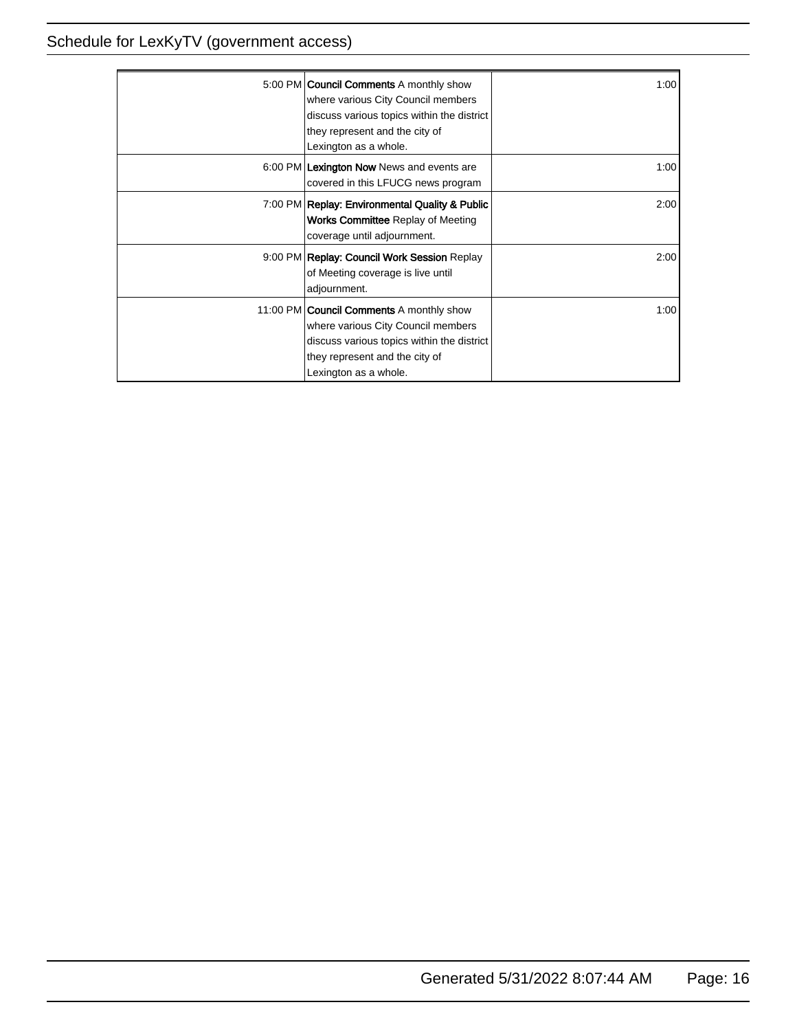| Time | Program | Duration |
|---|---|---|
| 5:00 PM | **Council Comments** A monthly show where various City Council members discuss various topics within the district they represent and the city of Lexington as a whole. | 1:00 |
| 6:00 PM | **Lexington Now** News and events are covered in this LFUCG news program | 1:00 |
| 7:00 PM | **Replay: Environmental Quality & Public Works Committee** Replay of Meeting coverage until adjournment. | 2:00 |
| 9:00 PM | **Replay: Council Work Session** Replay of Meeting coverage is live until adjournment. | 2:00 |
| 11:00 PM | **Council Comments** A monthly show where various City Council members discuss various topics within the district they represent and the city of Lexington as a whole. | 1:00 |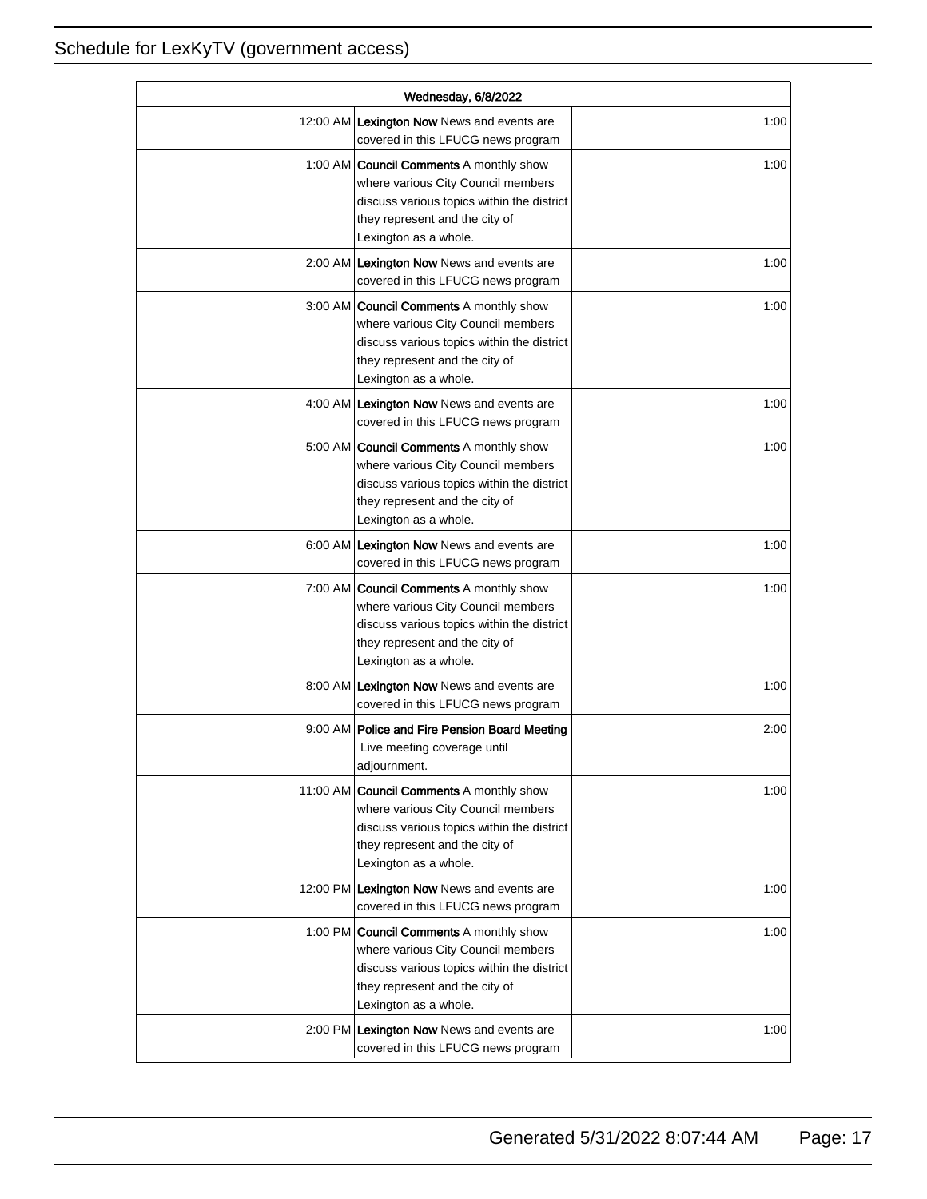| Wednesday, 6/8/2022 | | |
|---|---|---|
| 12:00 AM | **Lexington Now** News and events are covered in this LFUCG news program | 1:00 |
| 1:00 AM | **Council Comments** A monthly show where various City Council members discuss various topics within the district they represent and the city of Lexington as a whole. | 1:00 |
| 2:00 AM | **Lexington Now** News and events are covered in this LFUCG news program | 1:00 |
| 3:00 AM | **Council Comments** A monthly show where various City Council members discuss various topics within the district they represent and the city of Lexington as a whole. | 1:00 |
| 4:00 AM | **Lexington Now** News and events are covered in this LFUCG news program | 1:00 |
| 5:00 AM | **Council Comments** A monthly show where various City Council members discuss various topics within the district they represent and the city of Lexington as a whole. | 1:00 |
| 6:00 AM | **Lexington Now** News and events are covered in this LFUCG news program | 1:00 |
| 7:00 AM | **Council Comments** A monthly show where various City Council members discuss various topics within the district they represent and the city of Lexington as a whole. | 1:00 |
| 8:00 AM | **Lexington Now** News and events are covered in this LFUCG news program | 1:00 |
| 9:00 AM | **Police and Fire Pension Board Meeting** Live meeting coverage until adjournment. | 2:00 |
| 11:00 AM | **Council Comments** A monthly show where various City Council members discuss various topics within the district they represent and the city of Lexington as a whole. | 1:00 |
| 12:00 PM | **Lexington Now** News and events are covered in this LFUCG news program | 1:00 |
| 1:00 PM | **Council Comments** A monthly show where various City Council members discuss various topics within the district they represent and the city of Lexington as a whole. | 1:00 |
| 2:00 PM | **Lexington Now** News and events are covered in this LFUCG news program | 1:00 |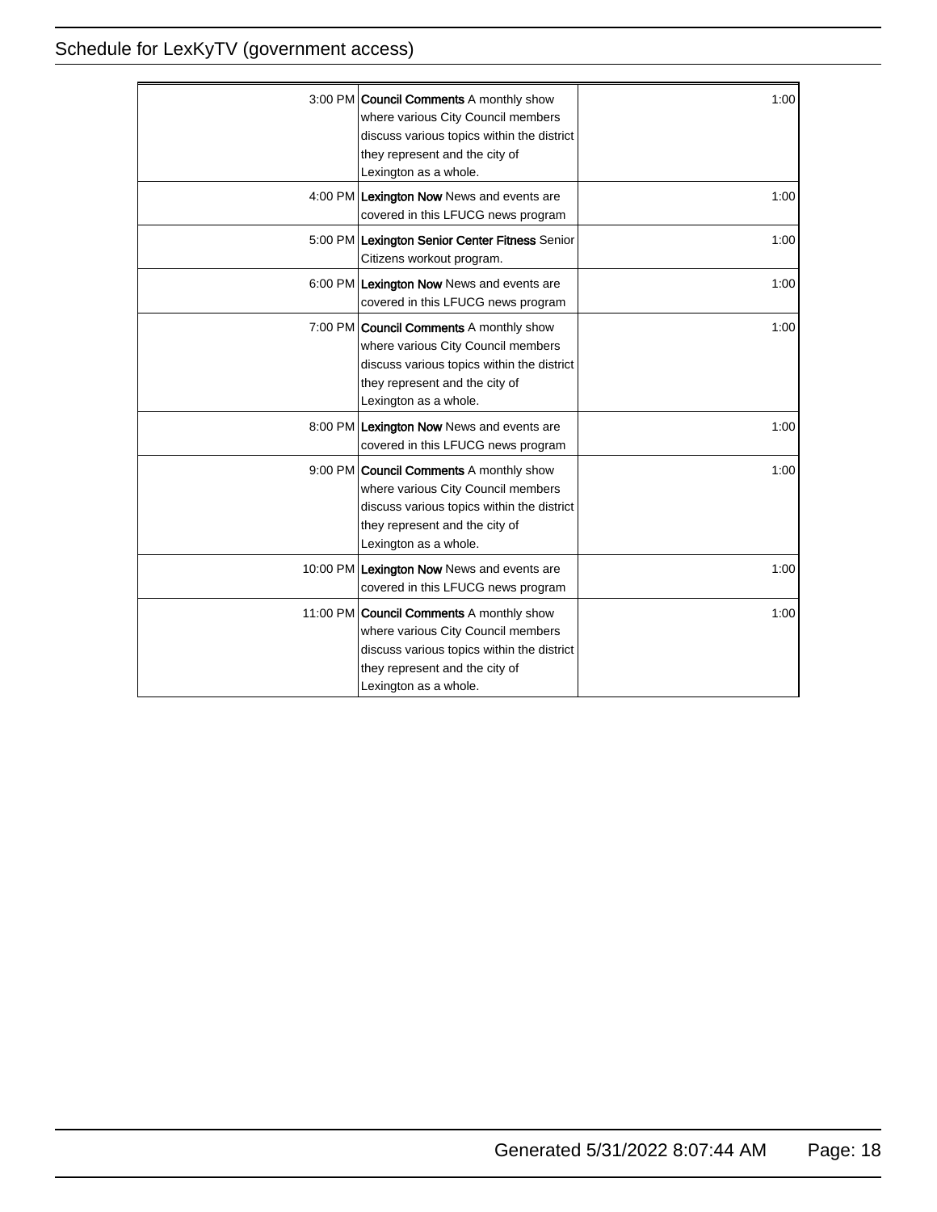| | | |
|---|---|---|
| 3:00 PM | **Council Comments** A monthly show where various City Council members discuss various topics within the district they represent and the city of Lexington as a whole. | 1:00 |
| 4:00 PM | **Lexington Now** News and events are covered in this LFUCG news program | 1:00 |
| 5:00 PM | **Lexington Senior Center Fitness** Senior Citizens workout program. | 1:00 |
| 6:00 PM | **Lexington Now** News and events are covered in this LFUCG news program | 1:00 |
| 7:00 PM | **Council Comments** A monthly show where various City Council members discuss various topics within the district they represent and the city of Lexington as a whole. | 1:00 |
| 8:00 PM | **Lexington Now** News and events are covered in this LFUCG news program | 1:00 |
| 9:00 PM | **Council Comments** A monthly show where various City Council members discuss various topics within the district they represent and the city of Lexington as a whole. | 1:00 |
| 10:00 PM | **Lexington Now** News and events are covered in this LFUCG news program | 1:00 |
| 11:00 PM | **Council Comments** A monthly show where various City Council members discuss various topics within the district they represent and the city of Lexington as a whole. | 1:00 |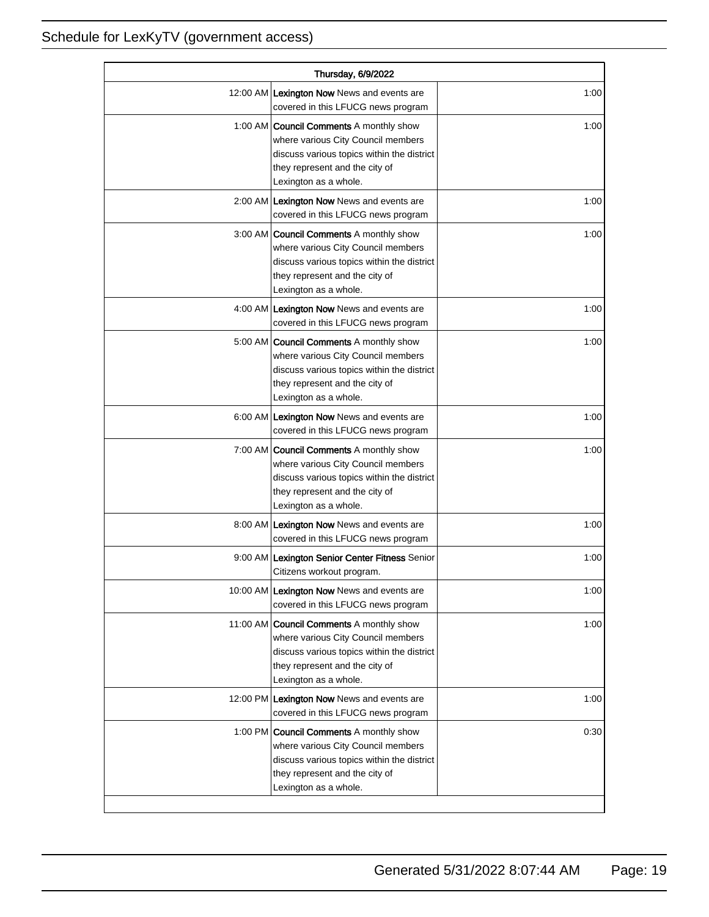| Thursday, 6/9/2022 | | |
|---|---|---|
| 12:00 AM | **Lexington Now** News and events are covered in this LFUCG news program | 1:00 |
| 1:00 AM | **Council Comments** A monthly show where various City Council members discuss various topics within the district they represent and the city of Lexington as a whole. | 1:00 |
| 2:00 AM | **Lexington Now** News and events are covered in this LFUCG news program | 1:00 |
| 3:00 AM | **Council Comments** A monthly show where various City Council members discuss various topics within the district they represent and the city of Lexington as a whole. | 1:00 |
| 4:00 AM | **Lexington Now** News and events are covered in this LFUCG news program | 1:00 |
| 5:00 AM | **Council Comments** A monthly show where various City Council members discuss various topics within the district they represent and the city of Lexington as a whole. | 1:00 |
| 6:00 AM | **Lexington Now** News and events are covered in this LFUCG news program | 1:00 |
| 7:00 AM | **Council Comments** A monthly show where various City Council members discuss various topics within the district they represent and the city of Lexington as a whole. | 1:00 |
| 8:00 AM | **Lexington Now** News and events are covered in this LFUCG news program | 1:00 |
| 9:00 AM | **Lexington Senior Center Fitness** Senior Citizens workout program. | 1:00 |
| 10:00 AM | **Lexington Now** News and events are covered in this LFUCG news program | 1:00 |
| 11:00 AM | **Council Comments** A monthly show where various City Council members discuss various topics within the district they represent and the city of Lexington as a whole. | 1:00 |
| 12:00 PM | **Lexington Now** News and events are covered in this LFUCG news program | 1:00 |
| 1:00 PM | **Council Comments** A monthly show where various City Council members discuss various topics within the district they represent and the city of Lexington as a whole. | 0:30 |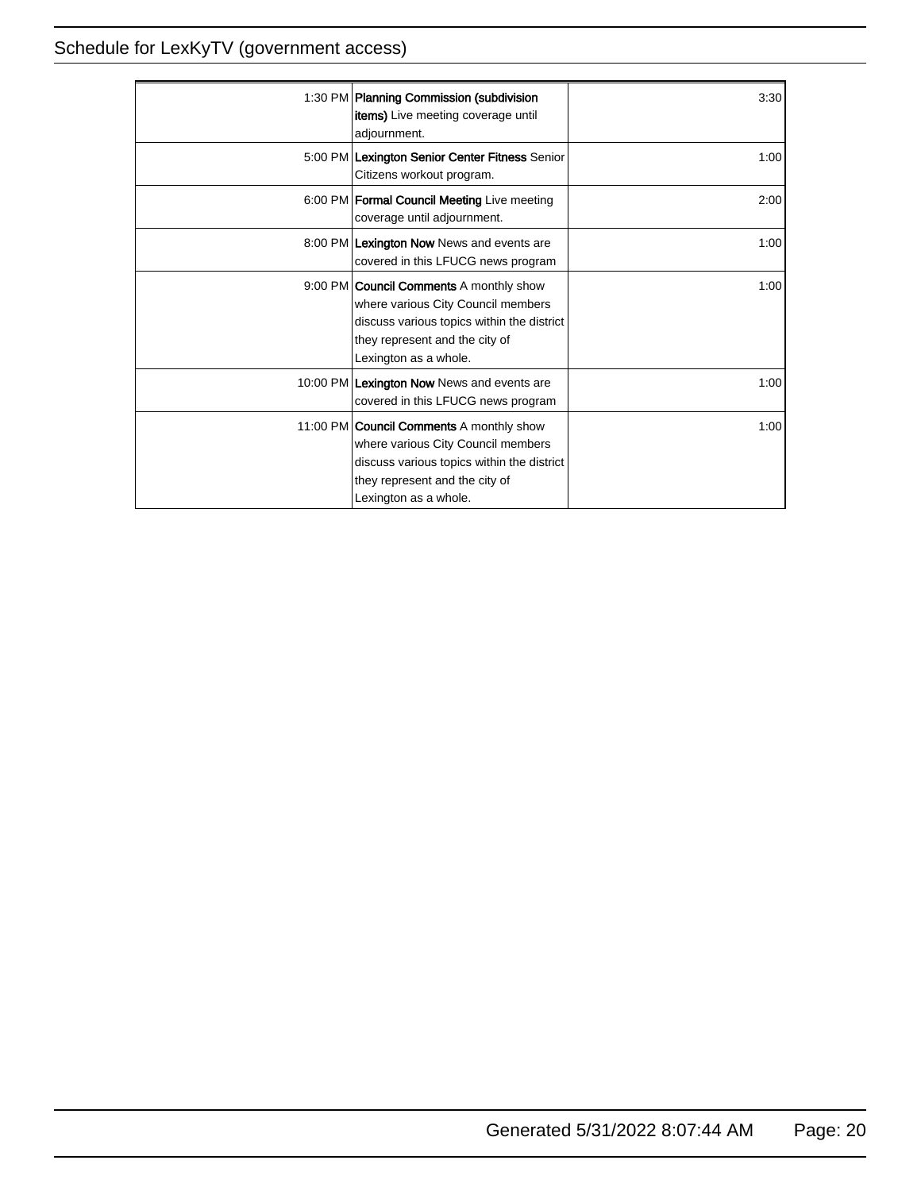| | | | |
|---|---|---|---|
| | 1:30 PM | **Planning Commission (subdivision items)** Live meeting coverage until adjournment. | 3:30 |
| | 5:00 PM | **Lexington Senior Center Fitness** Senior Citizens workout program. | 1:00 |
| | 6:00 PM | **Formal Council Meeting** Live meeting coverage until adjournment. | 2:00 |
| | 8:00 PM | **Lexington Now** News and events are covered in this LFUCG news program | 1:00 |
| | 9:00 PM | **Council Comments** A monthly show where various City Council members discuss various topics within the district they represent and the city of Lexington as a whole. | 1:00 |
| | 10:00 PM | **Lexington Now** News and events are covered in this LFUCG news program | 1:00 |
| | 11:00 PM | **Council Comments** A monthly show where various City Council members discuss various topics within the district they represent and the city of Lexington as a whole. | 1:00 |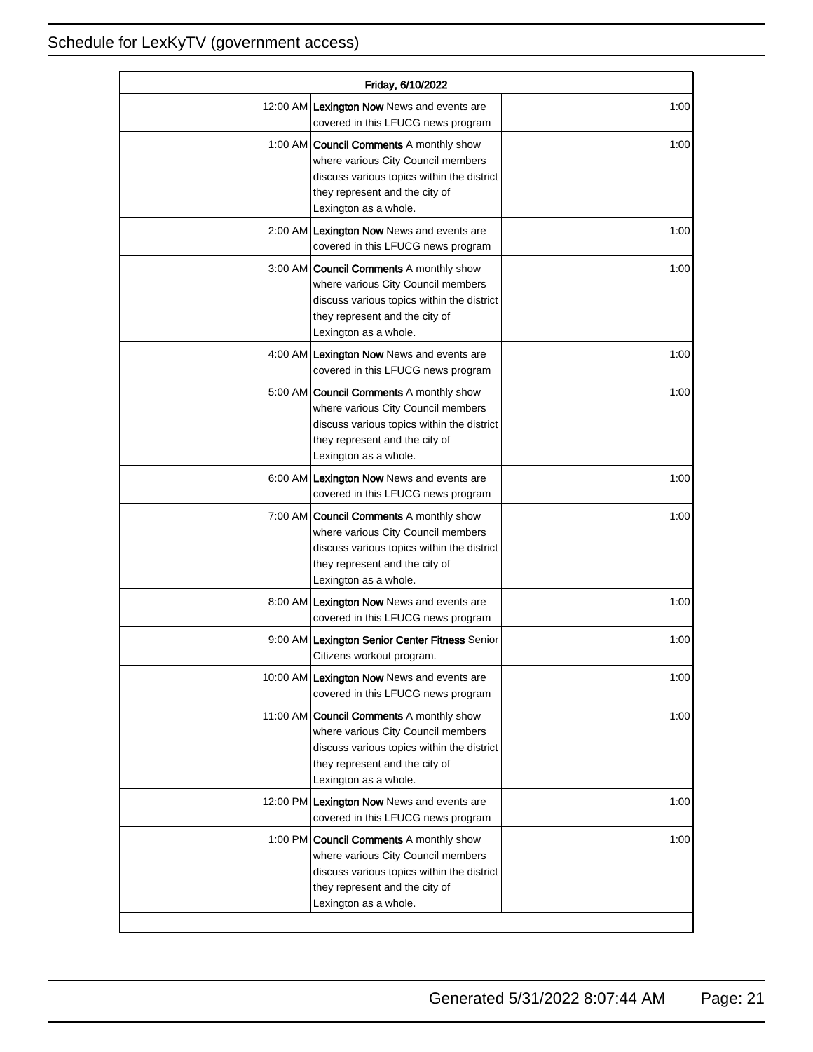| Friday, 6/10/2022 | | |
|---|---|---|
| 12:00 AM | **Lexington Now** News and events are covered in this LFUCG news program | 1:00 |
| 1:00 AM | **Council Comments** A monthly show where various City Council members discuss various topics within the district they represent and the city of Lexington as a whole. | 1:00 |
| 2:00 AM | **Lexington Now** News and events are covered in this LFUCG news program | 1:00 |
| 3:00 AM | **Council Comments** A monthly show where various City Council members discuss various topics within the district they represent and the city of Lexington as a whole. | 1:00 |
| 4:00 AM | **Lexington Now** News and events are covered in this LFUCG news program | 1:00 |
| 5:00 AM | **Council Comments** A monthly show where various City Council members discuss various topics within the district they represent and the city of Lexington as a whole. | 1:00 |
| 6:00 AM | **Lexington Now** News and events are covered in this LFUCG news program | 1:00 |
| 7:00 AM | **Council Comments** A monthly show where various City Council members discuss various topics within the district they represent and the city of Lexington as a whole. | 1:00 |
| 8:00 AM | **Lexington Now** News and events are covered in this LFUCG news program | 1:00 |
| 9:00 AM | **Lexington Senior Center Fitness** Senior Citizens workout program. | 1:00 |
| 10:00 AM | **Lexington Now** News and events are covered in this LFUCG news program | 1:00 |
| 11:00 AM | **Council Comments** A monthly show where various City Council members discuss various topics within the district they represent and the city of Lexington as a whole. | 1:00 |
| 12:00 PM | **Lexington Now** News and events are covered in this LFUCG news program | 1:00 |
| 1:00 PM | **Council Comments** A monthly show where various City Council members discuss various topics within the district they represent and the city of Lexington as a whole. | 1:00 |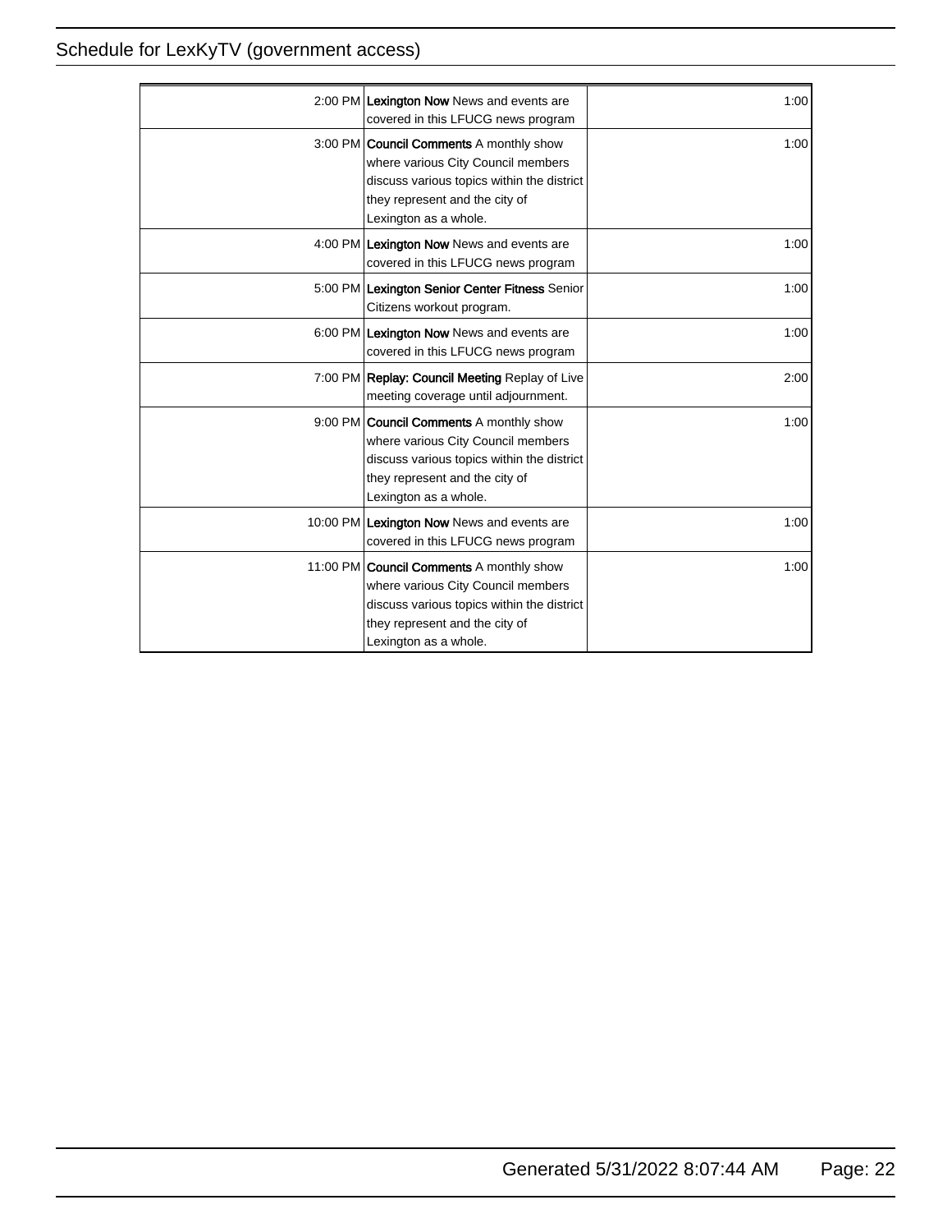| | | |
|---|---|---|
| 2:00 PM | **Lexington Now** News and events are covered in this LFUCG news program | 1:00 |
| 3:00 PM | **Council Comments** A monthly show where various City Council members discuss various topics within the district they represent and the city of Lexington as a whole. | 1:00 |
| 4:00 PM | **Lexington Now** News and events are covered in this LFUCG news program | 1:00 |
| 5:00 PM | **Lexington Senior Center Fitness** Senior Citizens workout program. | 1:00 |
| 6:00 PM | **Lexington Now** News and events are covered in this LFUCG news program | 1:00 |
| 7:00 PM | **Replay: Council Meeting** Replay of Live meeting coverage until adjournment. | 2:00 |
| 9:00 PM | **Council Comments** A monthly show where various City Council members discuss various topics within the district they represent and the city of Lexington as a whole. | 1:00 |
| 10:00 PM | **Lexington Now** News and events are covered in this LFUCG news program | 1:00 |
| 11:00 PM | **Council Comments** A monthly show where various City Council members discuss various topics within the district they represent and the city of Lexington as a whole. | 1:00 |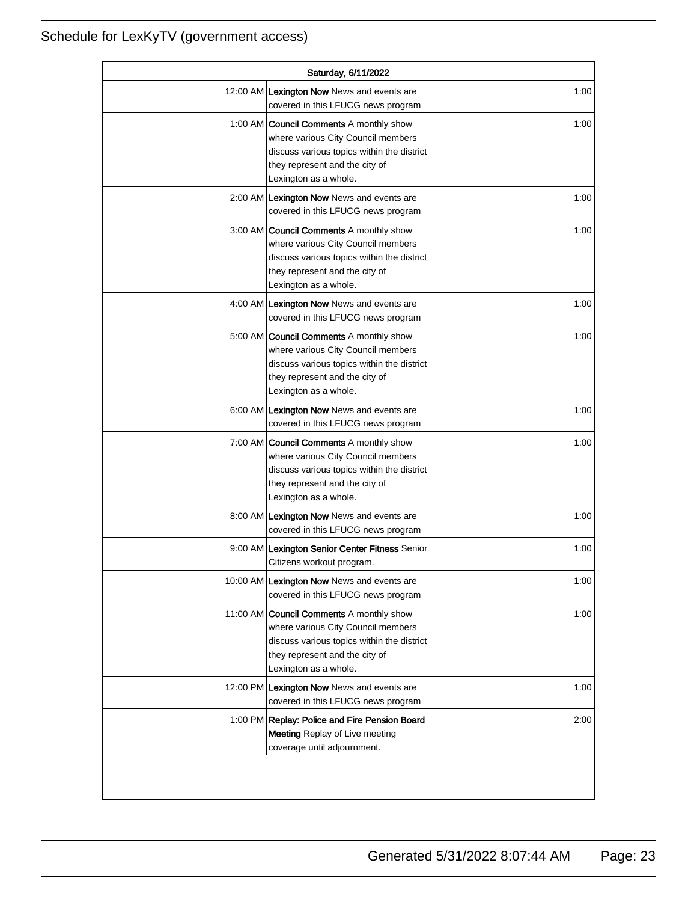Schedule for LexKyTV (government access)

| Saturday, 6/11/2022 | | |
|---|---|---|
| 12:00 AM | **Lexington Now** News and events are covered in this LFUCG news program | 1:00 |
| 1:00 AM | **Council Comments** A monthly show where various City Council members discuss various topics within the district they represent and the city of Lexington as a whole. | 1:00 |
| 2:00 AM | **Lexington Now** News and events are covered in this LFUCG news program | 1:00 |
| 3:00 AM | **Council Comments** A monthly show where various City Council members discuss various topics within the district they represent and the city of Lexington as a whole. | 1:00 |
| 4:00 AM | **Lexington Now** News and events are covered in this LFUCG news program | 1:00 |
| 5:00 AM | **Council Comments** A monthly show where various City Council members discuss various topics within the district they represent and the city of Lexington as a whole. | 1:00 |
| 6:00 AM | **Lexington Now** News and events are covered in this LFUCG news program | 1:00 |
| 7:00 AM | **Council Comments** A monthly show where various City Council members discuss various topics within the district they represent and the city of Lexington as a whole. | 1:00 |
| 8:00 AM | **Lexington Now** News and events are covered in this LFUCG news program | 1:00 |
| 9:00 AM | **Lexington Senior Center Fitness** Senior Citizens workout program. | 1:00 |
| 10:00 AM | **Lexington Now** News and events are covered in this LFUCG news program | 1:00 |
| 11:00 AM | **Council Comments** A monthly show where various City Council members discuss various topics within the district they represent and the city of Lexington as a whole. | 1:00 |
| 12:00 PM | **Lexington Now** News and events are covered in this LFUCG news program | 1:00 |
| 1:00 PM | **Replay: Police and Fire Pension Board Meeting** Replay of Live meeting coverage until adjournment. | 2:00 |

Generated 5/31/2022 8:07:44 AM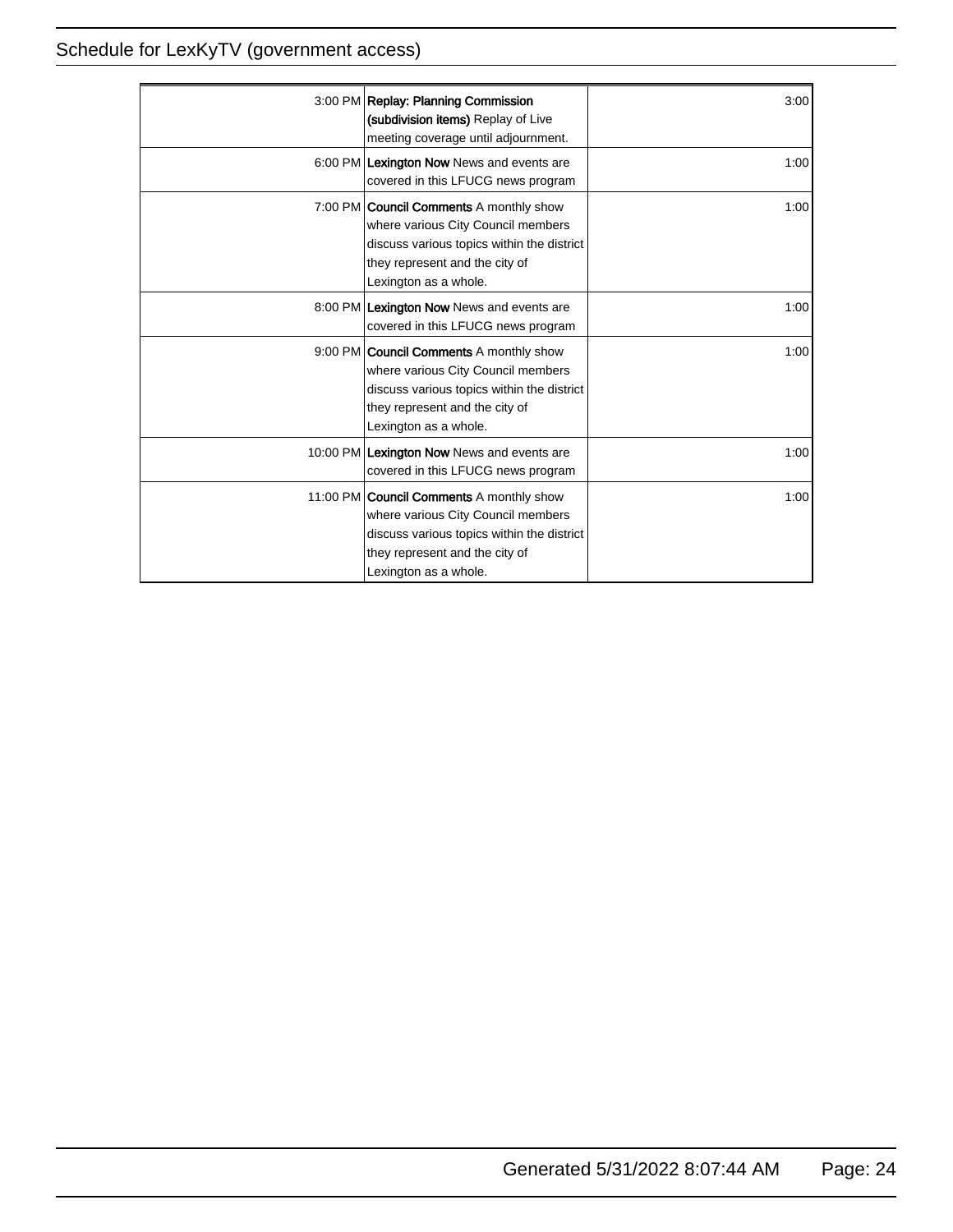| | | |
|---|---|---|
| 3:00 PM | **Replay: Planning Commission (subdivision items)** Replay of Live meeting coverage until adjournment. | 3:00 |
| 6:00 PM | **Lexington Now** News and events are covered in this LFUCG news program | 1:00 |
| 7:00 PM | **Council Comments** A monthly show where various City Council members discuss various topics within the district they represent and the city of Lexington as a whole. | 1:00 |
| 8:00 PM | **Lexington Now** News and events are covered in this LFUCG news program | 1:00 |
| 9:00 PM | **Council Comments** A monthly show where various City Council members discuss various topics within the district they represent and the city of Lexington as a whole. | 1:00 |
| 10:00 PM | **Lexington Now** News and events are covered in this LFUCG news program | 1:00 |
| 11:00 PM | **Council Comments** A monthly show where various City Council members discuss various topics within the district they represent and the city of Lexington as a whole. | 1:00 |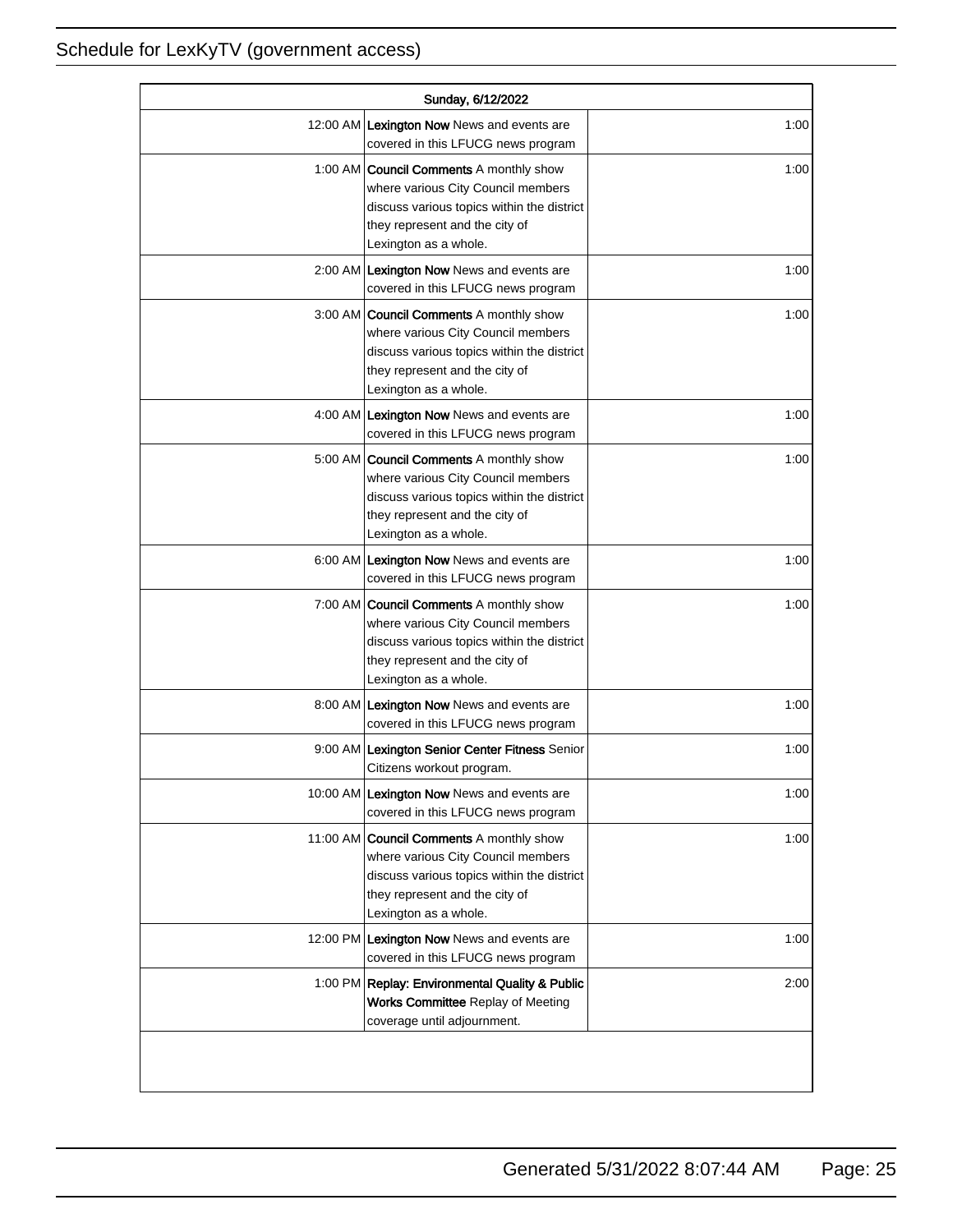| Sunday, 6/12/2022 | | |
|---|---|---|
| 12:00 AM | **Lexington Now** News and events are covered in this LFUCG news program | 1:00 |
| 1:00 AM | **Council Comments** A monthly show where various City Council members discuss various topics within the district they represent and the city of Lexington as a whole. | 1:00 |
| 2:00 AM | **Lexington Now** News and events are covered in this LFUCG news program | 1:00 |
| 3:00 AM | **Council Comments** A monthly show where various City Council members discuss various topics within the district they represent and the city of Lexington as a whole. | 1:00 |
| 4:00 AM | **Lexington Now** News and events are covered in this LFUCG news program | 1:00 |
| 5:00 AM | **Council Comments** A monthly show where various City Council members discuss various topics within the district they represent and the city of Lexington as a whole. | 1:00 |
| 6:00 AM | **Lexington Now** News and events are covered in this LFUCG news program | 1:00 |
| 7:00 AM | **Council Comments** A monthly show where various City Council members discuss various topics within the district they represent and the city of Lexington as a whole. | 1:00 |
| 8:00 AM | **Lexington Now** News and events are covered in this LFUCG news program | 1:00 |
| 9:00 AM | **Lexington Senior Center Fitness** Senior Citizens workout program. | 1:00 |
| 10:00 AM | **Lexington Now** News and events are covered in this LFUCG news program | 1:00 |
| 11:00 AM | **Council Comments** A monthly show where various City Council members discuss various topics within the district they represent and the city of Lexington as a whole. | 1:00 |
| 12:00 PM | **Lexington Now** News and events are covered in this LFUCG news program | 1:00 |
| 1:00 PM | **Replay: Environmental Quality & Public Works Committee** Replay of Meeting coverage until adjournment. | 2:00 |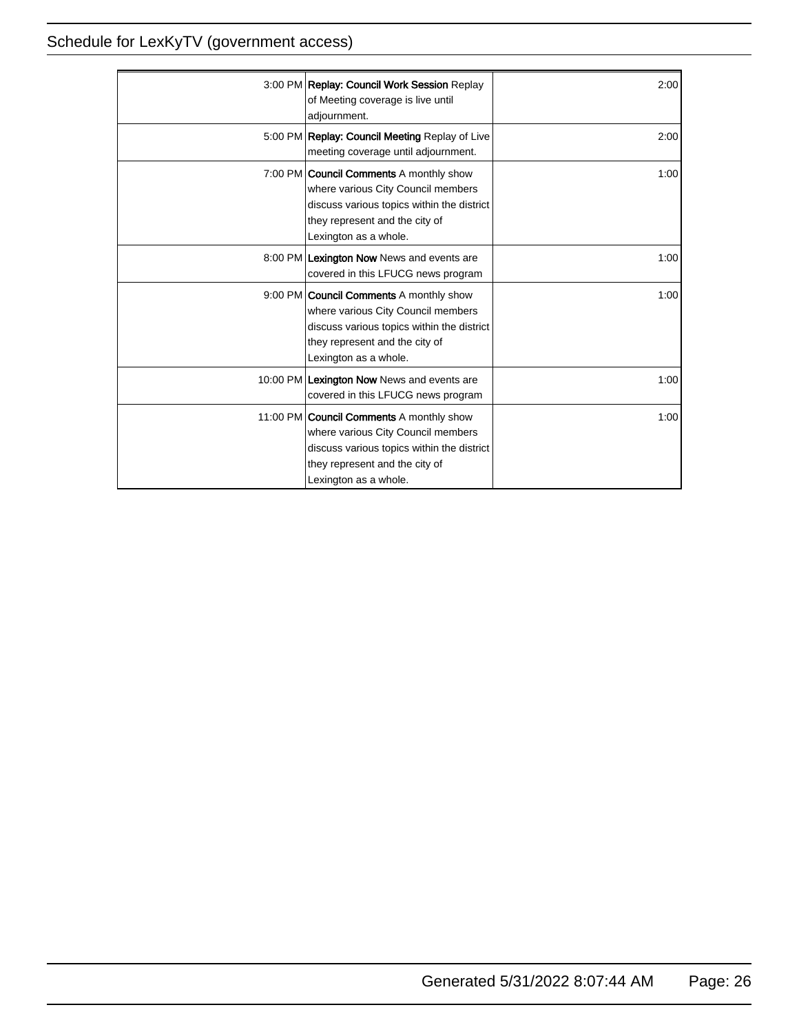| | | |
|---|---|---|
| 3:00 PM | **Replay: Council Work Session** Replay of Meeting coverage is live until adjournment. | 2:00 |
| 5:00 PM | **Replay: Council Meeting** Replay of Live meeting coverage until adjournment. | 2:00 |
| 7:00 PM | **Council Comments** A monthly show where various City Council members discuss various topics within the district they represent and the city of Lexington as a whole. | 1:00 |
| 8:00 PM | **Lexington Now** News and events are covered in this LFUCG news program | 1:00 |
| 9:00 PM | **Council Comments** A monthly show where various City Council members discuss various topics within the district they represent and the city of Lexington as a whole. | 1:00 |
| 10:00 PM | **Lexington Now** News and events are covered in this LFUCG news program | 1:00 |
| 11:00 PM | **Council Comments** A monthly show where various City Council members discuss various topics within the district they represent and the city of Lexington as a whole. | 1:00 |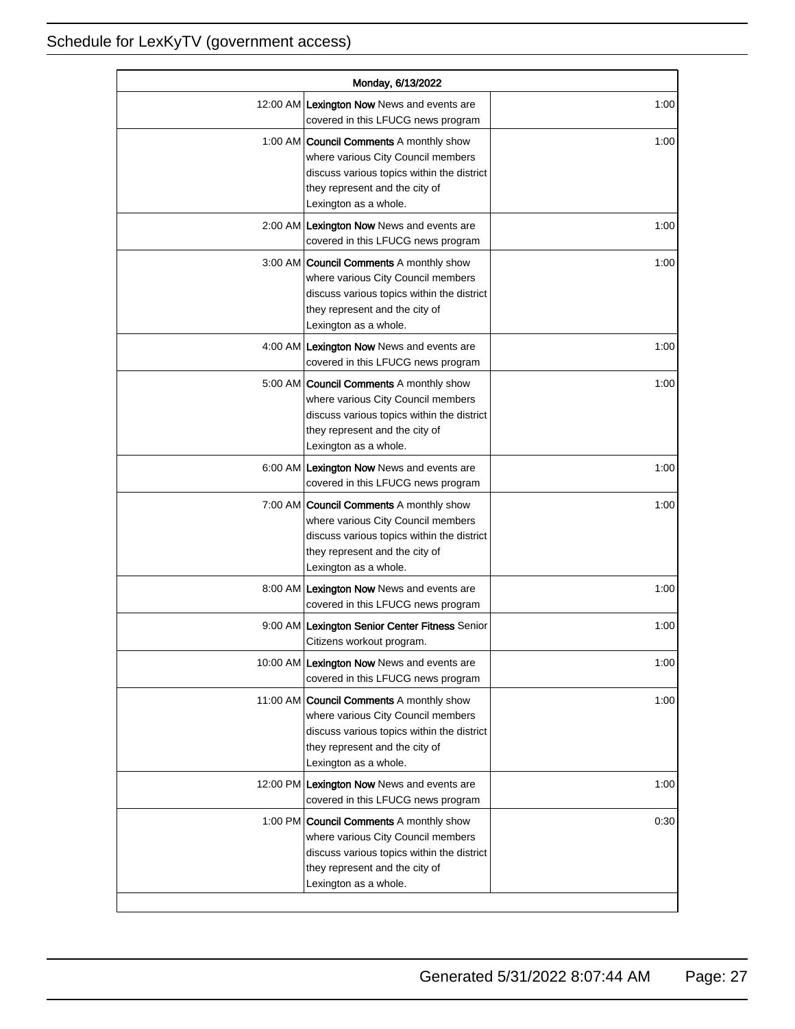Schedule for LexKyTV (government access)

| Monday, 6/13/2022 | | |
|---|---|---|
| 12:00 AM | **Lexington Now** News and events are covered in this LFUCG news program | 1:00 |
| 1:00 AM | **Council Comments** A monthly show where various City Council members discuss various topics within the district they represent and the city of Lexington as a whole. | 1:00 |
| 2:00 AM | **Lexington Now** News and events are covered in this LFUCG news program | 1:00 |
| 3:00 AM | **Council Comments** A monthly show where various City Council members discuss various topics within the district they represent and the city of Lexington as a whole. | 1:00 |
| 4:00 AM | **Lexington Now** News and events are covered in this LFUCG news program | 1:00 |
| 5:00 AM | **Council Comments** A monthly show where various City Council members discuss various topics within the district they represent and the city of Lexington as a whole. | 1:00 |
| 6:00 AM | **Lexington Now** News and events are covered in this LFUCG news program | 1:00 |
| 7:00 AM | **Council Comments** A monthly show where various City Council members discuss various topics within the district they represent and the city of Lexington as a whole. | 1:00 |
| 8:00 AM | **Lexington Now** News and events are covered in this LFUCG news program | 1:00 |
| 9:00 AM | **Lexington Senior Center Fitness** Senior Citizens workout program. | 1:00 |
| 10:00 AM | **Lexington Now** News and events are covered in this LFUCG news program | 1:00 |
| 11:00 AM | **Council Comments** A monthly show where various City Council members discuss various topics within the district they represent and the city of Lexington as a whole. | 1:00 |
| 12:00 PM | **Lexington Now** News and events are covered in this LFUCG news program | 1:00 |
| 1:00 PM | **Council Comments** A monthly show where various City Council members discuss various topics within the district they represent and the city of Lexington as a whole. | 0:30 |

Generated 5/31/2022 8:07:44 AM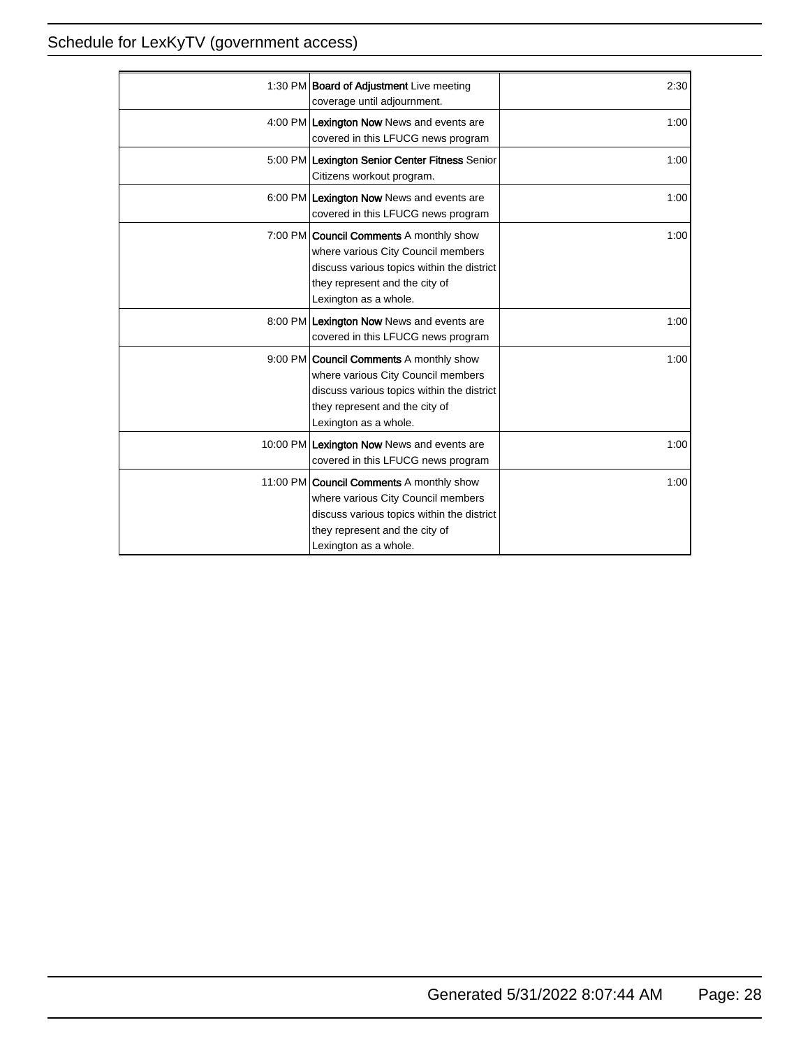| Time | Program | Duration |
|---|---|---|
| 1:30 PM | **Board of Adjustment** Live meeting coverage until adjournment. | 2:30 |
| 4:00 PM | **Lexington Now** News and events are covered in this LFUCG news program | 1:00 |
| 5:00 PM | **Lexington Senior Center Fitness** Senior Citizens workout program. | 1:00 |
| 6:00 PM | **Lexington Now** News and events are covered in this LFUCG news program | 1:00 |
| 7:00 PM | **Council Comments** A monthly show where various City Council members discuss various topics within the district they represent and the city of Lexington as a whole. | 1:00 |
| 8:00 PM | **Lexington Now** News and events are covered in this LFUCG news program | 1:00 |
| 9:00 PM | **Council Comments** A monthly show where various City Council members discuss various topics within the district they represent and the city of Lexington as a whole. | 1:00 |
| 10:00 PM | **Lexington Now** News and events are covered in this LFUCG news program | 1:00 |
| 11:00 PM | **Council Comments** A monthly show where various City Council members discuss various topics within the district they represent and the city of Lexington as a whole. | 1:00 |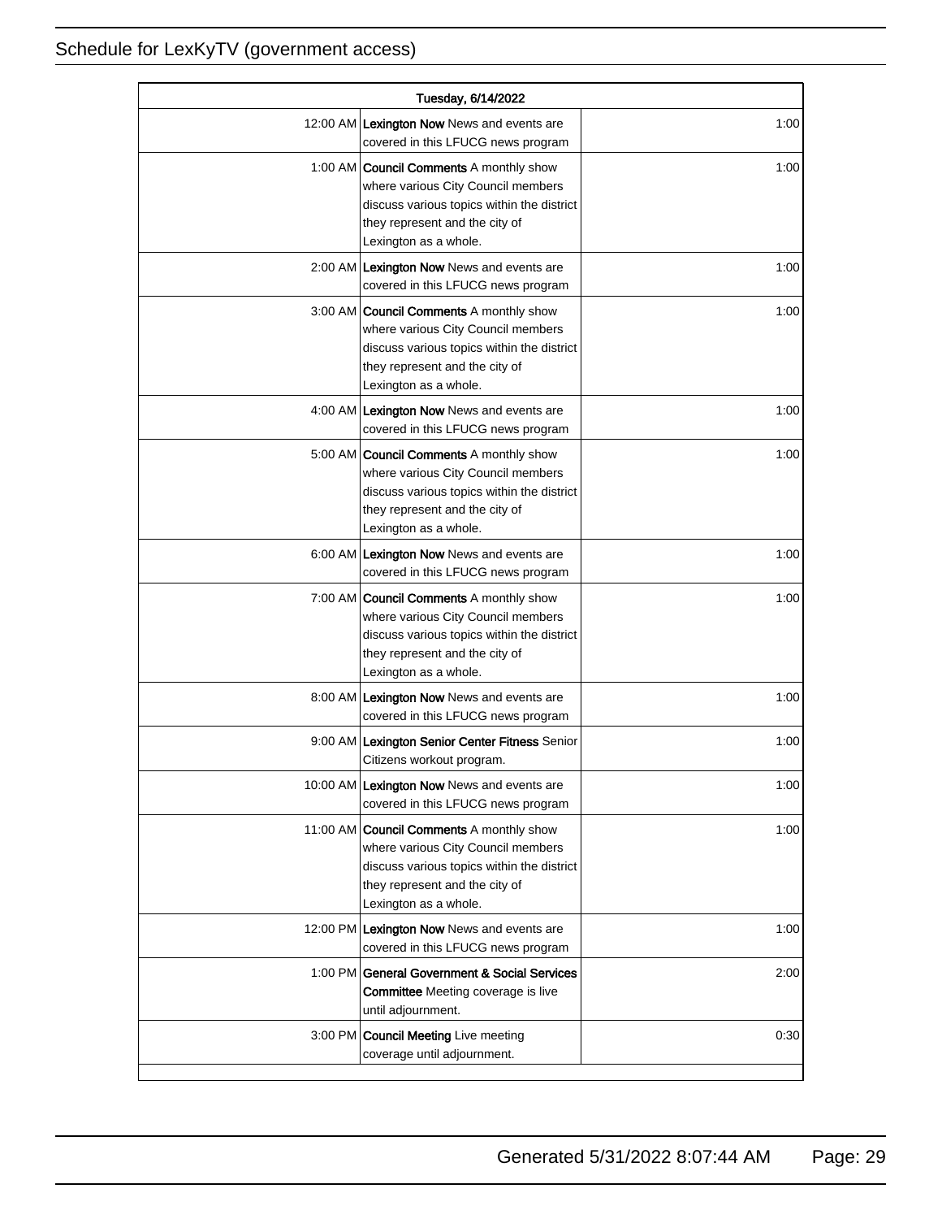## Schedule for LexKyTV (government access)

| Tuesday, 6/14/2022 | | |
|---|---|---|
| 12:00 AM | **Lexington Now** News and events are covered in this LFUCG news program | 1:00 |
| 1:00 AM | **Council Comments** A monthly show where various City Council members discuss various topics within the district they represent and the city of Lexington as a whole. | 1:00 |
| 2:00 AM | **Lexington Now** News and events are covered in this LFUCG news program | 1:00 |
| 3:00 AM | **Council Comments** A monthly show where various City Council members discuss various topics within the district they represent and the city of Lexington as a whole. | 1:00 |
| 4:00 AM | **Lexington Now** News and events are covered in this LFUCG news program | 1:00 |
| 5:00 AM | **Council Comments** A monthly show where various City Council members discuss various topics within the district they represent and the city of Lexington as a whole. | 1:00 |
| 6:00 AM | **Lexington Now** News and events are covered in this LFUCG news program | 1:00 |
| 7:00 AM | **Council Comments** A monthly show where various City Council members discuss various topics within the district they represent and the city of Lexington as a whole. | 1:00 |
| 8:00 AM | **Lexington Now** News and events are covered in this LFUCG news program | 1:00 |
| 9:00 AM | **Lexington Senior Center Fitness** Senior Citizens workout program. | 1:00 |
| 10:00 AM | **Lexington Now** News and events are covered in this LFUCG news program | 1:00 |
| 11:00 AM | **Council Comments** A monthly show where various City Council members discuss various topics within the district they represent and the city of Lexington as a whole. | 1:00 |
| 12:00 PM | **Lexington Now** News and events are covered in this LFUCG news program | 1:00 |
| 1:00 PM | **General Government & Social Services Committee** Meeting coverage is live until adjournment. | 2:00 |
| 3:00 PM | **Council Meeting** Live meeting coverage until adjournment. | 0:30 |

Generated 5/31/2022 8:07:44 AM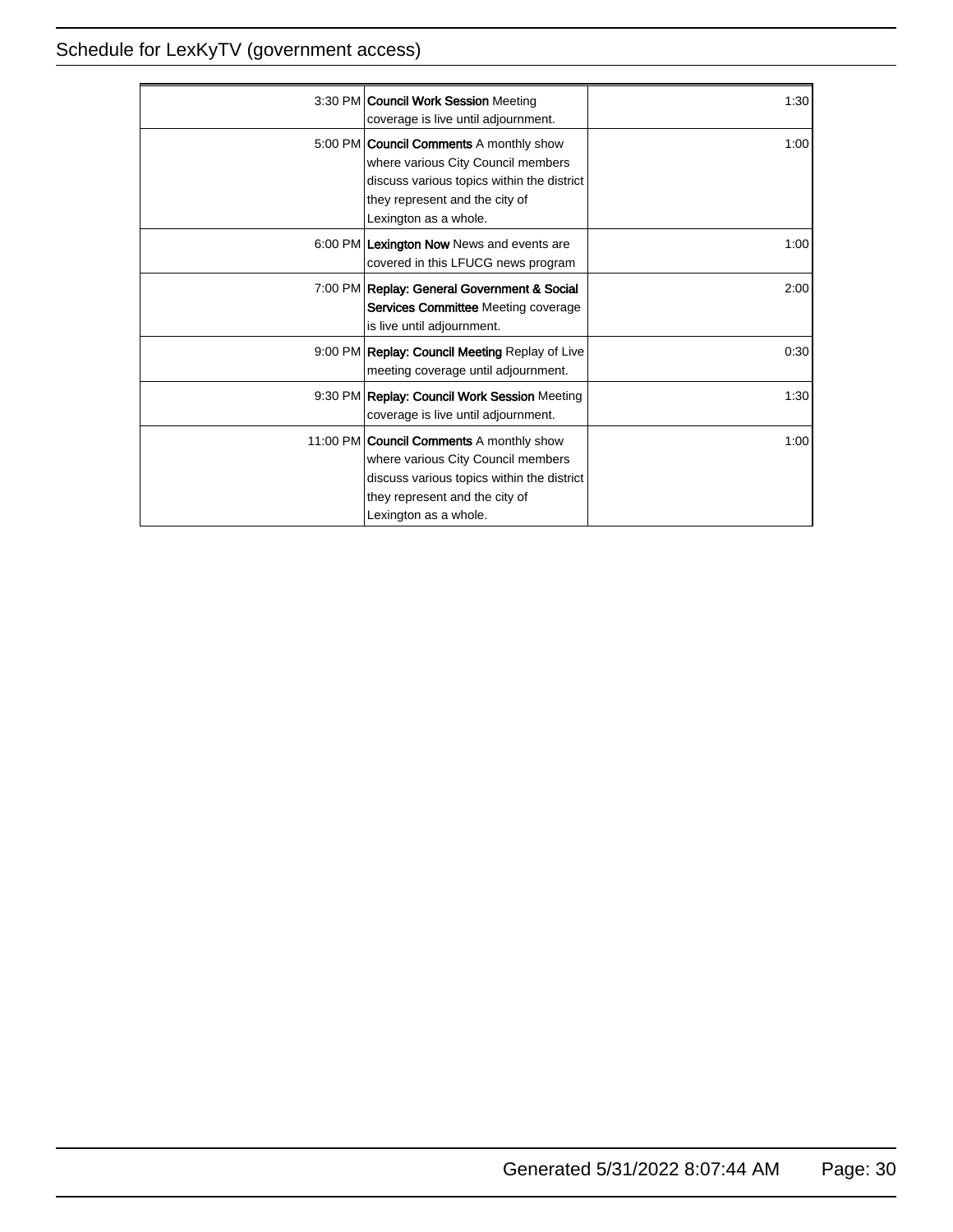| | | |
|---|---|---|
| 3:30 PM | **Council Work Session** Meeting coverage is live until adjournment. | 1:30 |
| 5:00 PM | **Council Comments** A monthly show where various City Council members discuss various topics within the district they represent and the city of Lexington as a whole. | 1:00 |
| 6:00 PM | **Lexington Now** News and events are covered in this LFUCG news program | 1:00 |
| 7:00 PM | **Replay: General Government & Social Services Committee** Meeting coverage is live until adjournment. | 2:00 |
| 9:00 PM | **Replay: Council Meeting** Replay of Live meeting coverage until adjournment. | 0:30 |
| 9:30 PM | **Replay: Council Work Session** Meeting coverage is live until adjournment. | 1:30 |
| 11:00 PM | **Council Comments** A monthly show where various City Council members discuss various topics within the district they represent and the city of Lexington as a whole. | 1:00 |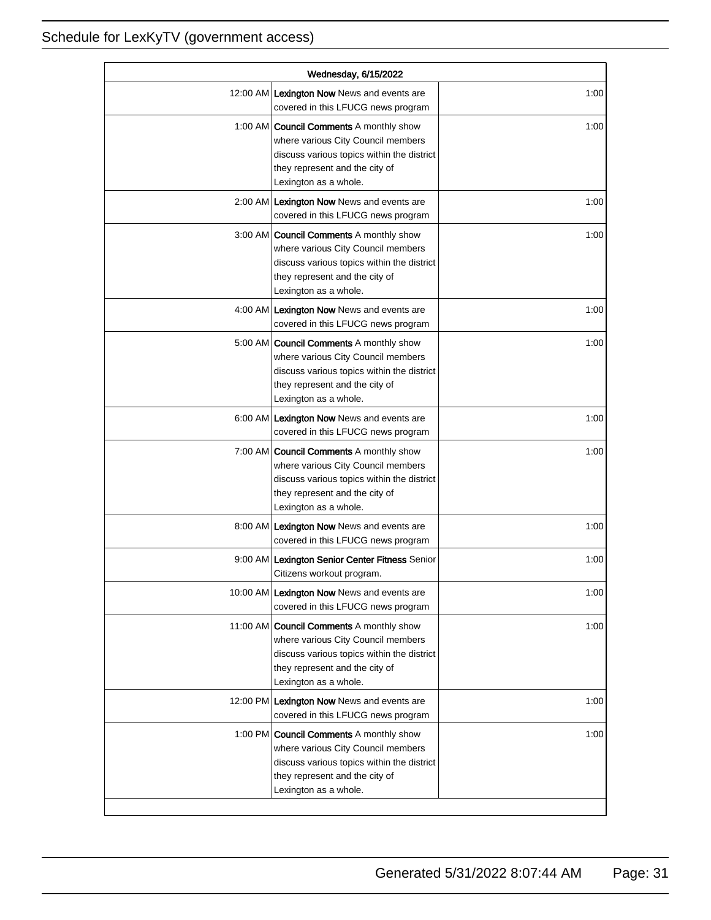| Wednesday, 6/15/2022 | | |
|---|---|---|
| 12:00 AM | **Lexington Now** News and events are covered in this LFUCG news program | 1:00 |
| 1:00 AM | **Council Comments** A monthly show where various City Council members discuss various topics within the district they represent and the city of Lexington as a whole. | 1:00 |
| 2:00 AM | **Lexington Now** News and events are covered in this LFUCG news program | 1:00 |
| 3:00 AM | **Council Comments** A monthly show where various City Council members discuss various topics within the district they represent and the city of Lexington as a whole. | 1:00 |
| 4:00 AM | **Lexington Now** News and events are covered in this LFUCG news program | 1:00 |
| 5:00 AM | **Council Comments** A monthly show where various City Council members discuss various topics within the district they represent and the city of Lexington as a whole. | 1:00 |
| 6:00 AM | **Lexington Now** News and events are covered in this LFUCG news program | 1:00 |
| 7:00 AM | **Council Comments** A monthly show where various City Council members discuss various topics within the district they represent and the city of Lexington as a whole. | 1:00 |
| 8:00 AM | **Lexington Now** News and events are covered in this LFUCG news program | 1:00 |
| 9:00 AM | **Lexington Senior Center Fitness** Senior Citizens workout program. | 1:00 |
| 10:00 AM | **Lexington Now** News and events are covered in this LFUCG news program | 1:00 |
| 11:00 AM | **Council Comments** A monthly show where various City Council members discuss various topics within the district they represent and the city of Lexington as a whole. | 1:00 |
| 12:00 PM | **Lexington Now** News and events are covered in this LFUCG news program | 1:00 |
| 1:00 PM | **Council Comments** A monthly show where various City Council members discuss various topics within the district they represent and the city of Lexington as a whole. | 1:00 |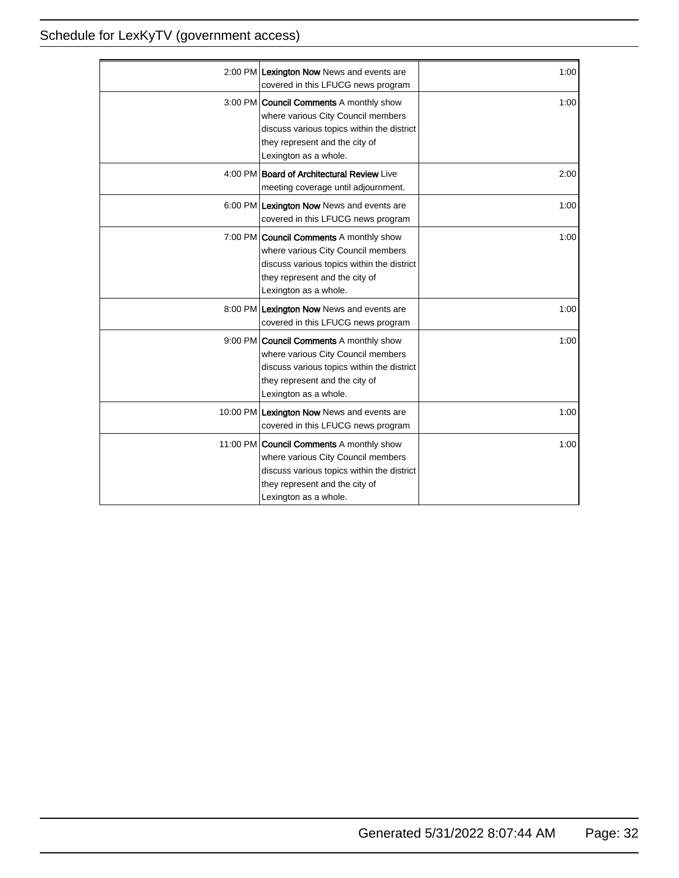| | | |
|---|---|---|
| 2:00 PM | **Lexington Now** News and events are covered in this LFUCG news program | 1:00 |
| 3:00 PM | **Council Comments** A monthly show where various City Council members discuss various topics within the district they represent and the city of Lexington as a whole. | 1:00 |
| 4:00 PM | **Board of Architectural Review** Live meeting coverage until adjournment. | 2:00 |
| 6:00 PM | **Lexington Now** News and events are covered in this LFUCG news program | 1:00 |
| 7:00 PM | **Council Comments** A monthly show where various City Council members discuss various topics within the district they represent and the city of Lexington as a whole. | 1:00 |
| 8:00 PM | **Lexington Now** News and events are covered in this LFUCG news program | 1:00 |
| 9:00 PM | **Council Comments** A monthly show where various City Council members discuss various topics within the district they represent and the city of Lexington as a whole. | 1:00 |
| 10:00 PM | **Lexington Now** News and events are covered in this LFUCG news program | 1:00 |
| 11:00 PM | **Council Comments** A monthly show where various City Council members discuss various topics within the district they represent and the city of Lexington as a whole. | 1:00 |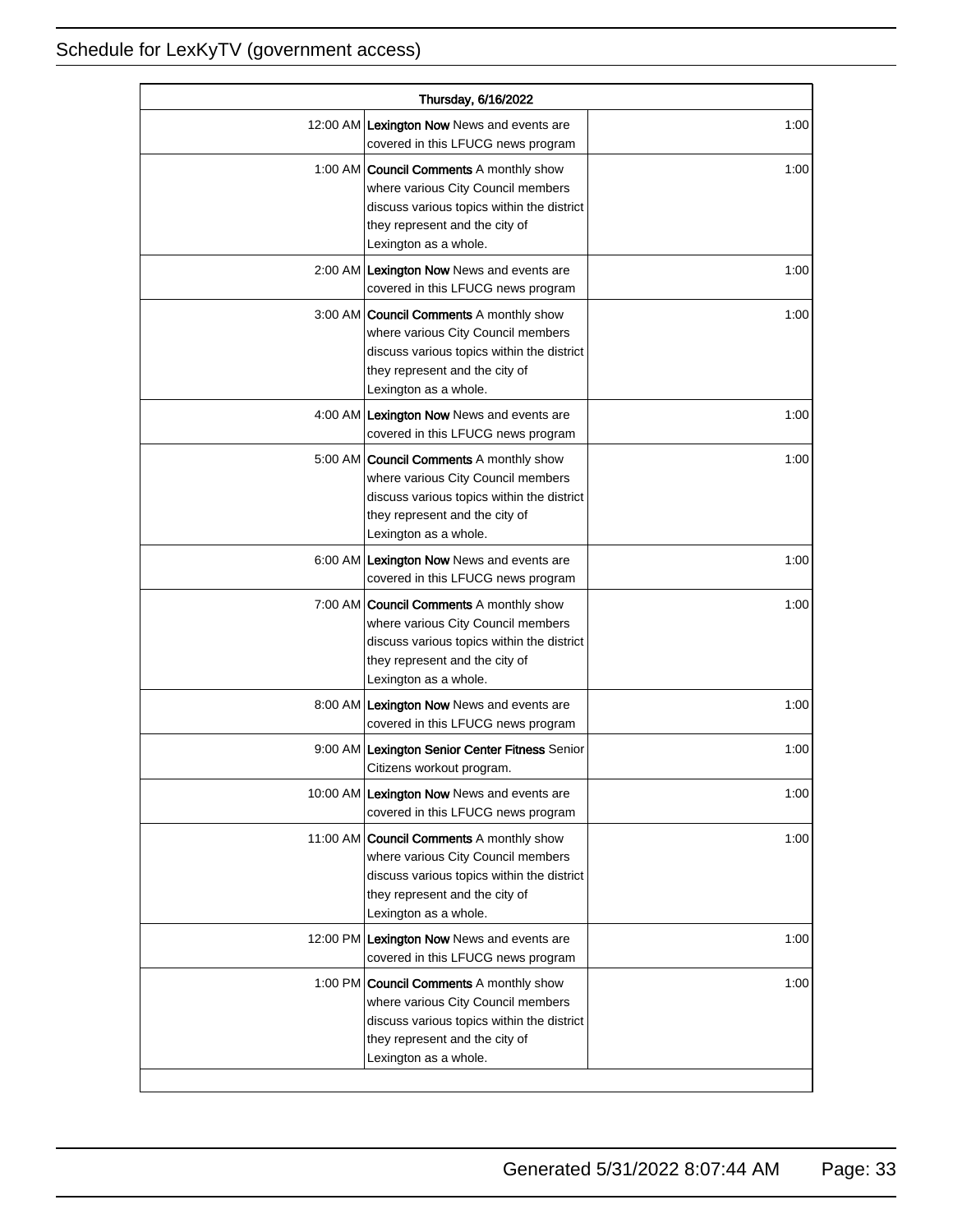# Schedule for LexKyTV (government access)

| Thursday, 6/16/2022 | | |
|---|---|---|
| 12:00 AM | **Lexington Now** News and events are covered in this LFUCG news program | 1:00 |
| 1:00 AM | **Council Comments** A monthly show where various City Council members discuss various topics within the district they represent and the city of Lexington as a whole. | 1:00 |
| 2:00 AM | **Lexington Now** News and events are covered in this LFUCG news program | 1:00 |
| 3:00 AM | **Council Comments** A monthly show where various City Council members discuss various topics within the district they represent and the city of Lexington as a whole. | 1:00 |
| 4:00 AM | **Lexington Now** News and events are covered in this LFUCG news program | 1:00 |
| 5:00 AM | **Council Comments** A monthly show where various City Council members discuss various topics within the district they represent and the city of Lexington as a whole. | 1:00 |
| 6:00 AM | **Lexington Now** News and events are covered in this LFUCG news program | 1:00 |
| 7:00 AM | **Council Comments** A monthly show where various City Council members discuss various topics within the district they represent and the city of Lexington as a whole. | 1:00 |
| 8:00 AM | **Lexington Now** News and events are covered in this LFUCG news program | 1:00 |
| 9:00 AM | **Lexington Senior Center Fitness** Senior Citizens workout program. | 1:00 |
| 10:00 AM | **Lexington Now** News and events are covered in this LFUCG news program | 1:00 |
| 11:00 AM | **Council Comments** A monthly show where various City Council members discuss various topics within the district they represent and the city of Lexington as a whole. | 1:00 |
| 12:00 PM | **Lexington Now** News and events are covered in this LFUCG news program | 1:00 |
| 1:00 PM | **Council Comments** A monthly show where various City Council members discuss various topics within the district they represent and the city of Lexington as a whole. | 1:00 |

Generated 5/31/2022 8:07:44 AM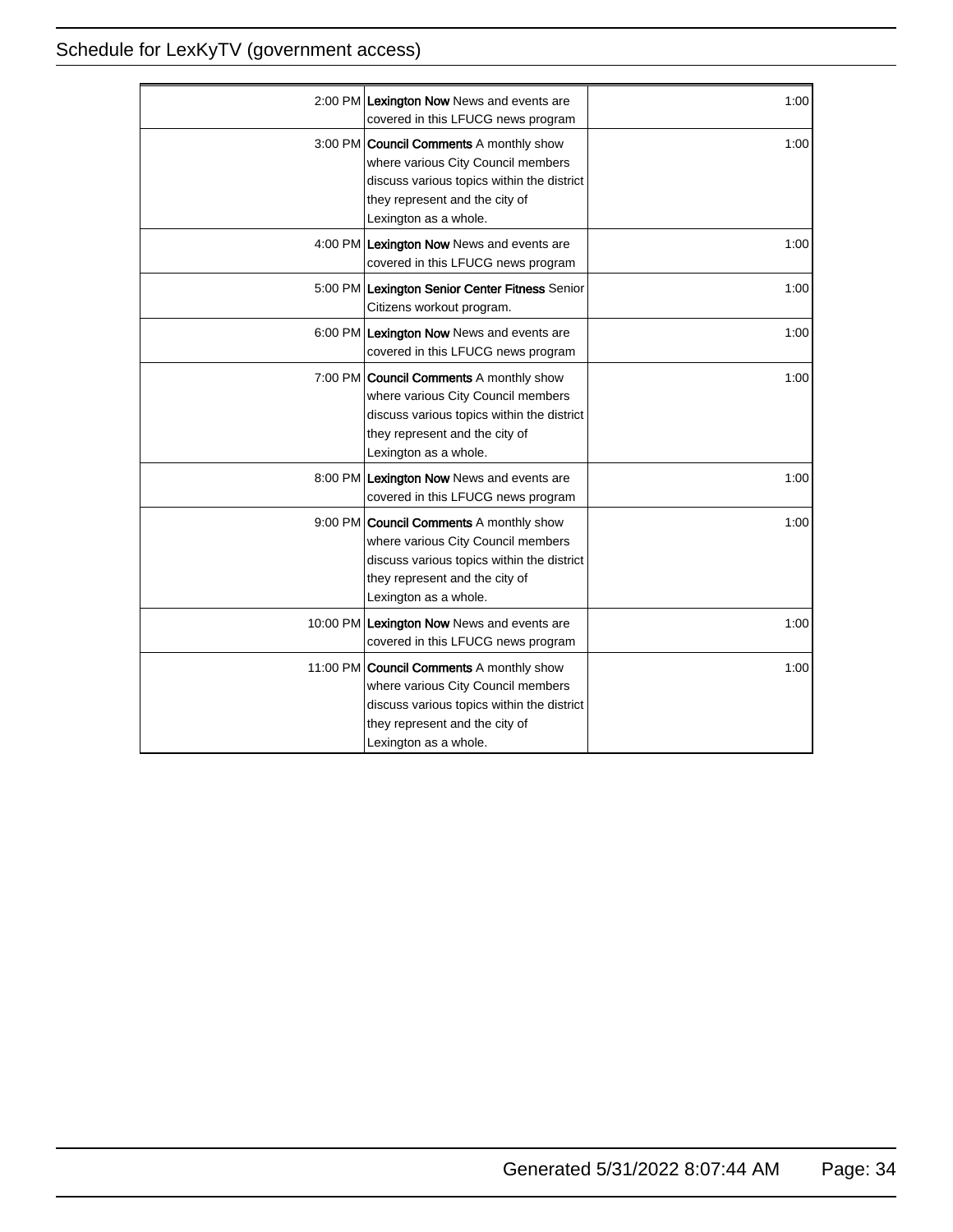| Time | Program | Duration |
|---|---|---|
| 2:00 PM | **Lexington Now** News and events are covered in this LFUCG news program | 1:00 |
| 3:00 PM | **Council Comments** A monthly show where various City Council members discuss various topics within the district they represent and the city of Lexington as a whole. | 1:00 |
| 4:00 PM | **Lexington Now** News and events are covered in this LFUCG news program | 1:00 |
| 5:00 PM | **Lexington Senior Center Fitness** Senior Citizens workout program. | 1:00 |
| 6:00 PM | **Lexington Now** News and events are covered in this LFUCG news program | 1:00 |
| 7:00 PM | **Council Comments** A monthly show where various City Council members discuss various topics within the district they represent and the city of Lexington as a whole. | 1:00 |
| 8:00 PM | **Lexington Now** News and events are covered in this LFUCG news program | 1:00 |
| 9:00 PM | **Council Comments** A monthly show where various City Council members discuss various topics within the district they represent and the city of Lexington as a whole. | 1:00 |
| 10:00 PM | **Lexington Now** News and events are covered in this LFUCG news program | 1:00 |
| 11:00 PM | **Council Comments** A monthly show where various City Council members discuss various topics within the district they represent and the city of Lexington as a whole. | 1:00 |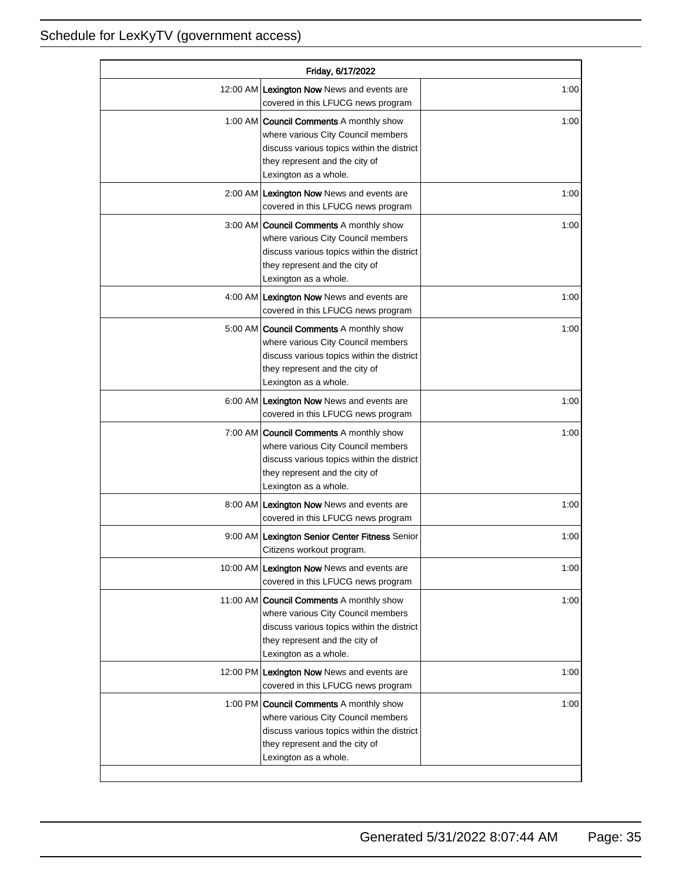| Friday, 6/17/2022 | | |
|---|---|---|
| 12:00 AM | **Lexington Now** News and events are covered in this LFUCG news program | 1:00 |
| 1:00 AM | **Council Comments** A monthly show where various City Council members discuss various topics within the district they represent and the city of Lexington as a whole. | 1:00 |
| 2:00 AM | **Lexington Now** News and events are covered in this LFUCG news program | 1:00 |
| 3:00 AM | **Council Comments** A monthly show where various City Council members discuss various topics within the district they represent and the city of Lexington as a whole. | 1:00 |
| 4:00 AM | **Lexington Now** News and events are covered in this LFUCG news program | 1:00 |
| 5:00 AM | **Council Comments** A monthly show where various City Council members discuss various topics within the district they represent and the city of Lexington as a whole. | 1:00 |
| 6:00 AM | **Lexington Now** News and events are covered in this LFUCG news program | 1:00 |
| 7:00 AM | **Council Comments** A monthly show where various City Council members discuss various topics within the district they represent and the city of Lexington as a whole. | 1:00 |
| 8:00 AM | **Lexington Now** News and events are covered in this LFUCG news program | 1:00 |
| 9:00 AM | **Lexington Senior Center Fitness** Senior Citizens workout program. | 1:00 |
| 10:00 AM | **Lexington Now** News and events are covered in this LFUCG news program | 1:00 |
| 11:00 AM | **Council Comments** A monthly show where various City Council members discuss various topics within the district they represent and the city of Lexington as a whole. | 1:00 |
| 12:00 PM | **Lexington Now** News and events are covered in this LFUCG news program | 1:00 |
| 1:00 PM | **Council Comments** A monthly show where various City Council members discuss various topics within the district they represent and the city of Lexington as a whole. | 1:00 |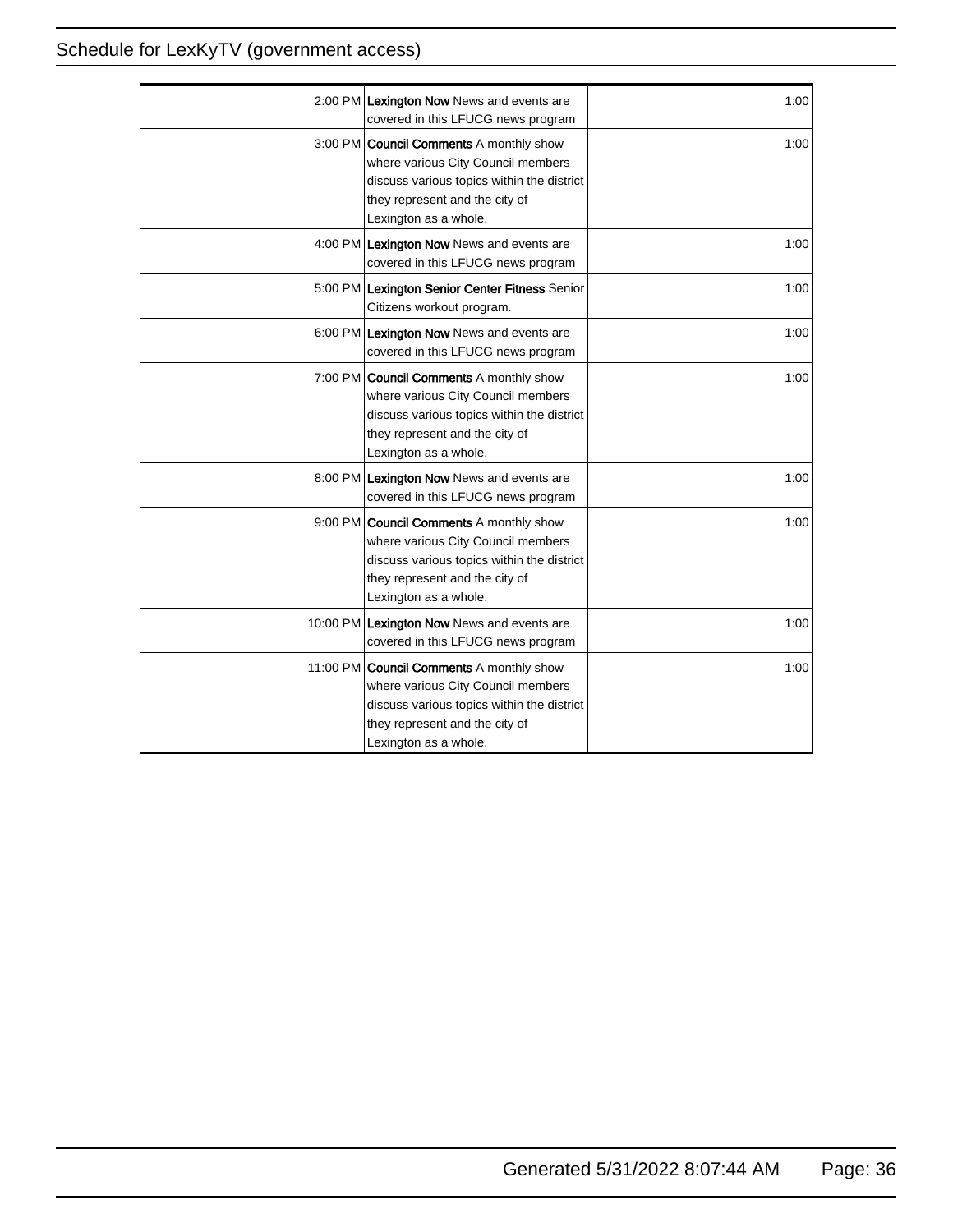| Time | Program | Duration |
|---|---|---|
| 2:00 PM | **Lexington Now** News and events are covered in this LFUCG news program | 1:00 |
| 3:00 PM | **Council Comments** A monthly show where various City Council members discuss various topics within the district they represent and the city of Lexington as a whole. | 1:00 |
| 4:00 PM | **Lexington Now** News and events are covered in this LFUCG news program | 1:00 |
| 5:00 PM | **Lexington Senior Center Fitness** Senior Citizens workout program. | 1:00 |
| 6:00 PM | **Lexington Now** News and events are covered in this LFUCG news program | 1:00 |
| 7:00 PM | **Council Comments** A monthly show where various City Council members discuss various topics within the district they represent and the city of Lexington as a whole. | 1:00 |
| 8:00 PM | **Lexington Now** News and events are covered in this LFUCG news program | 1:00 |
| 9:00 PM | **Council Comments** A monthly show where various City Council members discuss various topics within the district they represent and the city of Lexington as a whole. | 1:00 |
| 10:00 PM | **Lexington Now** News and events are covered in this LFUCG news program | 1:00 |
| 11:00 PM | **Council Comments** A monthly show where various City Council members discuss various topics within the district they represent and the city of Lexington as a whole. | 1:00 |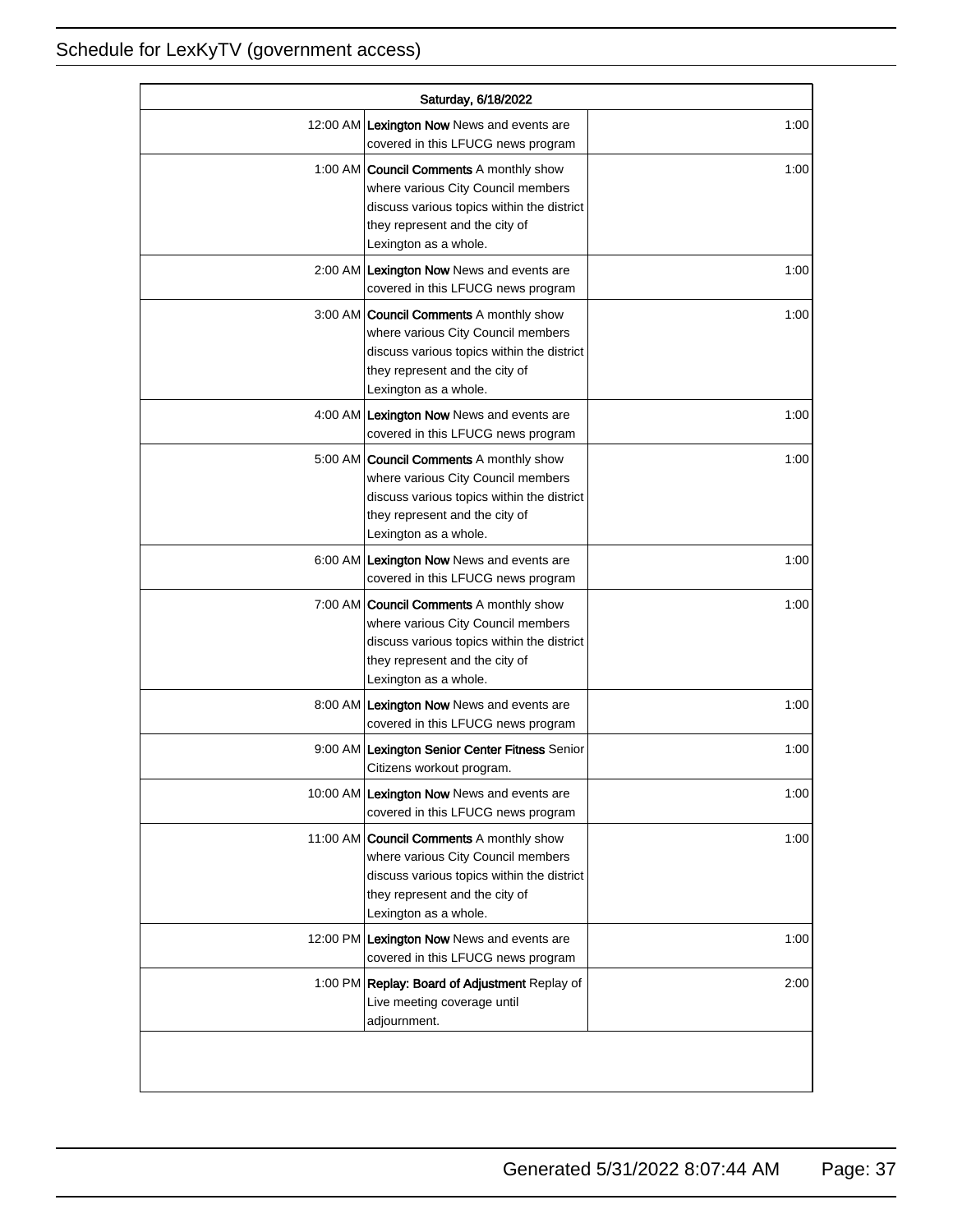| Saturday, 6/18/2022 | | |
|---|---|---|
| 12:00 AM | **Lexington Now** News and events are covered in this LFUCG news program | 1:00 |
| 1:00 AM | **Council Comments** A monthly show where various City Council members discuss various topics within the district they represent and the city of Lexington as a whole. | 1:00 |
| 2:00 AM | **Lexington Now** News and events are covered in this LFUCG news program | 1:00 |
| 3:00 AM | **Council Comments** A monthly show where various City Council members discuss various topics within the district they represent and the city of Lexington as a whole. | 1:00 |
| 4:00 AM | **Lexington Now** News and events are covered in this LFUCG news program | 1:00 |
| 5:00 AM | **Council Comments** A monthly show where various City Council members discuss various topics within the district they represent and the city of Lexington as a whole. | 1:00 |
| 6:00 AM | **Lexington Now** News and events are covered in this LFUCG news program | 1:00 |
| 7:00 AM | **Council Comments** A monthly show where various City Council members discuss various topics within the district they represent and the city of Lexington as a whole. | 1:00 |
| 8:00 AM | **Lexington Now** News and events are covered in this LFUCG news program | 1:00 |
| 9:00 AM | **Lexington Senior Center Fitness** Senior Citizens workout program. | 1:00 |
| 10:00 AM | **Lexington Now** News and events are covered in this LFUCG news program | 1:00 |
| 11:00 AM | **Council Comments** A monthly show where various City Council members discuss various topics within the district they represent and the city of Lexington as a whole. | 1:00 |
| 12:00 PM | **Lexington Now** News and events are covered in this LFUCG news program | 1:00 |
| 1:00 PM | **Replay: Board of Adjustment** Replay of Live meeting coverage until adjournment. | 2:00 |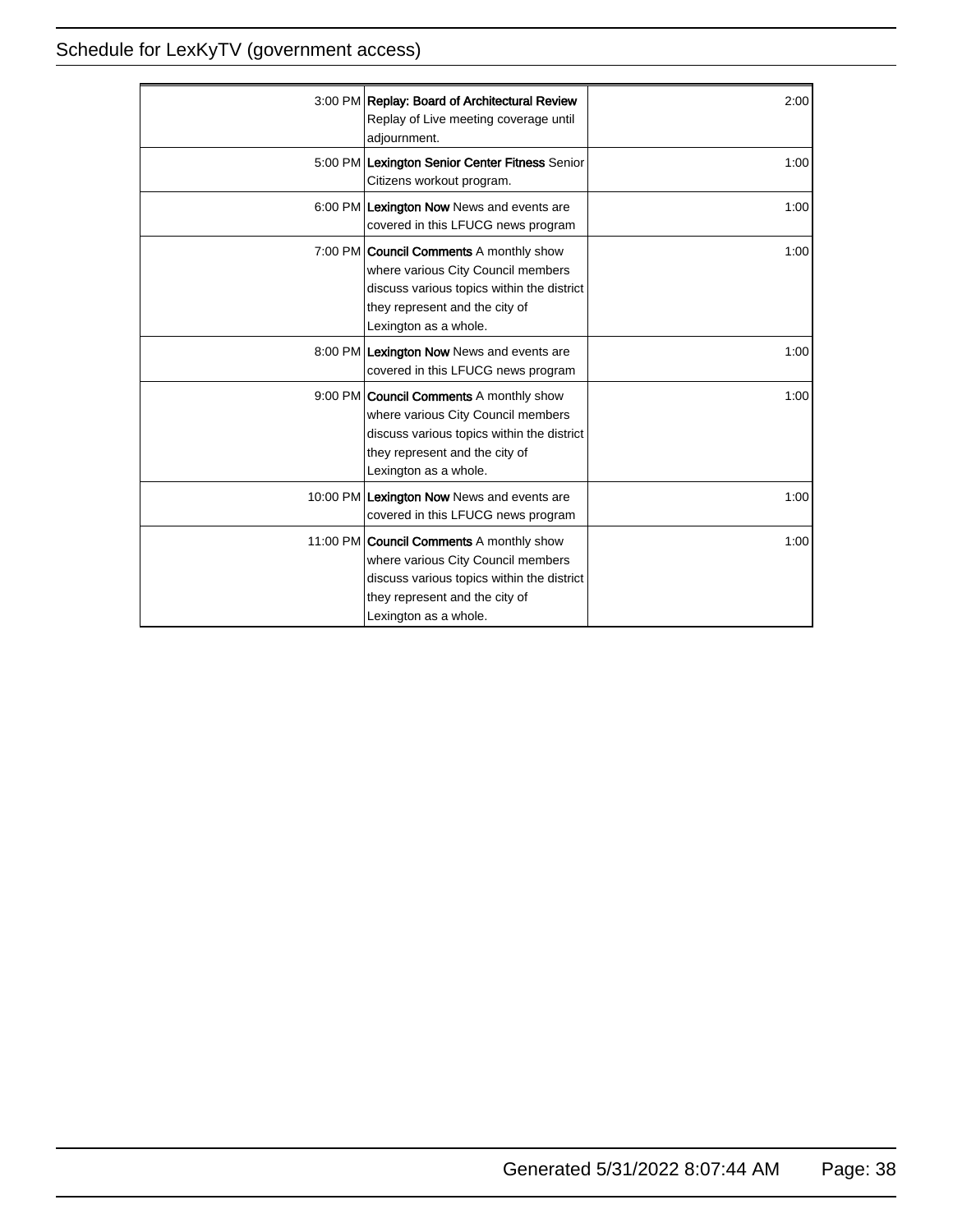| | | |
|---|---|---|
| 3:00 PM | **Replay: Board of Architectural Review** Replay of Live meeting coverage until adjournment. | 2:00 |
| 5:00 PM | **Lexington Senior Center Fitness** Senior Citizens workout program. | 1:00 |
| 6:00 PM | **Lexington Now** News and events are covered in this LFUCG news program | 1:00 |
| 7:00 PM | **Council Comments** A monthly show where various City Council members discuss various topics within the district they represent and the city of Lexington as a whole. | 1:00 |
| 8:00 PM | **Lexington Now** News and events are covered in this LFUCG news program | 1:00 |
| 9:00 PM | **Council Comments** A monthly show where various City Council members discuss various topics within the district they represent and the city of Lexington as a whole. | 1:00 |
| 10:00 PM | **Lexington Now** News and events are covered in this LFUCG news program | 1:00 |
| 11:00 PM | **Council Comments** A monthly show where various City Council members discuss various topics within the district they represent and the city of Lexington as a whole. | 1:00 |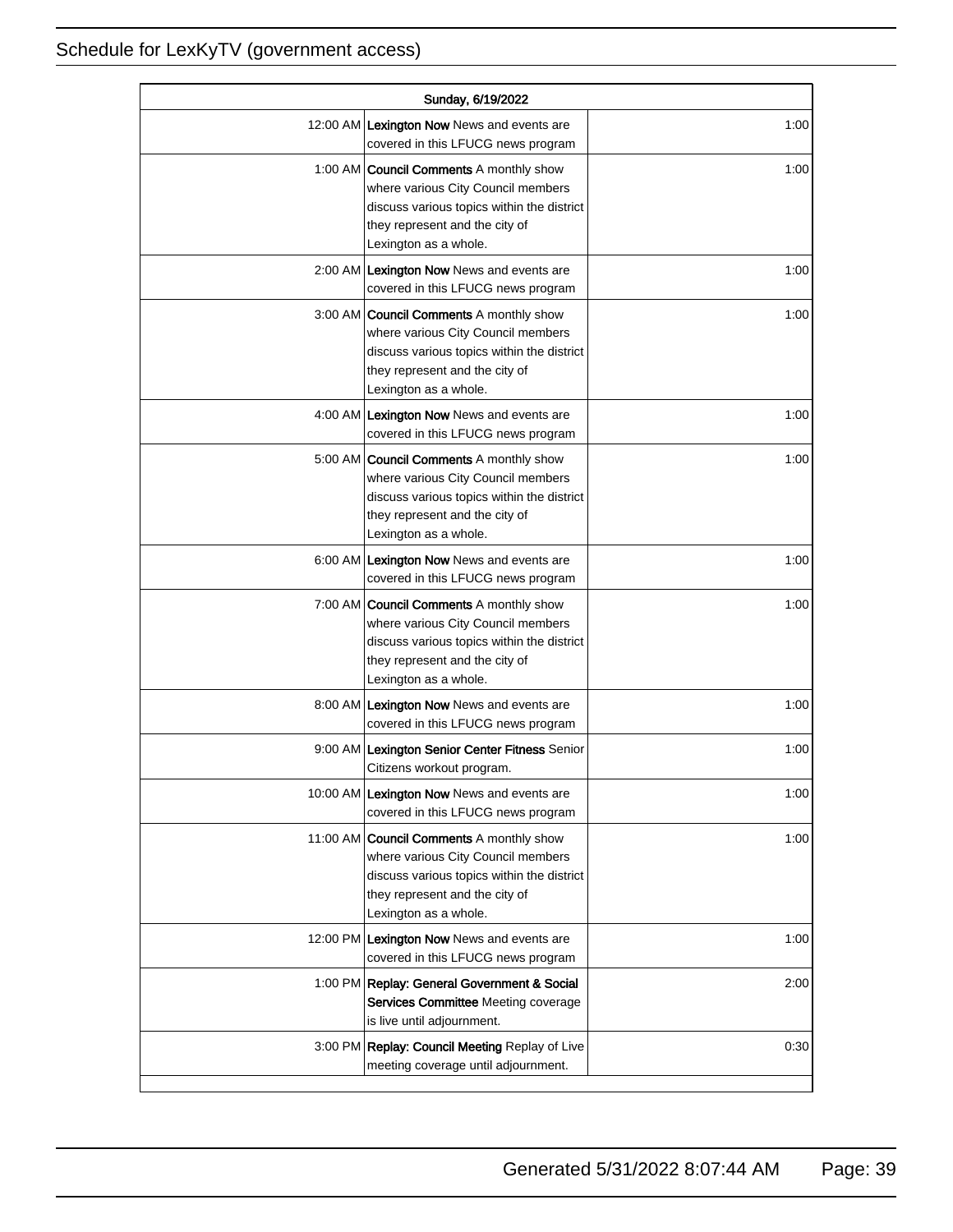| Sunday, 6/19/2022 | | |
|---|---|---|
| 12:00 AM | **Lexington Now** News and events are covered in this LFUCG news program | 1:00 |
| 1:00 AM | **Council Comments** A monthly show where various City Council members discuss various topics within the district they represent and the city of Lexington as a whole. | 1:00 |
| 2:00 AM | **Lexington Now** News and events are covered in this LFUCG news program | 1:00 |
| 3:00 AM | **Council Comments** A monthly show where various City Council members discuss various topics within the district they represent and the city of Lexington as a whole. | 1:00 |
| 4:00 AM | **Lexington Now** News and events are covered in this LFUCG news program | 1:00 |
| 5:00 AM | **Council Comments** A monthly show where various City Council members discuss various topics within the district they represent and the city of Lexington as a whole. | 1:00 |
| 6:00 AM | **Lexington Now** News and events are covered in this LFUCG news program | 1:00 |
| 7:00 AM | **Council Comments** A monthly show where various City Council members discuss various topics within the district they represent and the city of Lexington as a whole. | 1:00 |
| 8:00 AM | **Lexington Now** News and events are covered in this LFUCG news program | 1:00 |
| 9:00 AM | **Lexington Senior Center Fitness** Senior Citizens workout program. | 1:00 |
| 10:00 AM | **Lexington Now** News and events are covered in this LFUCG news program | 1:00 |
| 11:00 AM | **Council Comments** A monthly show where various City Council members discuss various topics within the district they represent and the city of Lexington as a whole. | 1:00 |
| 12:00 PM | **Lexington Now** News and events are covered in this LFUCG news program | 1:00 |
| 1:00 PM | **Replay: General Government & Social Services Committee** Meeting coverage is live until adjournment. | 2:00 |
| 3:00 PM | **Replay: Council Meeting** Replay of Live meeting coverage until adjournment. | 0:30 |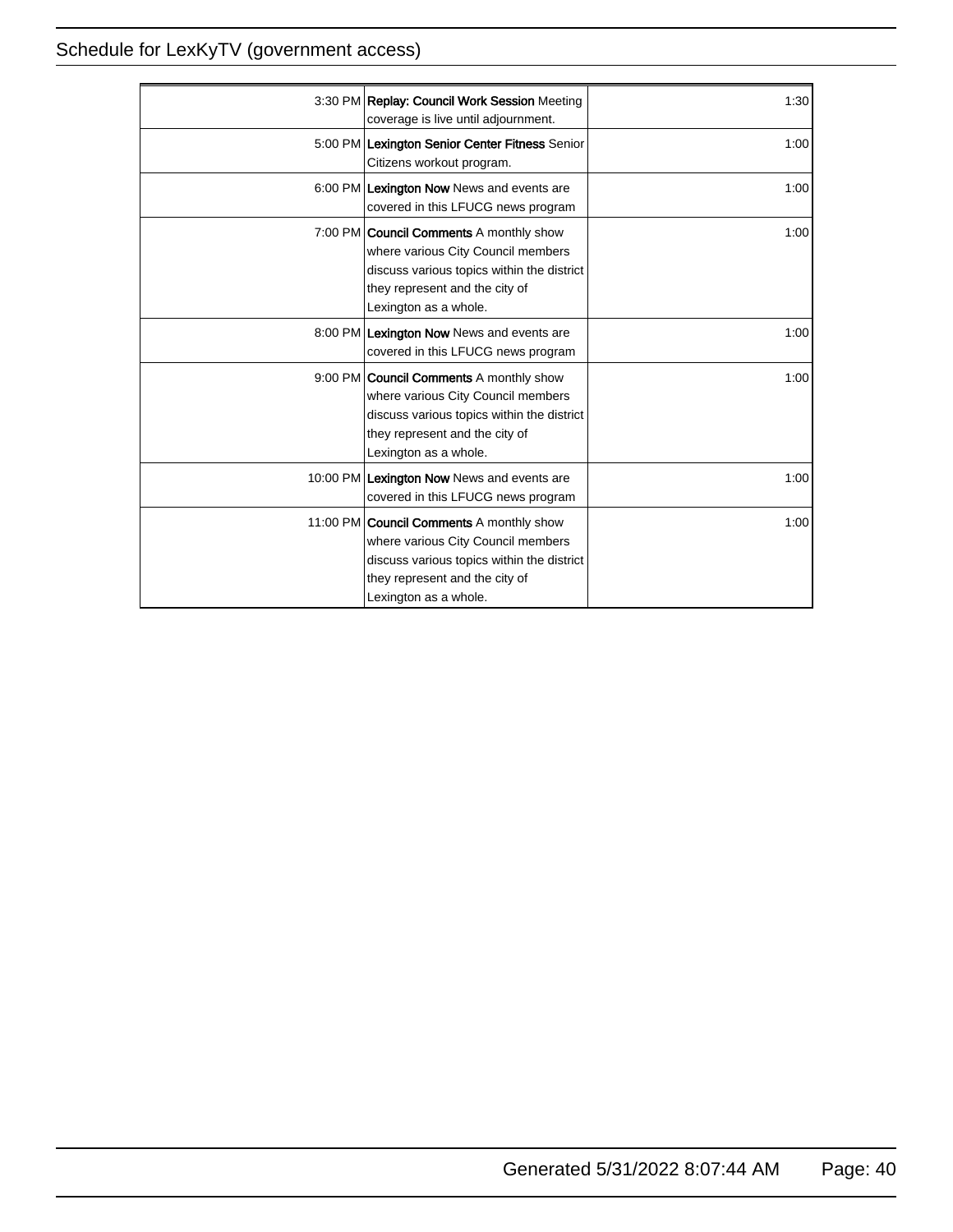| Time | Program | Duration |
|---|---|---|
| 3:30 PM | **Replay: Council Work Session** Meeting coverage is live until adjournment. | 1:30 |
| 5:00 PM | **Lexington Senior Center Fitness** Senior Citizens workout program. | 1:00 |
| 6:00 PM | **Lexington Now** News and events are covered in this LFUCG news program | 1:00 |
| 7:00 PM | **Council Comments** A monthly show where various City Council members discuss various topics within the district they represent and the city of Lexington as a whole. | 1:00 |
| 8:00 PM | **Lexington Now** News and events are covered in this LFUCG news program | 1:00 |
| 9:00 PM | **Council Comments** A monthly show where various City Council members discuss various topics within the district they represent and the city of Lexington as a whole. | 1:00 |
| 10:00 PM | **Lexington Now** News and events are covered in this LFUCG news program | 1:00 |
| 11:00 PM | **Council Comments** A monthly show where various City Council members discuss various topics within the district they represent and the city of Lexington as a whole. | 1:00 |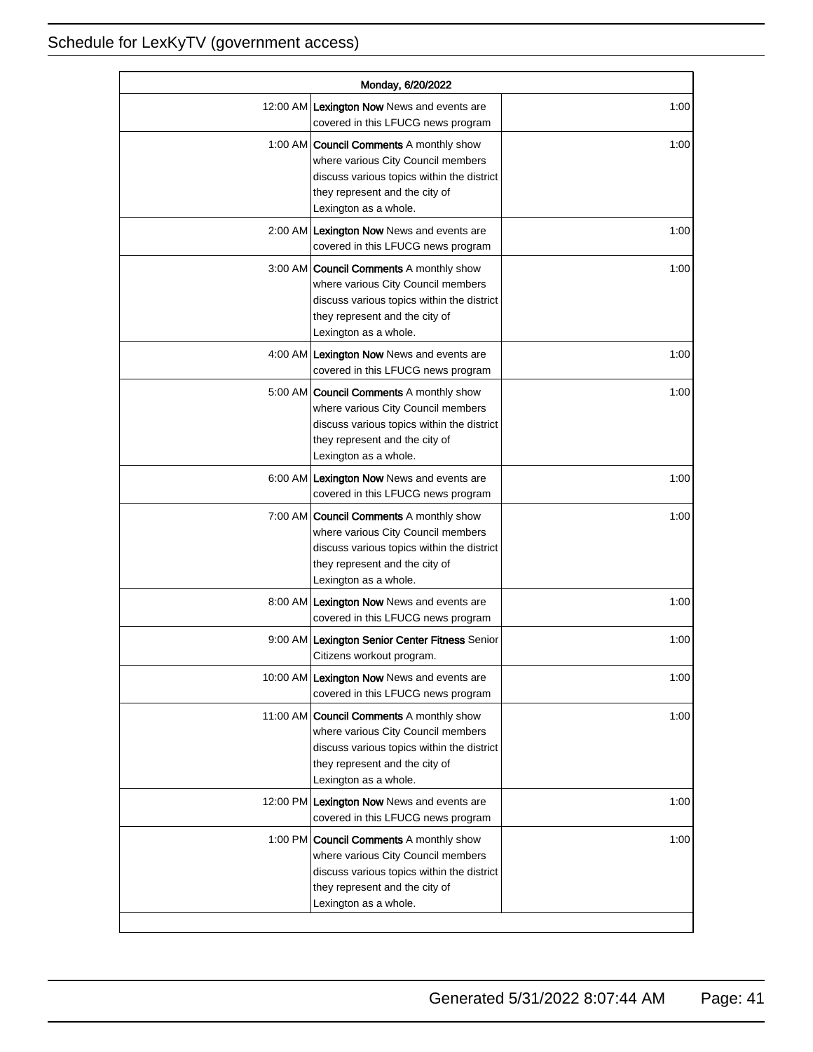| Monday, 6/20/2022 | | |
|---|---|---|
| 12:00 AM | **Lexington Now** News and events are covered in this LFUCG news program | 1:00 |
| 1:00 AM | **Council Comments** A monthly show where various City Council members discuss various topics within the district they represent and the city of Lexington as a whole. | 1:00 |
| 2:00 AM | **Lexington Now** News and events are covered in this LFUCG news program | 1:00 |
| 3:00 AM | **Council Comments** A monthly show where various City Council members discuss various topics within the district they represent and the city of Lexington as a whole. | 1:00 |
| 4:00 AM | **Lexington Now** News and events are covered in this LFUCG news program | 1:00 |
| 5:00 AM | **Council Comments** A monthly show where various City Council members discuss various topics within the district they represent and the city of Lexington as a whole. | 1:00 |
| 6:00 AM | **Lexington Now** News and events are covered in this LFUCG news program | 1:00 |
| 7:00 AM | **Council Comments** A monthly show where various City Council members discuss various topics within the district they represent and the city of Lexington as a whole. | 1:00 |
| 8:00 AM | **Lexington Now** News and events are covered in this LFUCG news program | 1:00 |
| 9:00 AM | **Lexington Senior Center Fitness** Senior Citizens workout program. | 1:00 |
| 10:00 AM | **Lexington Now** News and events are covered in this LFUCG news program | 1:00 |
| 11:00 AM | **Council Comments** A monthly show where various City Council members discuss various topics within the district they represent and the city of Lexington as a whole. | 1:00 |
| 12:00 PM | **Lexington Now** News and events are covered in this LFUCG news program | 1:00 |
| 1:00 PM | **Council Comments** A monthly show where various City Council members discuss various topics within the district they represent and the city of Lexington as a whole. | 1:00 |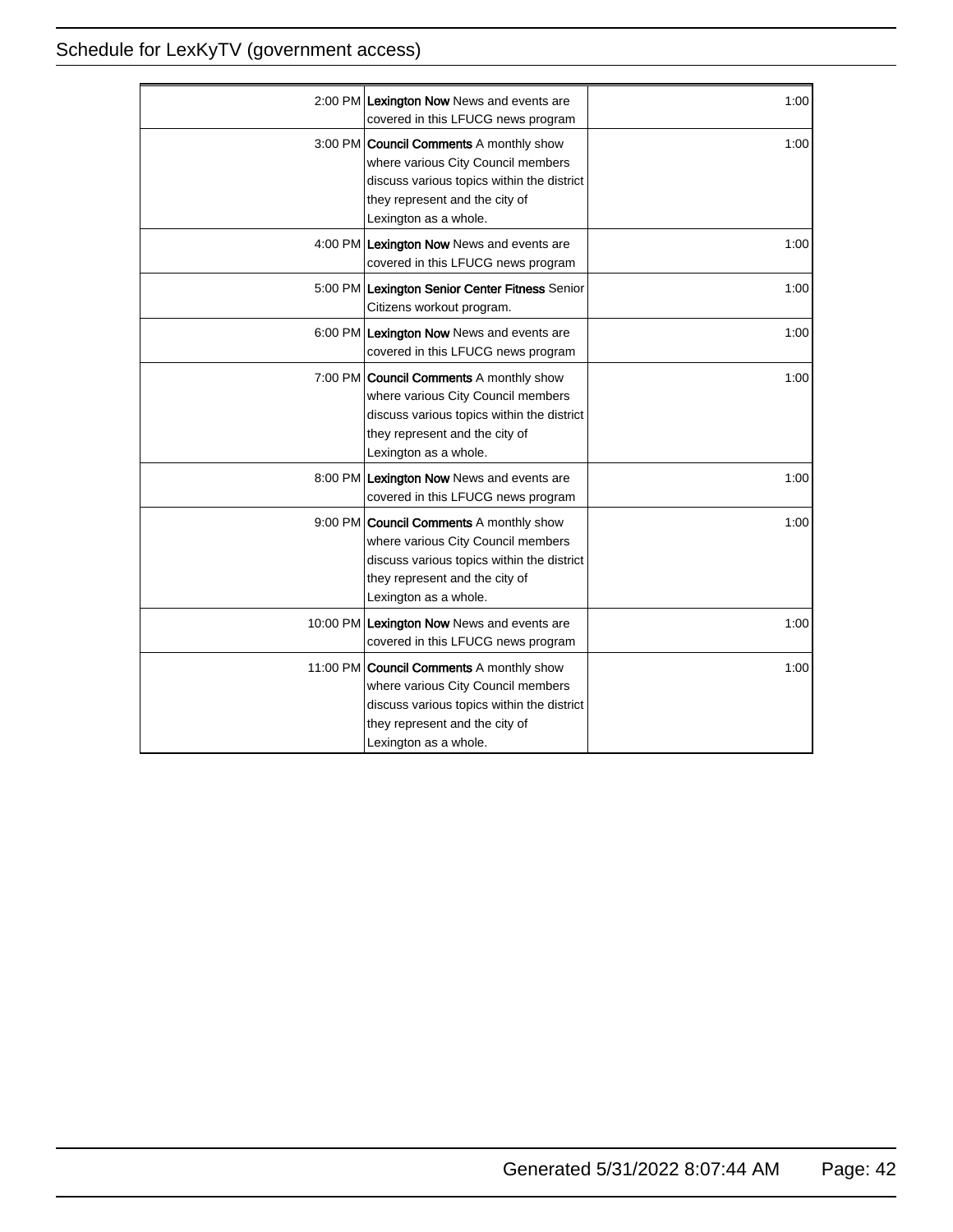| | | |
|---|---|---|
| 2:00 PM | **Lexington Now** News and events are covered in this LFUCG news program | 1:00 |
| 3:00 PM | **Council Comments** A monthly show where various City Council members discuss various topics within the district they represent and the city of Lexington as a whole. | 1:00 |
| 4:00 PM | **Lexington Now** News and events are covered in this LFUCG news program | 1:00 |
| 5:00 PM | **Lexington Senior Center Fitness** Senior Citizens workout program. | 1:00 |
| 6:00 PM | **Lexington Now** News and events are covered in this LFUCG news program | 1:00 |
| 7:00 PM | **Council Comments** A monthly show where various City Council members discuss various topics within the district they represent and the city of Lexington as a whole. | 1:00 |
| 8:00 PM | **Lexington Now** News and events are covered in this LFUCG news program | 1:00 |
| 9:00 PM | **Council Comments** A monthly show where various City Council members discuss various topics within the district they represent and the city of Lexington as a whole. | 1:00 |
| 10:00 PM | **Lexington Now** News and events are covered in this LFUCG news program | 1:00 |
| 11:00 PM | **Council Comments** A monthly show where various City Council members discuss various topics within the district they represent and the city of Lexington as a whole. | 1:00 |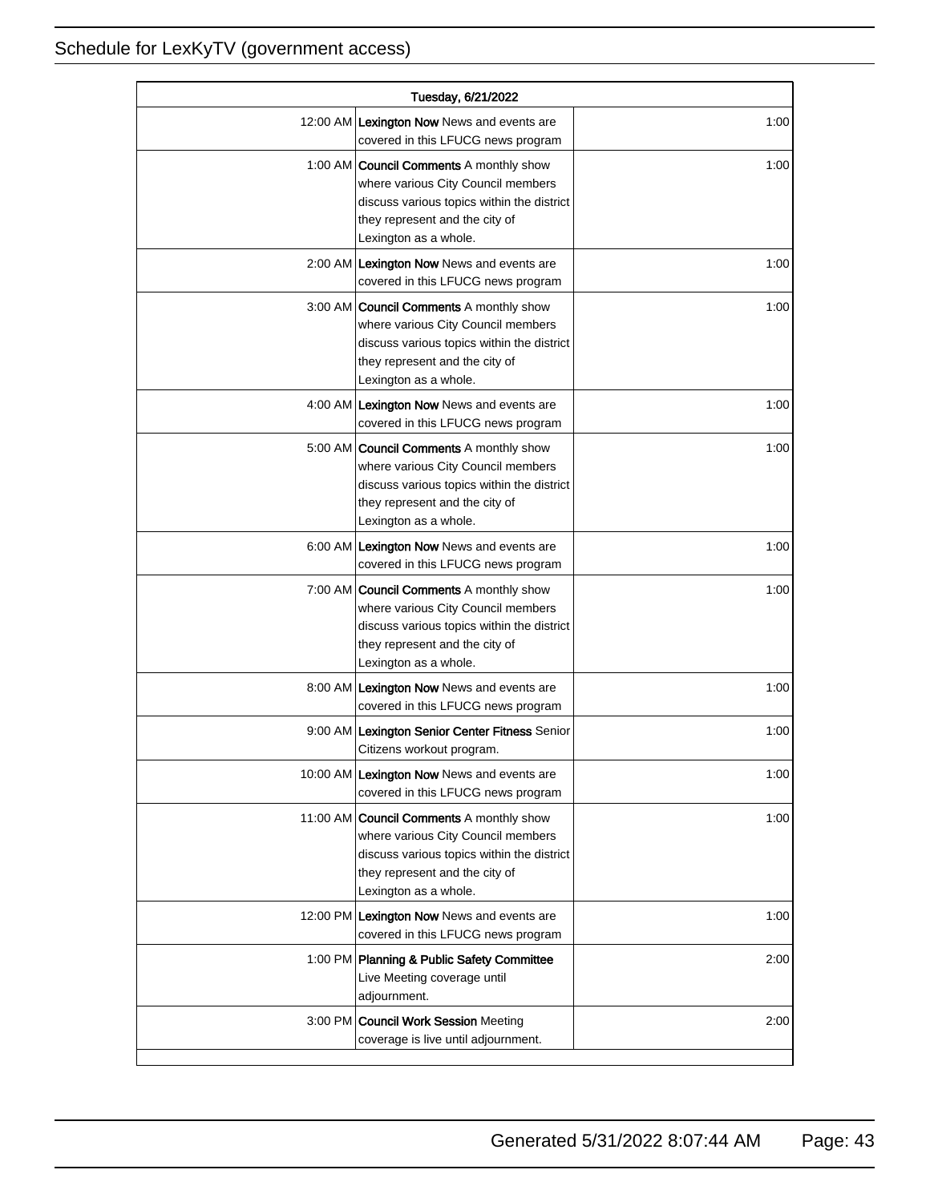# Schedule for LexKyTV (government access)

| Tuesday, 6/21/2022 | | |
|---|---|---|
| 12:00 AM | **Lexington Now** News and events are covered in this LFUCG news program | 1:00 |
| 1:00 AM | **Council Comments** A monthly show where various City Council members discuss various topics within the district they represent and the city of Lexington as a whole. | 1:00 |
| 2:00 AM | **Lexington Now** News and events are covered in this LFUCG news program | 1:00 |
| 3:00 AM | **Council Comments** A monthly show where various City Council members discuss various topics within the district they represent and the city of Lexington as a whole. | 1:00 |
| 4:00 AM | **Lexington Now** News and events are covered in this LFUCG news program | 1:00 |
| 5:00 AM | **Council Comments** A monthly show where various City Council members discuss various topics within the district they represent and the city of Lexington as a whole. | 1:00 |
| 6:00 AM | **Lexington Now** News and events are covered in this LFUCG news program | 1:00 |
| 7:00 AM | **Council Comments** A monthly show where various City Council members discuss various topics within the district they represent and the city of Lexington as a whole. | 1:00 |
| 8:00 AM | **Lexington Now** News and events are covered in this LFUCG news program | 1:00 |
| 9:00 AM | **Lexington Senior Center Fitness** Senior Citizens workout program. | 1:00 |
| 10:00 AM | **Lexington Now** News and events are covered in this LFUCG news program | 1:00 |
| 11:00 AM | **Council Comments** A monthly show where various City Council members discuss various topics within the district they represent and the city of Lexington as a whole. | 1:00 |
| 12:00 PM | **Lexington Now** News and events are covered in this LFUCG news program | 1:00 |
| 1:00 PM | **Planning & Public Safety Committee** Live Meeting coverage until adjournment. | 2:00 |
| 3:00 PM | **Council Work Session** Meeting coverage is live until adjournment. | 2:00 |

Generated 5/31/2022 8:07:44 AM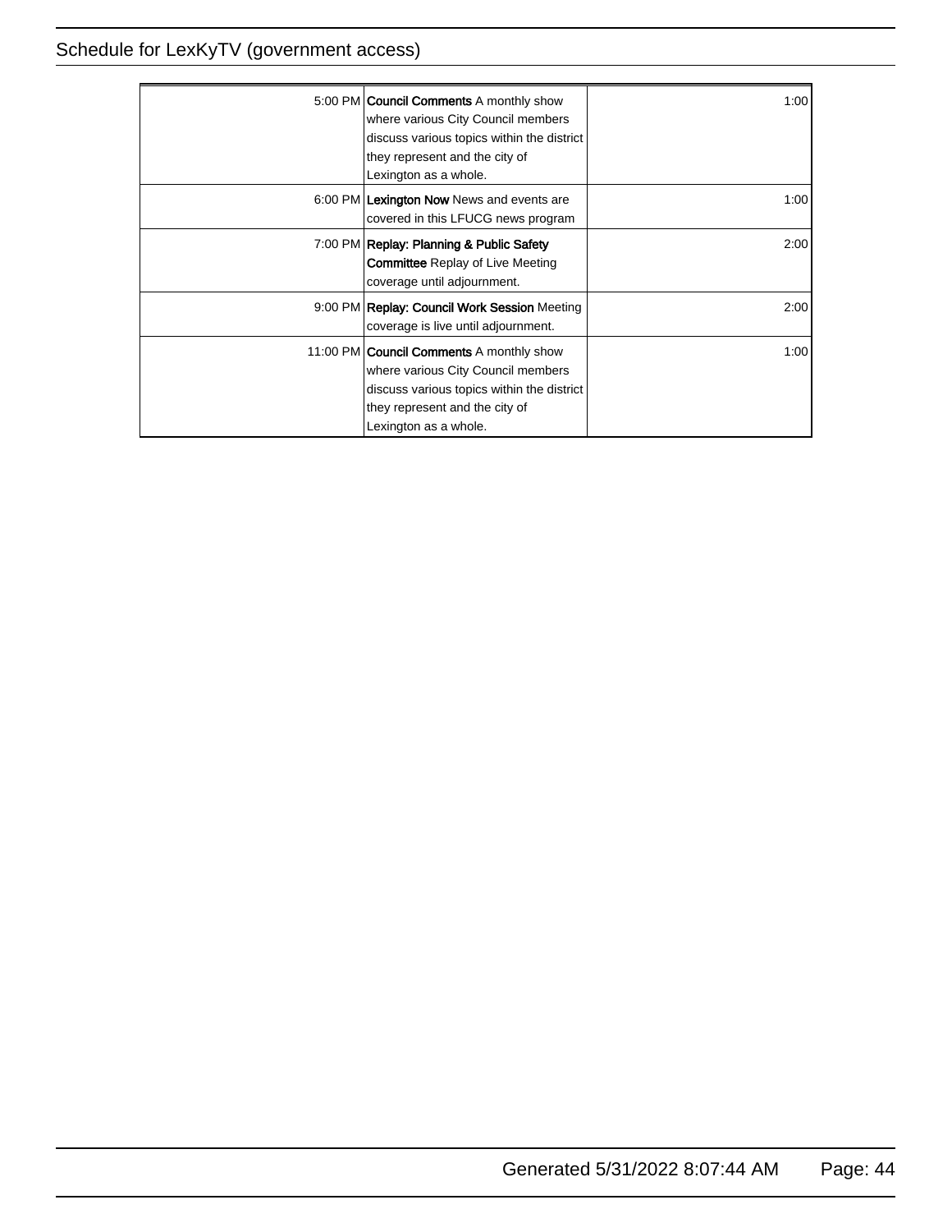| Time | Program | Duration |
| --- | --- | --- |
| 5:00 PM | **Council Comments** A monthly show where various City Council members discuss various topics within the district they represent and the city of Lexington as a whole. | 1:00 |
| 6:00 PM | **Lexington Now** News and events are covered in this LFUCG news program | 1:00 |
| 7:00 PM | **Replay: Planning & Public Safety Committee** Replay of Live Meeting coverage until adjournment. | 2:00 |
| 9:00 PM | **Replay: Council Work Session** Meeting coverage is live until adjournment. | 2:00 |
| 11:00 PM | **Council Comments** A monthly show where various City Council members discuss various topics within the district they represent and the city of Lexington as a whole. | 1:00 |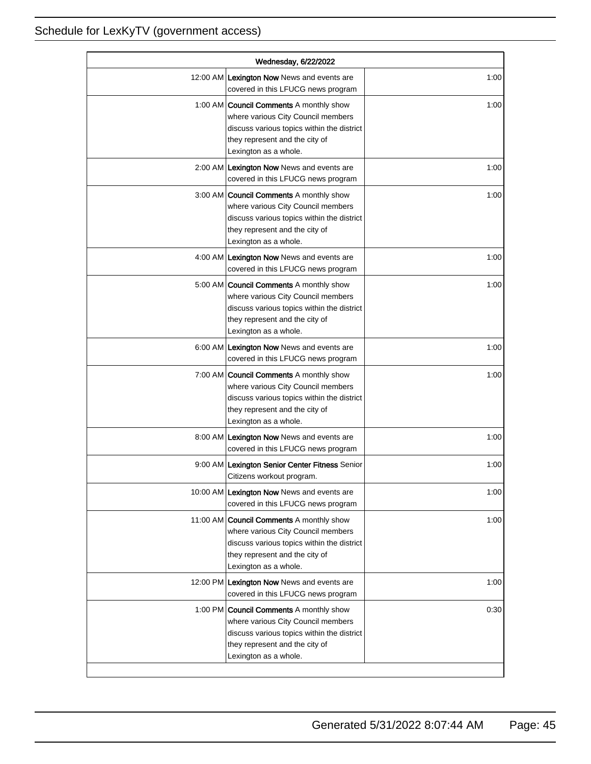| Wednesday, 6/22/2022 | | |
|---|---|---|
| 12:00 AM | **Lexington Now** News and events are covered in this LFUCG news program | 1:00 |
| 1:00 AM | **Council Comments** A monthly show where various City Council members discuss various topics within the district they represent and the city of Lexington as a whole. | 1:00 |
| 2:00 AM | **Lexington Now** News and events are covered in this LFUCG news program | 1:00 |
| 3:00 AM | **Council Comments** A monthly show where various City Council members discuss various topics within the district they represent and the city of Lexington as a whole. | 1:00 |
| 4:00 AM | **Lexington Now** News and events are covered in this LFUCG news program | 1:00 |
| 5:00 AM | **Council Comments** A monthly show where various City Council members discuss various topics within the district they represent and the city of Lexington as a whole. | 1:00 |
| 6:00 AM | **Lexington Now** News and events are covered in this LFUCG news program | 1:00 |
| 7:00 AM | **Council Comments** A monthly show where various City Council members discuss various topics within the district they represent and the city of Lexington as a whole. | 1:00 |
| 8:00 AM | **Lexington Now** News and events are covered in this LFUCG news program | 1:00 |
| 9:00 AM | **Lexington Senior Center Fitness** Senior Citizens workout program. | 1:00 |
| 10:00 AM | **Lexington Now** News and events are covered in this LFUCG news program | 1:00 |
| 11:00 AM | **Council Comments** A monthly show where various City Council members discuss various topics within the district they represent and the city of Lexington as a whole. | 1:00 |
| 12:00 PM | **Lexington Now** News and events are covered in this LFUCG news program | 1:00 |
| 1:00 PM | **Council Comments** A monthly show where various City Council members discuss various topics within the district they represent and the city of Lexington as a whole. | 0:30 |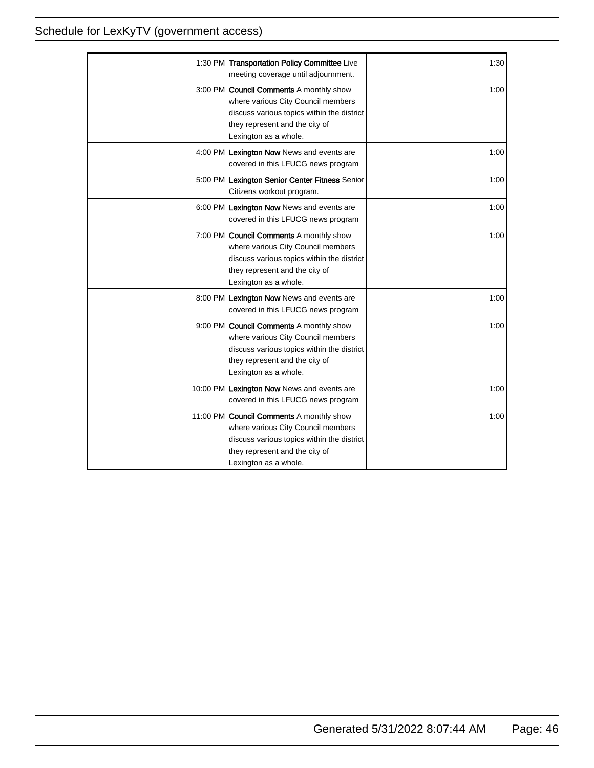| | | |
|---|---|---|
| 1:30 PM | **Transportation Policy Committee** Live meeting coverage until adjournment. | 1:30 |
| 3:00 PM | **Council Comments** A monthly show where various City Council members discuss various topics within the district they represent and the city of Lexington as a whole. | 1:00 |
| 4:00 PM | **Lexington Now** News and events are covered in this LFUCG news program | 1:00 |
| 5:00 PM | **Lexington Senior Center Fitness** Senior Citizens workout program. | 1:00 |
| 6:00 PM | **Lexington Now** News and events are covered in this LFUCG news program | 1:00 |
| 7:00 PM | **Council Comments** A monthly show where various City Council members discuss various topics within the district they represent and the city of Lexington as a whole. | 1:00 |
| 8:00 PM | **Lexington Now** News and events are covered in this LFUCG news program | 1:00 |
| 9:00 PM | **Council Comments** A monthly show where various City Council members discuss various topics within the district they represent and the city of Lexington as a whole. | 1:00 |
| 10:00 PM | **Lexington Now** News and events are covered in this LFUCG news program | 1:00 |
| 11:00 PM | **Council Comments** A monthly show where various City Council members discuss various topics within the district they represent and the city of Lexington as a whole. | 1:00 |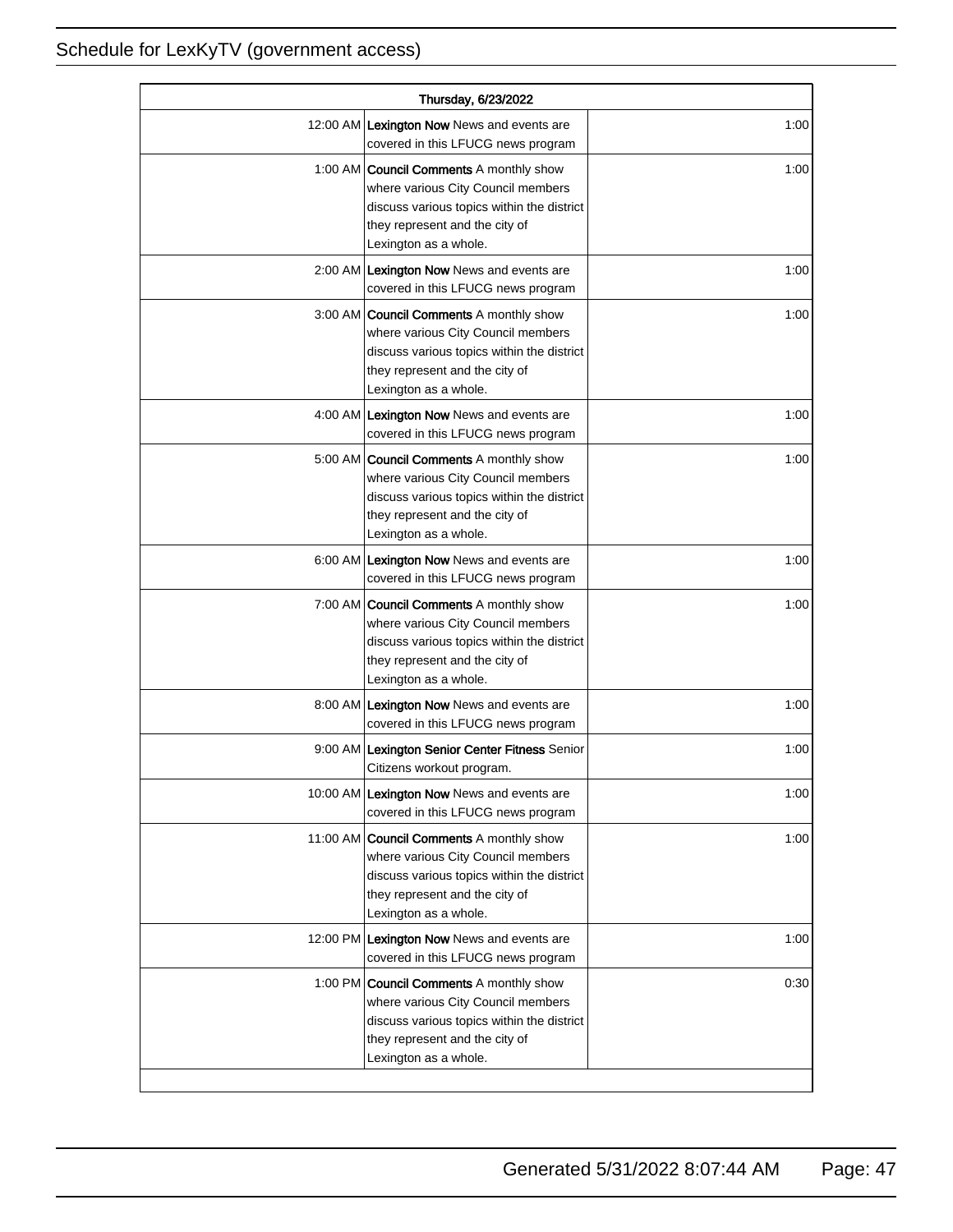Schedule for LexKyTV (government access)

| Thursday, 6/23/2022 | | |
|---|---|---|
| 12:00 AM | **Lexington Now** News and events are covered in this LFUCG news program | 1:00 |
| 1:00 AM | **Council Comments** A monthly show where various City Council members discuss various topics within the district they represent and the city of Lexington as a whole. | 1:00 |
| 2:00 AM | **Lexington Now** News and events are covered in this LFUCG news program | 1:00 |
| 3:00 AM | **Council Comments** A monthly show where various City Council members discuss various topics within the district they represent and the city of Lexington as a whole. | 1:00 |
| 4:00 AM | **Lexington Now** News and events are covered in this LFUCG news program | 1:00 |
| 5:00 AM | **Council Comments** A monthly show where various City Council members discuss various topics within the district they represent and the city of Lexington as a whole. | 1:00 |
| 6:00 AM | **Lexington Now** News and events are covered in this LFUCG news program | 1:00 |
| 7:00 AM | **Council Comments** A monthly show where various City Council members discuss various topics within the district they represent and the city of Lexington as a whole. | 1:00 |
| 8:00 AM | **Lexington Now** News and events are covered in this LFUCG news program | 1:00 |
| 9:00 AM | **Lexington Senior Center Fitness** Senior Citizens workout program. | 1:00 |
| 10:00 AM | **Lexington Now** News and events are covered in this LFUCG news program | 1:00 |
| 11:00 AM | **Council Comments** A monthly show where various City Council members discuss various topics within the district they represent and the city of Lexington as a whole. | 1:00 |
| 12:00 PM | **Lexington Now** News and events are covered in this LFUCG news program | 1:00 |
| 1:00 PM | **Council Comments** A monthly show where various City Council members discuss various topics within the district they represent and the city of Lexington as a whole. | 0:30 |

Generated 5/31/2022 8:07:44 AM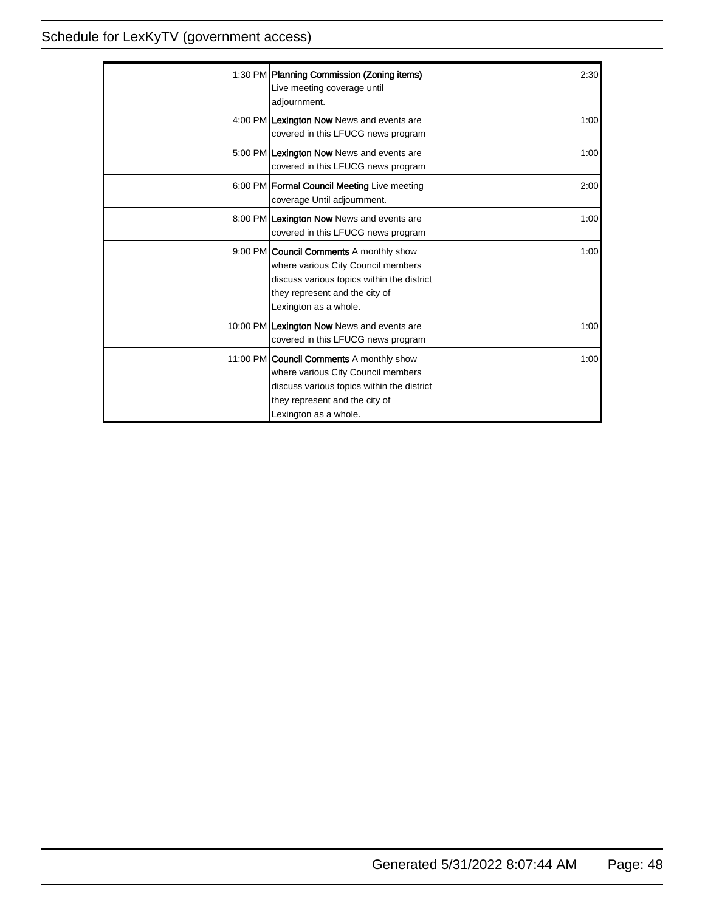| | | |
|---|---|---|
| 1:30 PM | **Planning Commission (Zoning items)** Live meeting coverage until adjournment. | 2:30 |
| 4:00 PM | **Lexington Now** News and events are covered in this LFUCG news program | 1:00 |
| 5:00 PM | **Lexington Now** News and events are covered in this LFUCG news program | 1:00 |
| 6:00 PM | **Formal Council Meeting** Live meeting coverage Until adjournment. | 2:00 |
| 8:00 PM | **Lexington Now** News and events are covered in this LFUCG news program | 1:00 |
| 9:00 PM | **Council Comments** A monthly show where various City Council members discuss various topics within the district they represent and the city of Lexington as a whole. | 1:00 |
| 10:00 PM | **Lexington Now** News and events are covered in this LFUCG news program | 1:00 |
| 11:00 PM | **Council Comments** A monthly show where various City Council members discuss various topics within the district they represent and the city of Lexington as a whole. | 1:00 |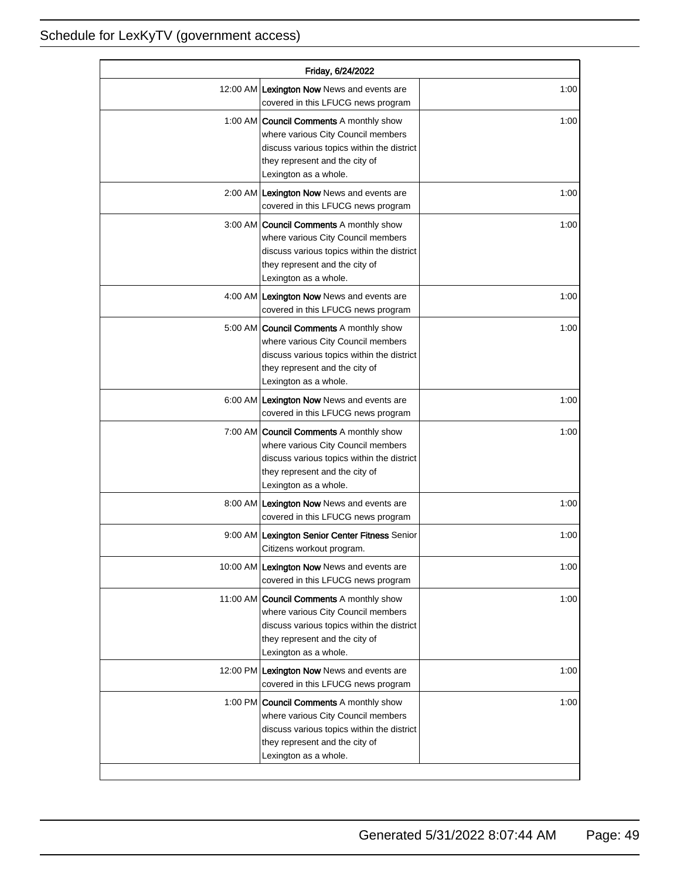| Friday, 6/24/2022 | | |
|---|---|---|
| 12:00 AM | **Lexington Now** News and events are covered in this LFUCG news program | 1:00 |
| 1:00 AM | **Council Comments** A monthly show where various City Council members discuss various topics within the district they represent and the city of Lexington as a whole. | 1:00 |
| 2:00 AM | **Lexington Now** News and events are covered in this LFUCG news program | 1:00 |
| 3:00 AM | **Council Comments** A monthly show where various City Council members discuss various topics within the district they represent and the city of Lexington as a whole. | 1:00 |
| 4:00 AM | **Lexington Now** News and events are covered in this LFUCG news program | 1:00 |
| 5:00 AM | **Council Comments** A monthly show where various City Council members discuss various topics within the district they represent and the city of Lexington as a whole. | 1:00 |
| 6:00 AM | **Lexington Now** News and events are covered in this LFUCG news program | 1:00 |
| 7:00 AM | **Council Comments** A monthly show where various City Council members discuss various topics within the district they represent and the city of Lexington as a whole. | 1:00 |
| 8:00 AM | **Lexington Now** News and events are covered in this LFUCG news program | 1:00 |
| 9:00 AM | **Lexington Senior Center Fitness** Senior Citizens workout program. | 1:00 |
| 10:00 AM | **Lexington Now** News and events are covered in this LFUCG news program | 1:00 |
| 11:00 AM | **Council Comments** A monthly show where various City Council members discuss various topics within the district they represent and the city of Lexington as a whole. | 1:00 |
| 12:00 PM | **Lexington Now** News and events are covered in this LFUCG news program | 1:00 |
| 1:00 PM | **Council Comments** A monthly show where various City Council members discuss various topics within the district they represent and the city of Lexington as a whole. | 1:00 |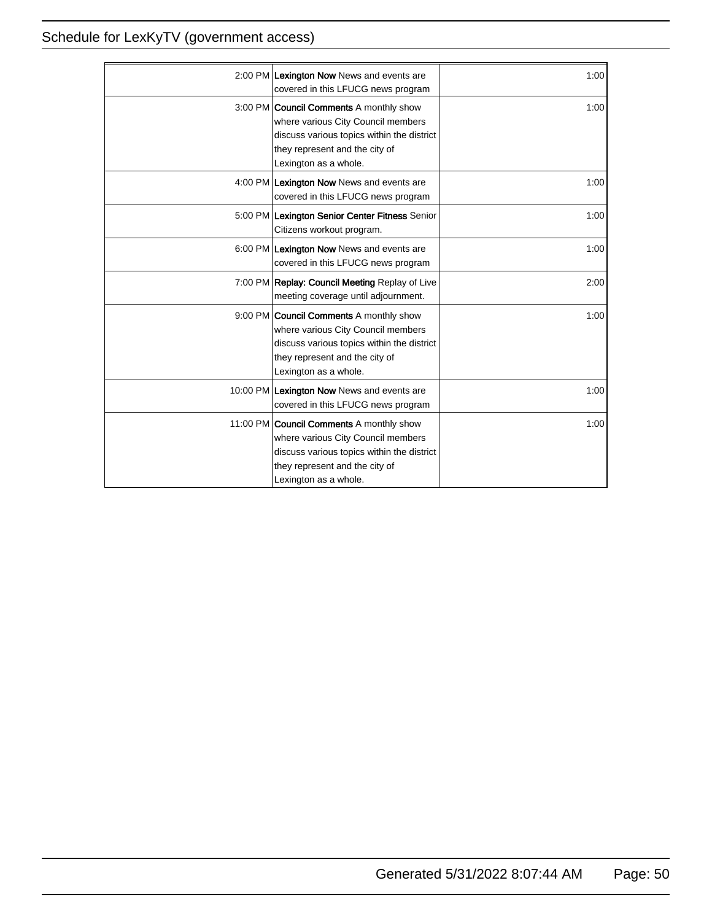| | | |
|---|---|---|
| 2:00 PM | **Lexington Now** News and events are covered in this LFUCG news program | 1:00 |
| 3:00 PM | **Council Comments** A monthly show where various City Council members discuss various topics within the district they represent and the city of Lexington as a whole. | 1:00 |
| 4:00 PM | **Lexington Now** News and events are covered in this LFUCG news program | 1:00 |
| 5:00 PM | **Lexington Senior Center Fitness** Senior Citizens workout program. | 1:00 |
| 6:00 PM | **Lexington Now** News and events are covered in this LFUCG news program | 1:00 |
| 7:00 PM | **Replay: Council Meeting** Replay of Live meeting coverage until adjournment. | 2:00 |
| 9:00 PM | **Council Comments** A monthly show where various City Council members discuss various topics within the district they represent and the city of Lexington as a whole. | 1:00 |
| 10:00 PM | **Lexington Now** News and events are covered in this LFUCG news program | 1:00 |
| 11:00 PM | **Council Comments** A monthly show where various City Council members discuss various topics within the district they represent and the city of Lexington as a whole. | 1:00 |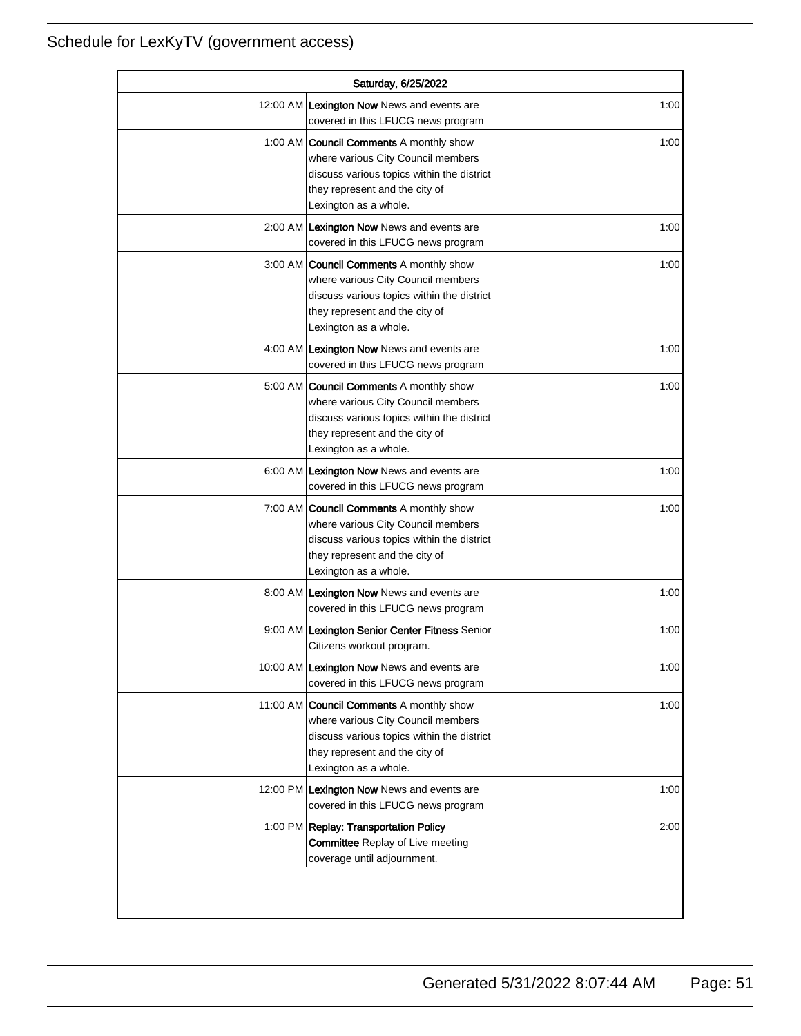Schedule for LexKyTV (government access)

| Saturday, 6/25/2022 | | |
|---|---|---|
| 12:00 AM | **Lexington Now** News and events are covered in this LFUCG news program | 1:00 |
| 1:00 AM | **Council Comments** A monthly show where various City Council members discuss various topics within the district they represent and the city of Lexington as a whole. | 1:00 |
| 2:00 AM | **Lexington Now** News and events are covered in this LFUCG news program | 1:00 |
| 3:00 AM | **Council Comments** A monthly show where various City Council members discuss various topics within the district they represent and the city of Lexington as a whole. | 1:00 |
| 4:00 AM | **Lexington Now** News and events are covered in this LFUCG news program | 1:00 |
| 5:00 AM | **Council Comments** A monthly show where various City Council members discuss various topics within the district they represent and the city of Lexington as a whole. | 1:00 |
| 6:00 AM | **Lexington Now** News and events are covered in this LFUCG news program | 1:00 |
| 7:00 AM | **Council Comments** A monthly show where various City Council members discuss various topics within the district they represent and the city of Lexington as a whole. | 1:00 |
| 8:00 AM | **Lexington Now** News and events are covered in this LFUCG news program | 1:00 |
| 9:00 AM | **Lexington Senior Center Fitness** Senior Citizens workout program. | 1:00 |
| 10:00 AM | **Lexington Now** News and events are covered in this LFUCG news program | 1:00 |
| 11:00 AM | **Council Comments** A monthly show where various City Council members discuss various topics within the district they represent and the city of Lexington as a whole. | 1:00 |
| 12:00 PM | **Lexington Now** News and events are covered in this LFUCG news program | 1:00 |
| 1:00 PM | **Replay: Transportation Policy Committee** Replay of Live meeting coverage until adjournment. | 2:00 |

Generated 5/31/2022 8:07:44 AM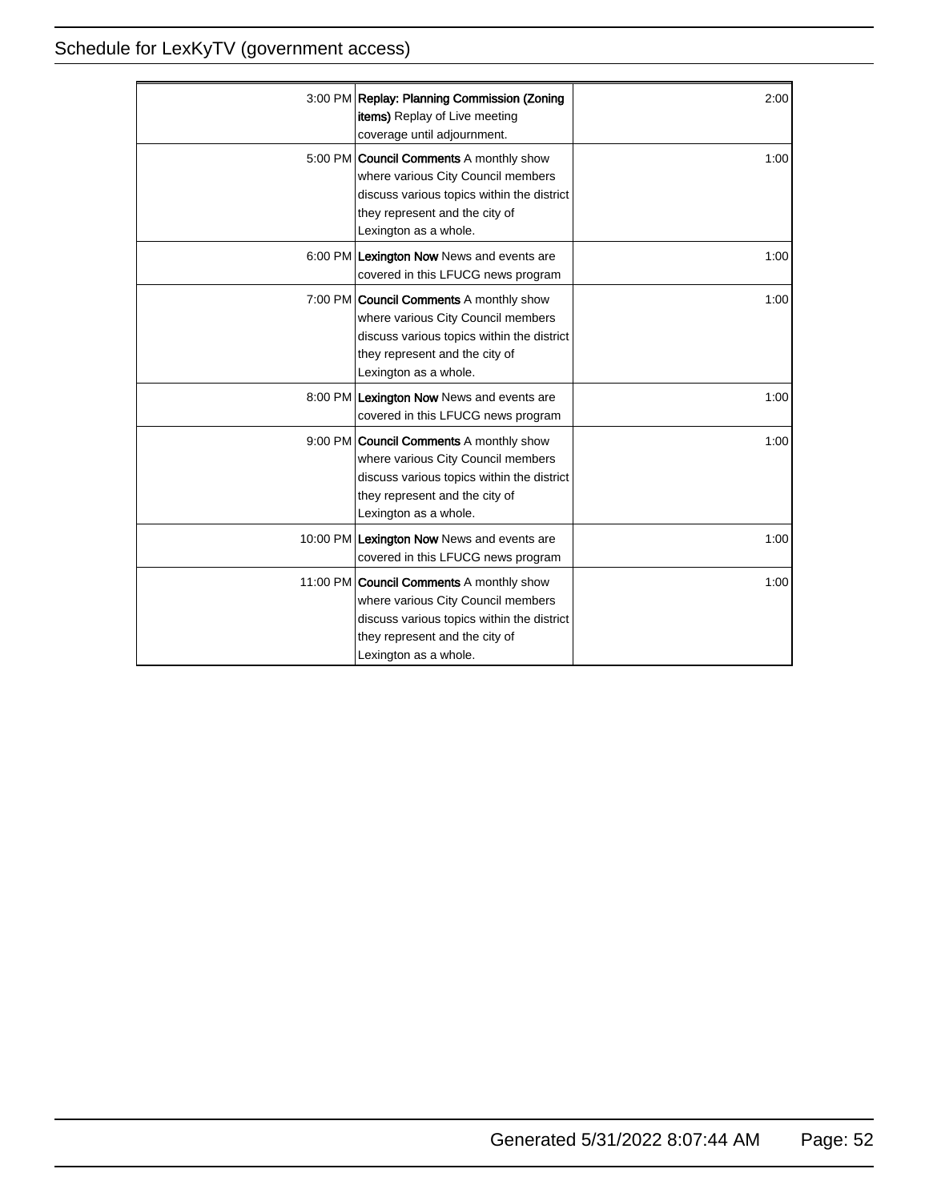| Time | Program | Duration |
|---|---|---|
| 3:00 PM | **Replay: Planning Commission (Zoning items)** Replay of Live meeting coverage until adjournment. | 2:00 |
| 5:00 PM | **Council Comments** A monthly show where various City Council members discuss various topics within the district they represent and the city of Lexington as a whole. | 1:00 |
| 6:00 PM | **Lexington Now** News and events are covered in this LFUCG news program | 1:00 |
| 7:00 PM | **Council Comments** A monthly show where various City Council members discuss various topics within the district they represent and the city of Lexington as a whole. | 1:00 |
| 8:00 PM | **Lexington Now** News and events are covered in this LFUCG news program | 1:00 |
| 9:00 PM | **Council Comments** A monthly show where various City Council members discuss various topics within the district they represent and the city of Lexington as a whole. | 1:00 |
| 10:00 PM | **Lexington Now** News and events are covered in this LFUCG news program | 1:00 |
| 11:00 PM | **Council Comments** A monthly show where various City Council members discuss various topics within the district they represent and the city of Lexington as a whole. | 1:00 |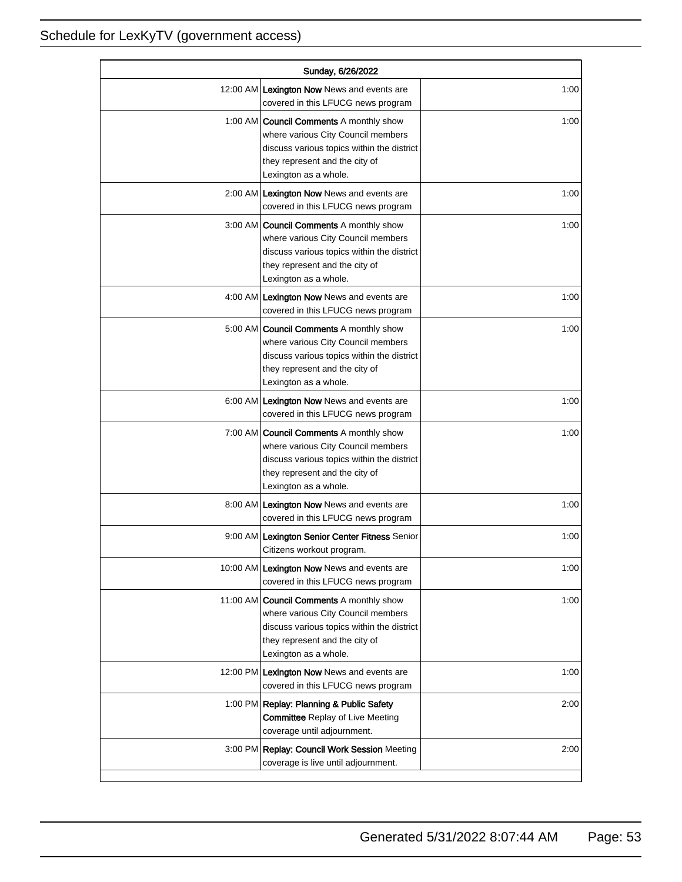# Schedule for LexKyTV (government access)

| Sunday, 6/26/2022 | | |
|---|---|---|
| 12:00 AM | **Lexington Now** News and events are covered in this LFUCG news program | 1:00 |
| 1:00 AM | **Council Comments** A monthly show where various City Council members discuss various topics within the district they represent and the city of Lexington as a whole. | 1:00 |
| 2:00 AM | **Lexington Now** News and events are covered in this LFUCG news program | 1:00 |
| 3:00 AM | **Council Comments** A monthly show where various City Council members discuss various topics within the district they represent and the city of Lexington as a whole. | 1:00 |
| 4:00 AM | **Lexington Now** News and events are covered in this LFUCG news program | 1:00 |
| 5:00 AM | **Council Comments** A monthly show where various City Council members discuss various topics within the district they represent and the city of Lexington as a whole. | 1:00 |
| 6:00 AM | **Lexington Now** News and events are covered in this LFUCG news program | 1:00 |
| 7:00 AM | **Council Comments** A monthly show where various City Council members discuss various topics within the district they represent and the city of Lexington as a whole. | 1:00 |
| 8:00 AM | **Lexington Now** News and events are covered in this LFUCG news program | 1:00 |
| 9:00 AM | **Lexington Senior Center Fitness** Senior Citizens workout program. | 1:00 |
| 10:00 AM | **Lexington Now** News and events are covered in this LFUCG news program | 1:00 |
| 11:00 AM | **Council Comments** A monthly show where various City Council members discuss various topics within the district they represent and the city of Lexington as a whole. | 1:00 |
| 12:00 PM | **Lexington Now** News and events are covered in this LFUCG news program | 1:00 |
| 1:00 PM | **Replay: Planning & Public Safety Committee** Replay of Live Meeting coverage until adjournment. | 2:00 |
| 3:00 PM | **Replay: Council Work Session** Meeting coverage is live until adjournment. | 2:00 |

Generated 5/31/2022 8:07:44 AM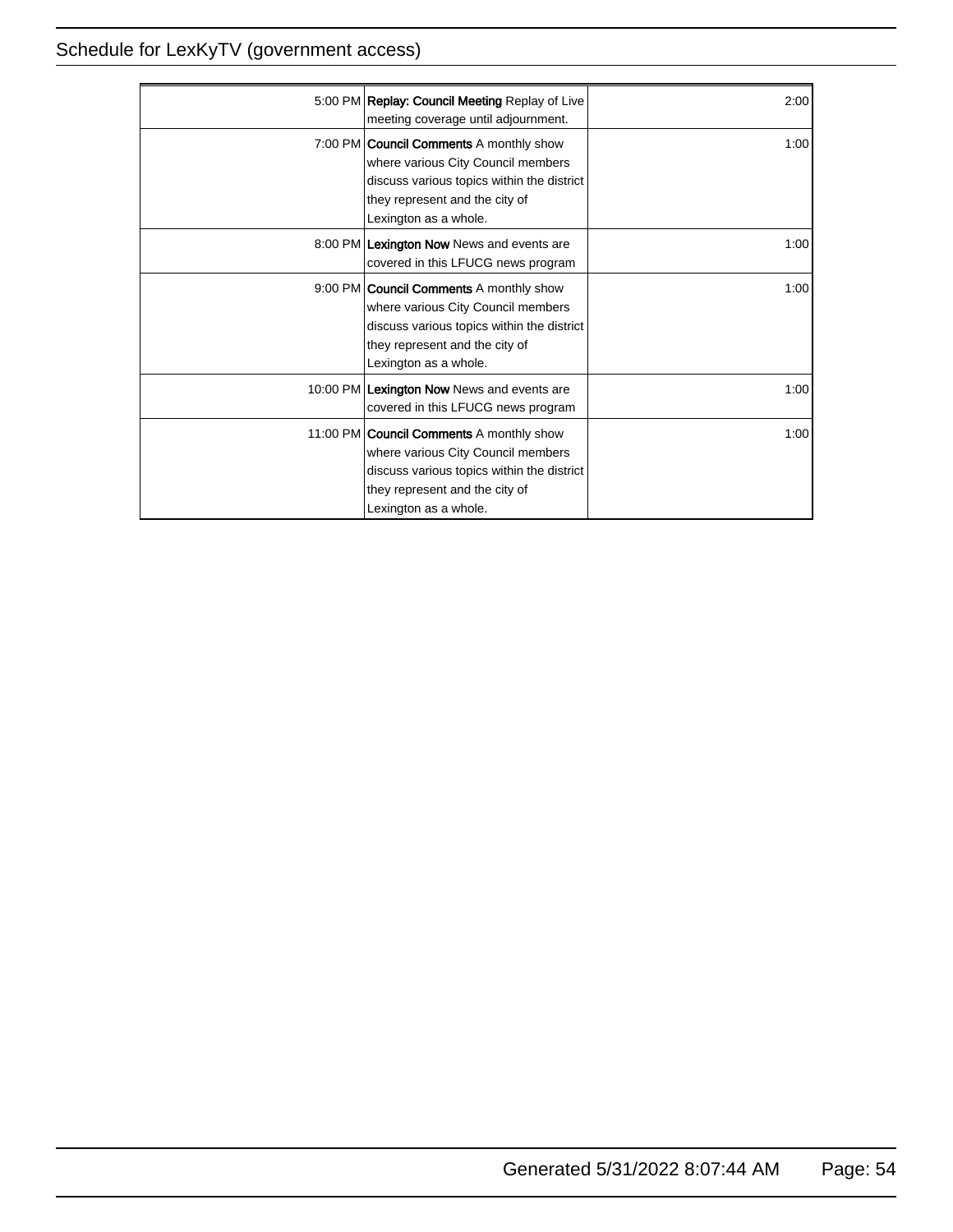| | | |
|---|---|---|
| 5:00 PM | **Replay: Council Meeting** Replay of Live meeting coverage until adjournment. | 2:00 |
| 7:00 PM | **Council Comments** A monthly show where various City Council members discuss various topics within the district they represent and the city of Lexington as a whole. | 1:00 |
| 8:00 PM | **Lexington Now** News and events are covered in this LFUCG news program | 1:00 |
| 9:00 PM | **Council Comments** A monthly show where various City Council members discuss various topics within the district they represent and the city of Lexington as a whole. | 1:00 |
| 10:00 PM | **Lexington Now** News and events are covered in this LFUCG news program | 1:00 |
| 11:00 PM | **Council Comments** A monthly show where various City Council members discuss various topics within the district they represent and the city of Lexington as a whole. | 1:00 |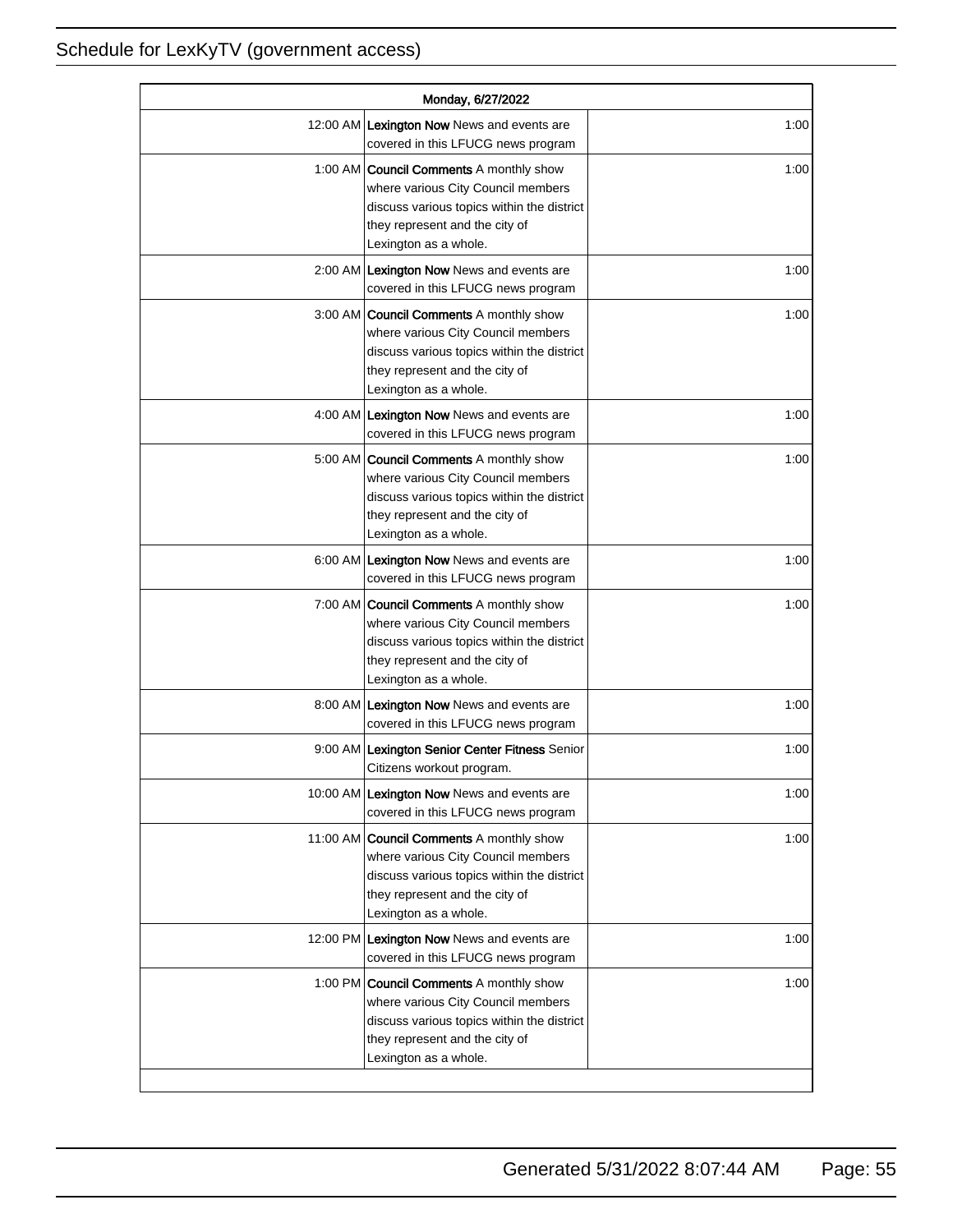| Monday, 6/27/2022 | | |
|---|---|---|
| 12:00 AM | **Lexington Now** News and events are covered in this LFUCG news program | 1:00 |
| 1:00 AM | **Council Comments** A monthly show where various City Council members discuss various topics within the district they represent and the city of Lexington as a whole. | 1:00 |
| 2:00 AM | **Lexington Now** News and events are covered in this LFUCG news program | 1:00 |
| 3:00 AM | **Council Comments** A monthly show where various City Council members discuss various topics within the district they represent and the city of Lexington as a whole. | 1:00 |
| 4:00 AM | **Lexington Now** News and events are covered in this LFUCG news program | 1:00 |
| 5:00 AM | **Council Comments** A monthly show where various City Council members discuss various topics within the district they represent and the city of Lexington as a whole. | 1:00 |
| 6:00 AM | **Lexington Now** News and events are covered in this LFUCG news program | 1:00 |
| 7:00 AM | **Council Comments** A monthly show where various City Council members discuss various topics within the district they represent and the city of Lexington as a whole. | 1:00 |
| 8:00 AM | **Lexington Now** News and events are covered in this LFUCG news program | 1:00 |
| 9:00 AM | **Lexington Senior Center Fitness** Senior Citizens workout program. | 1:00 |
| 10:00 AM | **Lexington Now** News and events are covered in this LFUCG news program | 1:00 |
| 11:00 AM | **Council Comments** A monthly show where various City Council members discuss various topics within the district they represent and the city of Lexington as a whole. | 1:00 |
| 12:00 PM | **Lexington Now** News and events are covered in this LFUCG news program | 1:00 |
| 1:00 PM | **Council Comments** A monthly show where various City Council members discuss various topics within the district they represent and the city of Lexington as a whole. | 1:00 |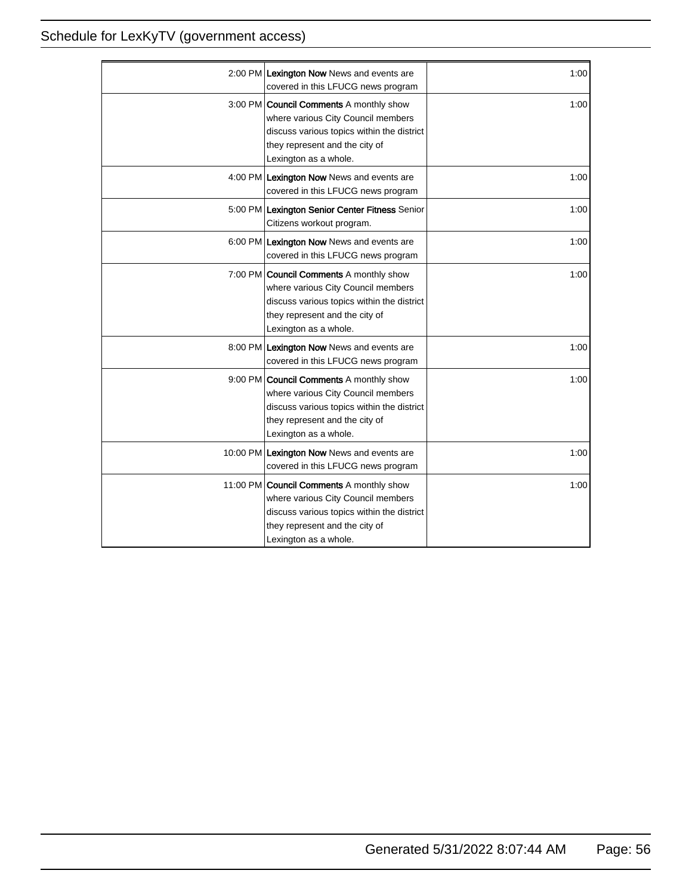| | | |
|---|---|---|
| 2:00 PM | **Lexington Now** News and events are covered in this LFUCG news program | 1:00 |
| 3:00 PM | **Council Comments** A monthly show where various City Council members discuss various topics within the district they represent and the city of Lexington as a whole. | 1:00 |
| 4:00 PM | **Lexington Now** News and events are covered in this LFUCG news program | 1:00 |
| 5:00 PM | **Lexington Senior Center Fitness** Senior Citizens workout program. | 1:00 |
| 6:00 PM | **Lexington Now** News and events are covered in this LFUCG news program | 1:00 |
| 7:00 PM | **Council Comments** A monthly show where various City Council members discuss various topics within the district they represent and the city of Lexington as a whole. | 1:00 |
| 8:00 PM | **Lexington Now** News and events are covered in this LFUCG news program | 1:00 |
| 9:00 PM | **Council Comments** A monthly show where various City Council members discuss various topics within the district they represent and the city of Lexington as a whole. | 1:00 |
| 10:00 PM | **Lexington Now** News and events are covered in this LFUCG news program | 1:00 |
| 11:00 PM | **Council Comments** A monthly show where various City Council members discuss various topics within the district they represent and the city of Lexington as a whole. | 1:00 |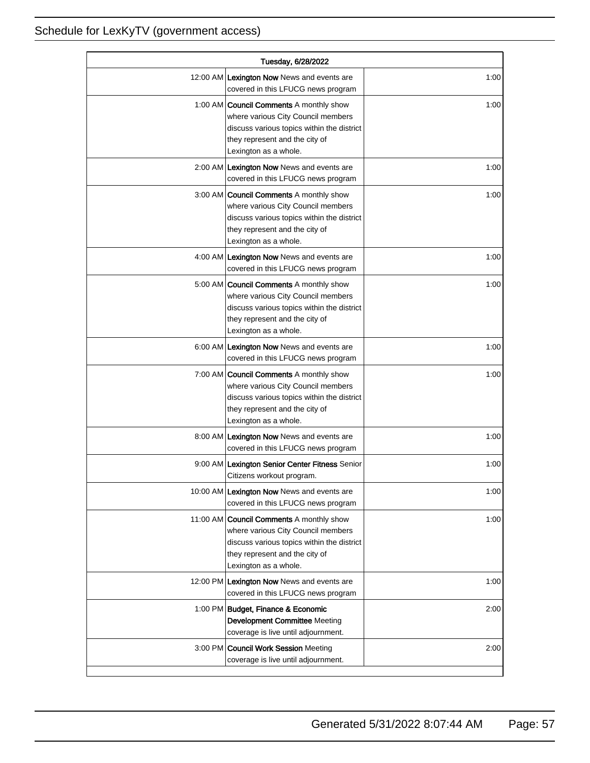| Tuesday, 6/28/2022 | | |
|---|---|---|
| 12:00 AM | **Lexington Now** News and events are covered in this LFUCG news program | 1:00 |
| 1:00 AM | **Council Comments** A monthly show where various City Council members discuss various topics within the district they represent and the city of Lexington as a whole. | 1:00 |
| 2:00 AM | **Lexington Now** News and events are covered in this LFUCG news program | 1:00 |
| 3:00 AM | **Council Comments** A monthly show where various City Council members discuss various topics within the district they represent and the city of Lexington as a whole. | 1:00 |
| 4:00 AM | **Lexington Now** News and events are covered in this LFUCG news program | 1:00 |
| 5:00 AM | **Council Comments** A monthly show where various City Council members discuss various topics within the district they represent and the city of Lexington as a whole. | 1:00 |
| 6:00 AM | **Lexington Now** News and events are covered in this LFUCG news program | 1:00 |
| 7:00 AM | **Council Comments** A monthly show where various City Council members discuss various topics within the district they represent and the city of Lexington as a whole. | 1:00 |
| 8:00 AM | **Lexington Now** News and events are covered in this LFUCG news program | 1:00 |
| 9:00 AM | **Lexington Senior Center Fitness** Senior Citizens workout program. | 1:00 |
| 10:00 AM | **Lexington Now** News and events are covered in this LFUCG news program | 1:00 |
| 11:00 AM | **Council Comments** A monthly show where various City Council members discuss various topics within the district they represent and the city of Lexington as a whole. | 1:00 |
| 12:00 PM | **Lexington Now** News and events are covered in this LFUCG news program | 1:00 |
| 1:00 PM | **Budget, Finance & Economic Development Committee** Meeting coverage is live until adjournment. | 2:00 |
| 3:00 PM | **Council Work Session** Meeting coverage is live until adjournment. | 2:00 |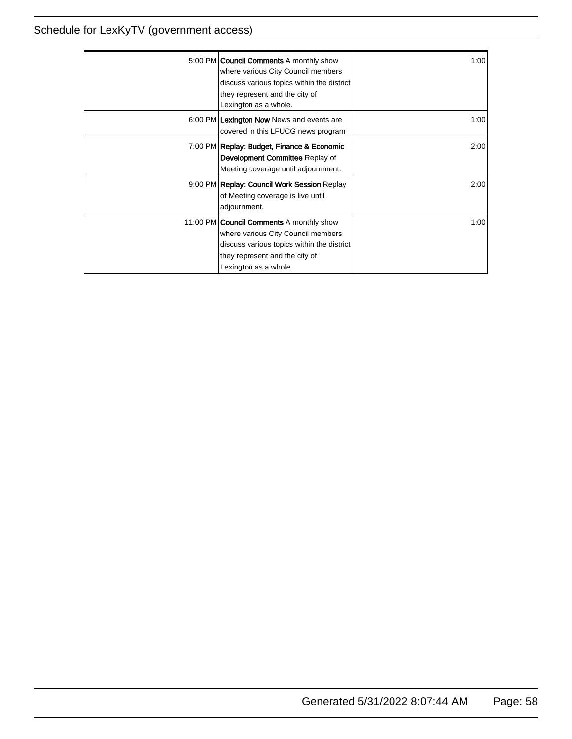| | | |
|---|---|---|
| 5:00 PM | **Council Comments** A monthly show where various City Council members discuss various topics within the district they represent and the city of Lexington as a whole. | 1:00 |
| 6:00 PM | **Lexington Now** News and events are covered in this LFUCG news program | 1:00 |
| 7:00 PM | **Replay: Budget, Finance & Economic Development Committee** Replay of Meeting coverage until adjournment. | 2:00 |
| 9:00 PM | **Replay: Council Work Session** Replay of Meeting coverage is live until adjournment. | 2:00 |
| 11:00 PM | **Council Comments** A monthly show where various City Council members discuss various topics within the district they represent and the city of Lexington as a whole. | 1:00 |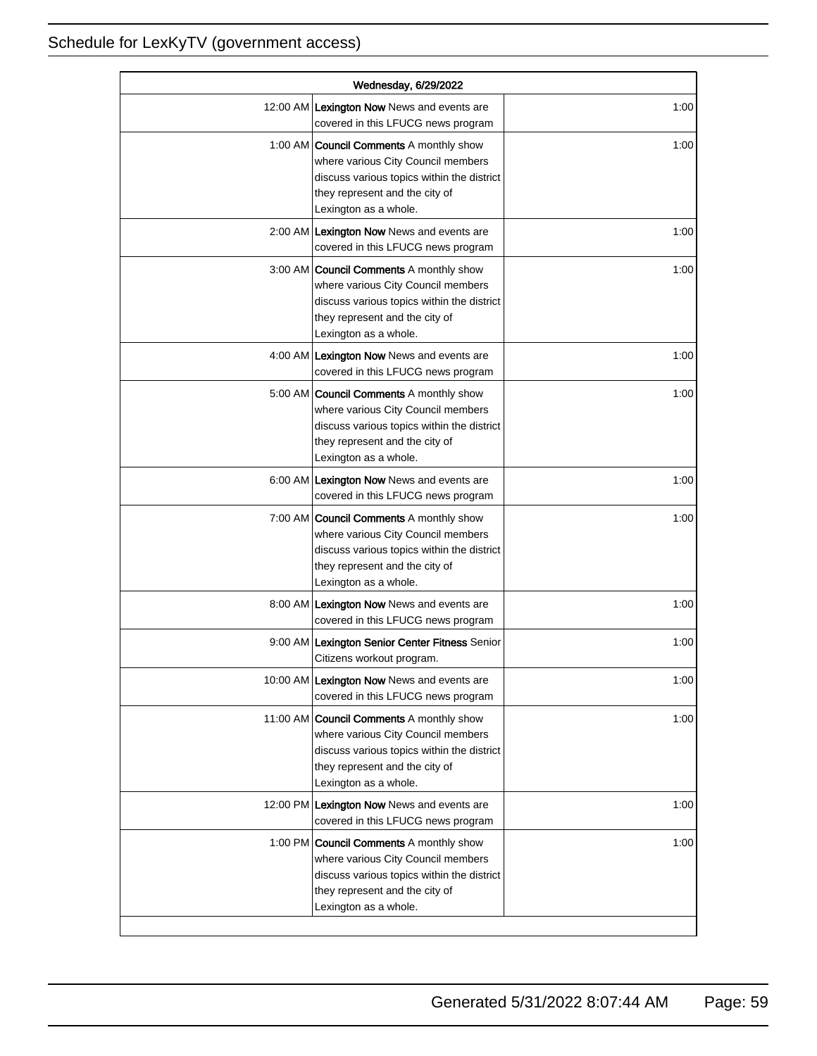| Wednesday, 6/29/2022 | | |
|---|---|---|
| 12:00 AM | **Lexington Now** News and events are covered in this LFUCG news program | 1:00 |
| 1:00 AM | **Council Comments** A monthly show where various City Council members discuss various topics within the district they represent and the city of Lexington as a whole. | 1:00 |
| 2:00 AM | **Lexington Now** News and events are covered in this LFUCG news program | 1:00 |
| 3:00 AM | **Council Comments** A monthly show where various City Council members discuss various topics within the district they represent and the city of Lexington as a whole. | 1:00 |
| 4:00 AM | **Lexington Now** News and events are covered in this LFUCG news program | 1:00 |
| 5:00 AM | **Council Comments** A monthly show where various City Council members discuss various topics within the district they represent and the city of Lexington as a whole. | 1:00 |
| 6:00 AM | **Lexington Now** News and events are covered in this LFUCG news program | 1:00 |
| 7:00 AM | **Council Comments** A monthly show where various City Council members discuss various topics within the district they represent and the city of Lexington as a whole. | 1:00 |
| 8:00 AM | **Lexington Now** News and events are covered in this LFUCG news program | 1:00 |
| 9:00 AM | **Lexington Senior Center Fitness** Senior Citizens workout program. | 1:00 |
| 10:00 AM | **Lexington Now** News and events are covered in this LFUCG news program | 1:00 |
| 11:00 AM | **Council Comments** A monthly show where various City Council members discuss various topics within the district they represent and the city of Lexington as a whole. | 1:00 |
| 12:00 PM | **Lexington Now** News and events are covered in this LFUCG news program | 1:00 |
| 1:00 PM | **Council Comments** A monthly show where various City Council members discuss various topics within the district they represent and the city of Lexington as a whole. | 1:00 |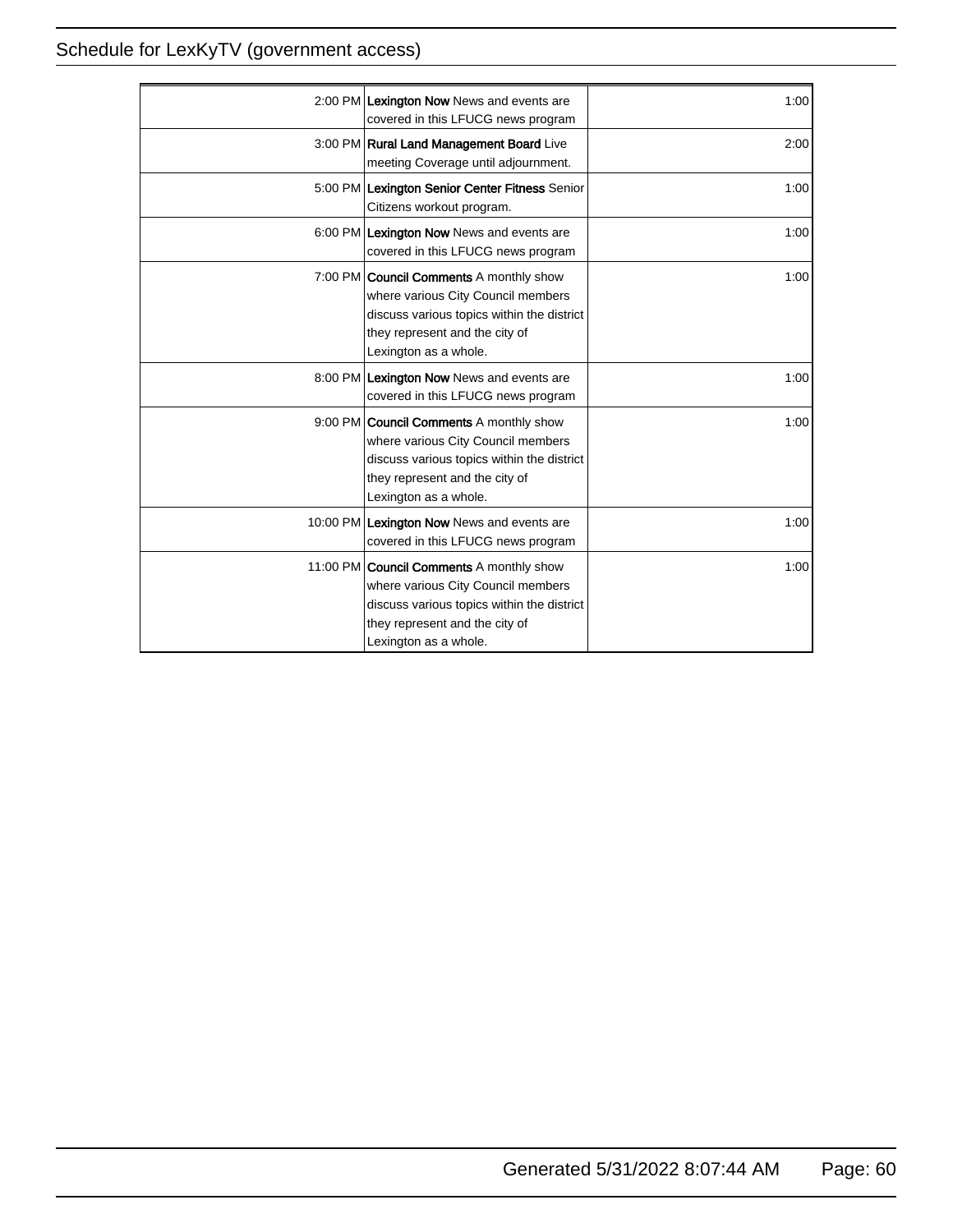| | | |
|---|---|---|
| 2:00 PM | **Lexington Now** News and events are covered in this LFUCG news program | 1:00 |
| 3:00 PM | **Rural Land Management Board** Live meeting Coverage until adjournment. | 2:00 |
| 5:00 PM | **Lexington Senior Center Fitness** Senior Citizens workout program. | 1:00 |
| 6:00 PM | **Lexington Now** News and events are covered in this LFUCG news program | 1:00 |
| 7:00 PM | **Council Comments** A monthly show where various City Council members discuss various topics within the district they represent and the city of Lexington as a whole. | 1:00 |
| 8:00 PM | **Lexington Now** News and events are covered in this LFUCG news program | 1:00 |
| 9:00 PM | **Council Comments** A monthly show where various City Council members discuss various topics within the district they represent and the city of Lexington as a whole. | 1:00 |
| 10:00 PM | **Lexington Now** News and events are covered in this LFUCG news program | 1:00 |
| 11:00 PM | **Council Comments** A monthly show where various City Council members discuss various topics within the district they represent and the city of Lexington as a whole. | 1:00 |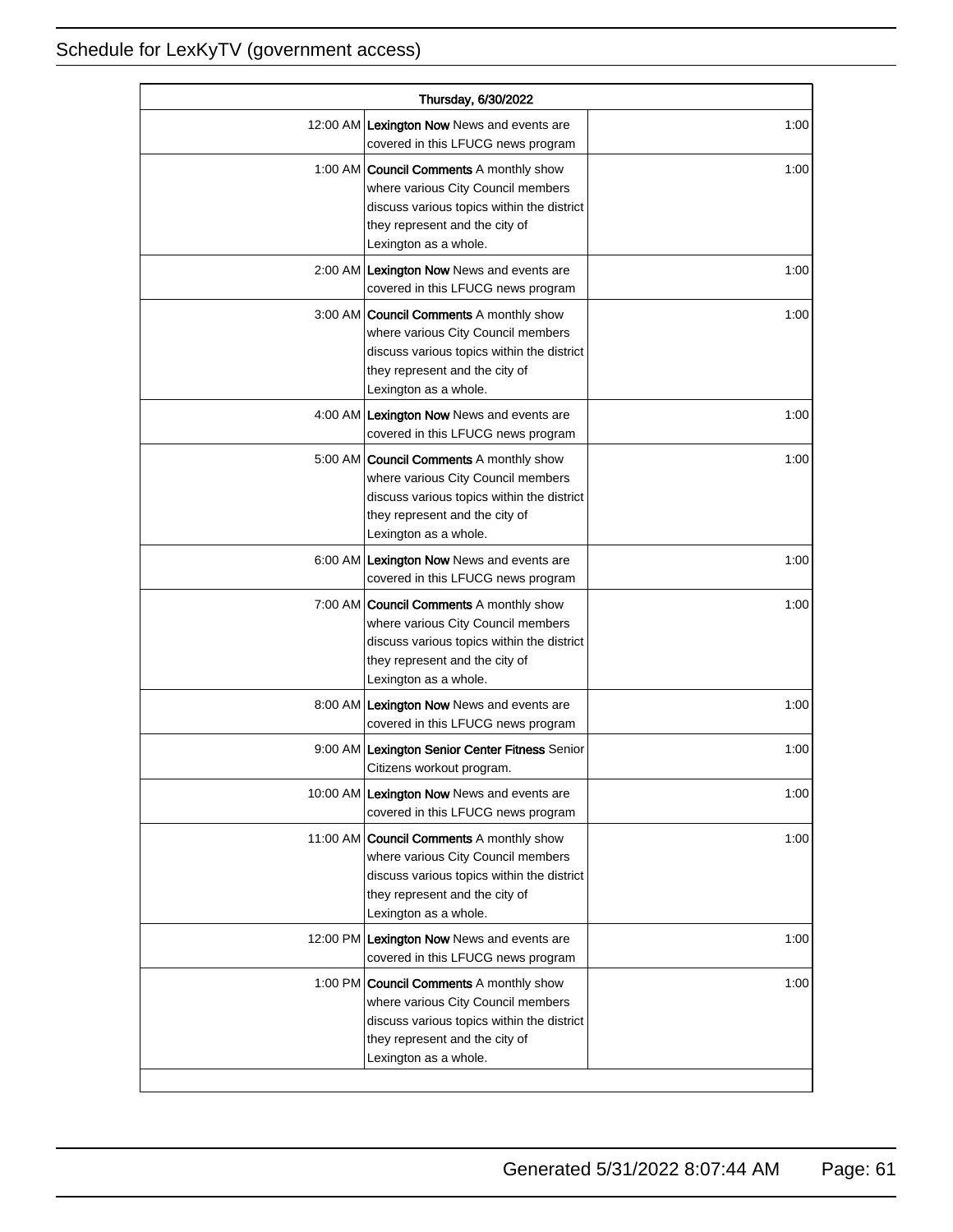# Schedule for LexKyTV (government access)

| Thursday, 6/30/2022 | | |
|---|---|---|
| 12:00 AM | **Lexington Now** News and events are covered in this LFUCG news program | 1:00 |
| 1:00 AM | **Council Comments** A monthly show where various City Council members discuss various topics within the district they represent and the city of Lexington as a whole. | 1:00 |
| 2:00 AM | **Lexington Now** News and events are covered in this LFUCG news program | 1:00 |
| 3:00 AM | **Council Comments** A monthly show where various City Council members discuss various topics within the district they represent and the city of Lexington as a whole. | 1:00 |
| 4:00 AM | **Lexington Now** News and events are covered in this LFUCG news program | 1:00 |
| 5:00 AM | **Council Comments** A monthly show where various City Council members discuss various topics within the district they represent and the city of Lexington as a whole. | 1:00 |
| 6:00 AM | **Lexington Now** News and events are covered in this LFUCG news program | 1:00 |
| 7:00 AM | **Council Comments** A monthly show where various City Council members discuss various topics within the district they represent and the city of Lexington as a whole. | 1:00 |
| 8:00 AM | **Lexington Now** News and events are covered in this LFUCG news program | 1:00 |
| 9:00 AM | **Lexington Senior Center Fitness** Senior Citizens workout program. | 1:00 |
| 10:00 AM | **Lexington Now** News and events are covered in this LFUCG news program | 1:00 |
| 11:00 AM | **Council Comments** A monthly show where various City Council members discuss various topics within the district they represent and the city of Lexington as a whole. | 1:00 |
| 12:00 PM | **Lexington Now** News and events are covered in this LFUCG news program | 1:00 |
| 1:00 PM | **Council Comments** A monthly show where various City Council members discuss various topics within the district they represent and the city of Lexington as a whole. | 1:00 |

Generated 5/31/2022 8:07:44 AM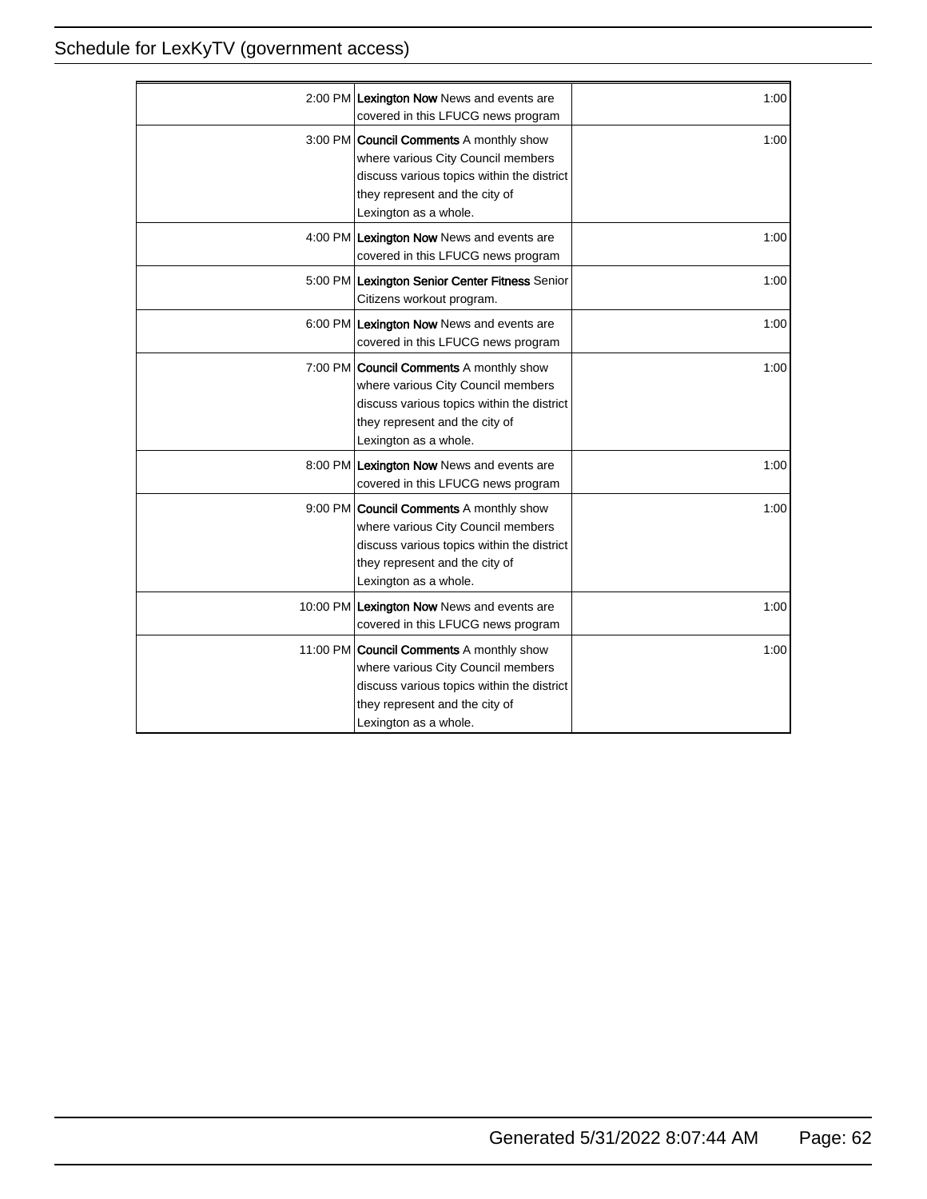| | | |
|---|---|---|
| 2:00 PM | **Lexington Now** News and events are covered in this LFUCG news program | 1:00 |
| 3:00 PM | **Council Comments** A monthly show where various City Council members discuss various topics within the district they represent and the city of Lexington as a whole. | 1:00 |
| 4:00 PM | **Lexington Now** News and events are covered in this LFUCG news program | 1:00 |
| 5:00 PM | **Lexington Senior Center Fitness** Senior Citizens workout program. | 1:00 |
| 6:00 PM | **Lexington Now** News and events are covered in this LFUCG news program | 1:00 |
| 7:00 PM | **Council Comments** A monthly show where various City Council members discuss various topics within the district they represent and the city of Lexington as a whole. | 1:00 |
| 8:00 PM | **Lexington Now** News and events are covered in this LFUCG news program | 1:00 |
| 9:00 PM | **Council Comments** A monthly show where various City Council members discuss various topics within the district they represent and the city of Lexington as a whole. | 1:00 |
| 10:00 PM | **Lexington Now** News and events are covered in this LFUCG news program | 1:00 |
| 11:00 PM | **Council Comments** A monthly show where various City Council members discuss various topics within the district they represent and the city of Lexington as a whole. | 1:00 |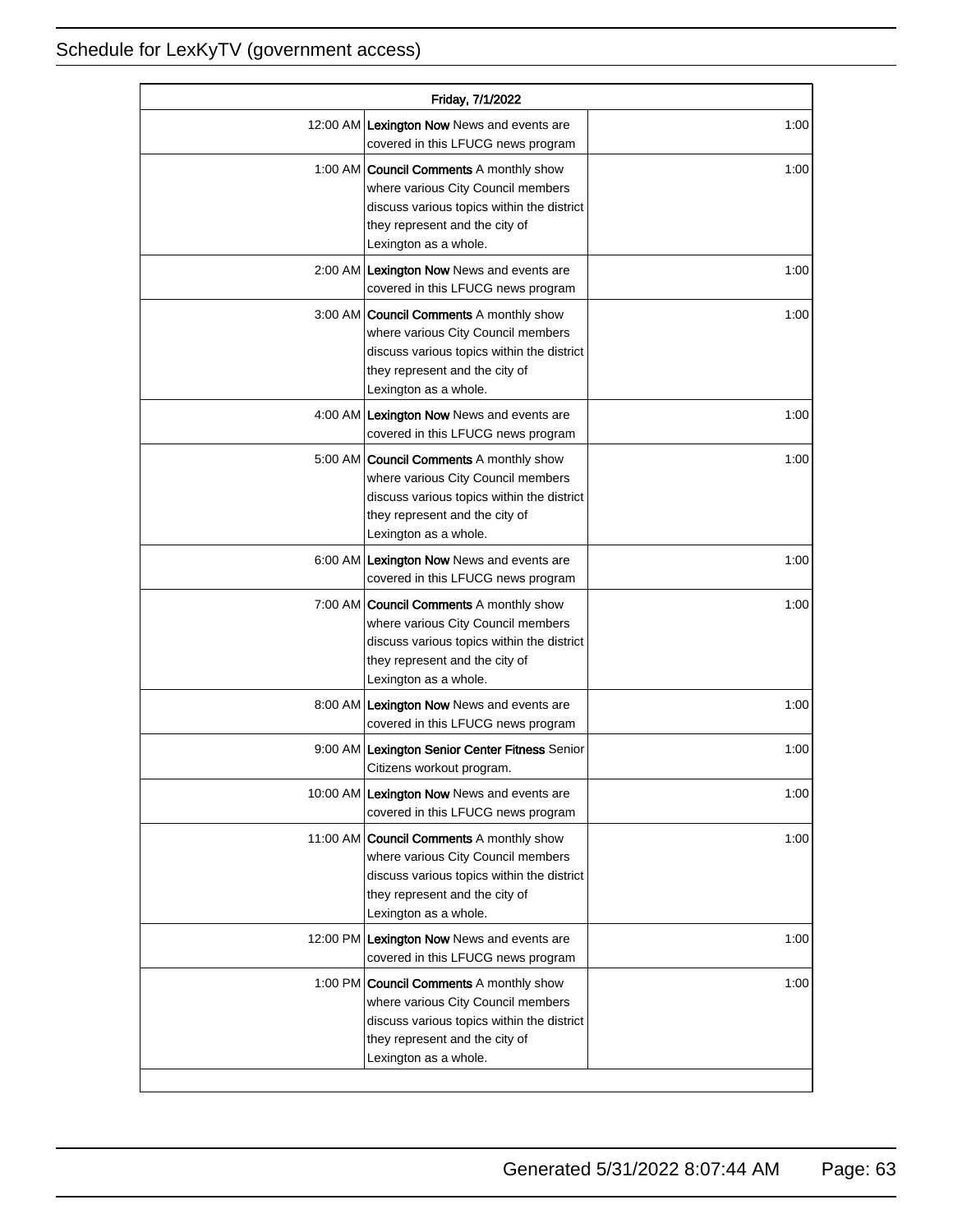| Friday, 7/1/2022 | | |
|---|---|---|
| 12:00 AM | **Lexington Now** News and events are covered in this LFUCG news program | 1:00 |
| 1:00 AM | **Council Comments** A monthly show where various City Council members discuss various topics within the district they represent and the city of Lexington as a whole. | 1:00 |
| 2:00 AM | **Lexington Now** News and events are covered in this LFUCG news program | 1:00 |
| 3:00 AM | **Council Comments** A monthly show where various City Council members discuss various topics within the district they represent and the city of Lexington as a whole. | 1:00 |
| 4:00 AM | **Lexington Now** News and events are covered in this LFUCG news program | 1:00 |
| 5:00 AM | **Council Comments** A monthly show where various City Council members discuss various topics within the district they represent and the city of Lexington as a whole. | 1:00 |
| 6:00 AM | **Lexington Now** News and events are covered in this LFUCG news program | 1:00 |
| 7:00 AM | **Council Comments** A monthly show where various City Council members discuss various topics within the district they represent and the city of Lexington as a whole. | 1:00 |
| 8:00 AM | **Lexington Now** News and events are covered in this LFUCG news program | 1:00 |
| 9:00 AM | **Lexington Senior Center Fitness** Senior Citizens workout program. | 1:00 |
| 10:00 AM | **Lexington Now** News and events are covered in this LFUCG news program | 1:00 |
| 11:00 AM | **Council Comments** A monthly show where various City Council members discuss various topics within the district they represent and the city of Lexington as a whole. | 1:00 |
| 12:00 PM | **Lexington Now** News and events are covered in this LFUCG news program | 1:00 |
| 1:00 PM | **Council Comments** A monthly show where various City Council members discuss various topics within the district they represent and the city of Lexington as a whole. | 1:00 |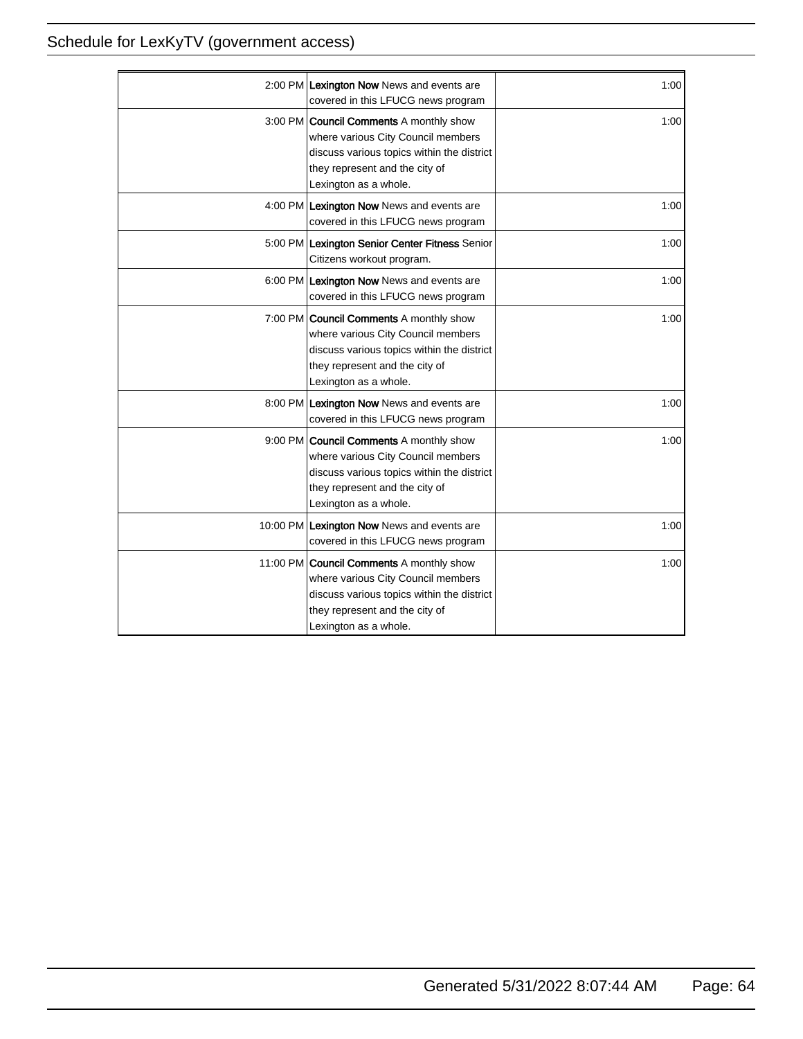| | | |
|---|---|---|
| 2:00 PM | **Lexington Now** News and events are covered in this LFUCG news program | 1:00 |
| 3:00 PM | **Council Comments** A monthly show where various City Council members discuss various topics within the district they represent and the city of Lexington as a whole. | 1:00 |
| 4:00 PM | **Lexington Now** News and events are covered in this LFUCG news program | 1:00 |
| 5:00 PM | **Lexington Senior Center Fitness** Senior Citizens workout program. | 1:00 |
| 6:00 PM | **Lexington Now** News and events are covered in this LFUCG news program | 1:00 |
| 7:00 PM | **Council Comments** A monthly show where various City Council members discuss various topics within the district they represent and the city of Lexington as a whole. | 1:00 |
| 8:00 PM | **Lexington Now** News and events are covered in this LFUCG news program | 1:00 |
| 9:00 PM | **Council Comments** A monthly show where various City Council members discuss various topics within the district they represent and the city of Lexington as a whole. | 1:00 |
| 10:00 PM | **Lexington Now** News and events are covered in this LFUCG news program | 1:00 |
| 11:00 PM | **Council Comments** A monthly show where various City Council members discuss various topics within the district they represent and the city of Lexington as a whole. | 1:00 |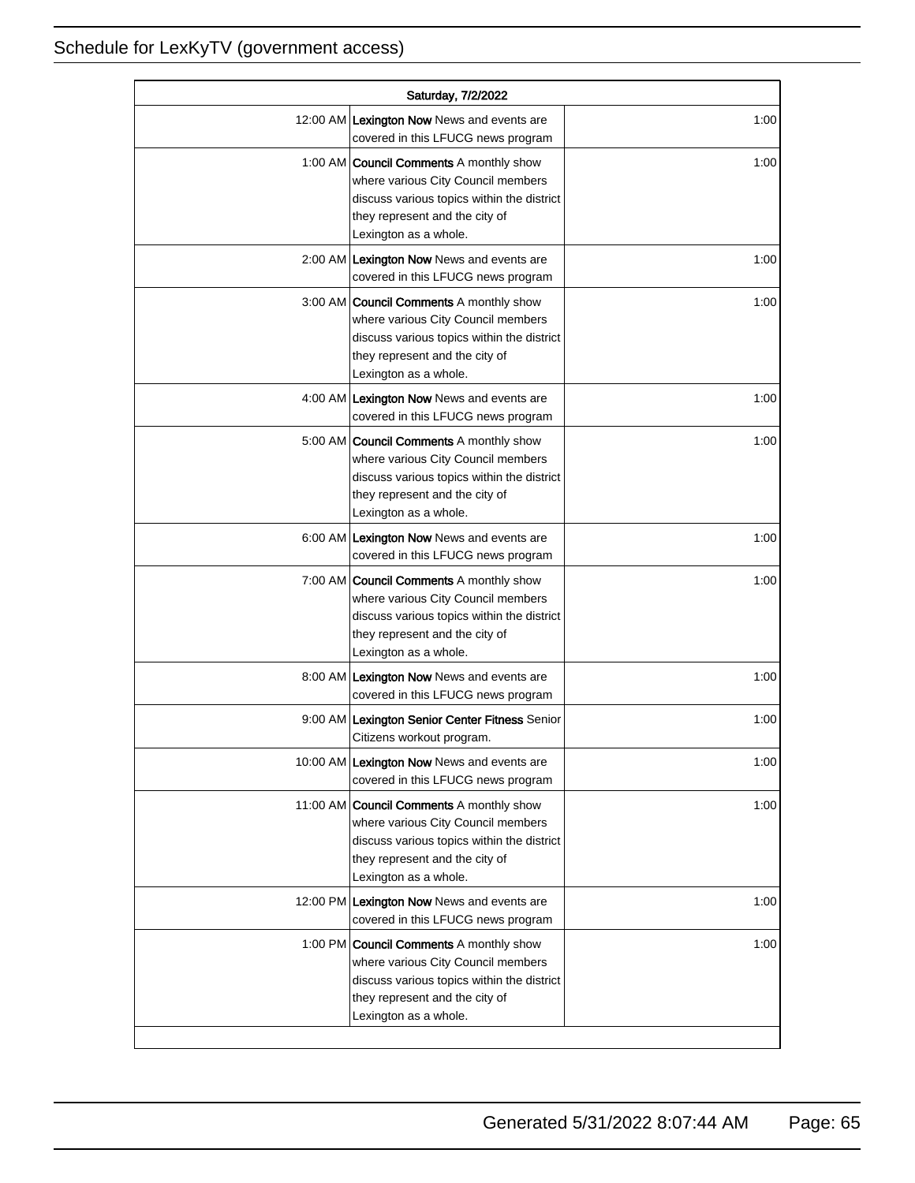# Schedule for LexKyTV (government access)

| Saturday, 7/2/2022 | | |
|---|---|---|
| 12:00 AM | **Lexington Now** News and events are covered in this LFUCG news program | 1:00 |
| 1:00 AM | **Council Comments** A monthly show where various City Council members discuss various topics within the district they represent and the city of Lexington as a whole. | 1:00 |
| 2:00 AM | **Lexington Now** News and events are covered in this LFUCG news program | 1:00 |
| 3:00 AM | **Council Comments** A monthly show where various City Council members discuss various topics within the district they represent and the city of Lexington as a whole. | 1:00 |
| 4:00 AM | **Lexington Now** News and events are covered in this LFUCG news program | 1:00 |
| 5:00 AM | **Council Comments** A monthly show where various City Council members discuss various topics within the district they represent and the city of Lexington as a whole. | 1:00 |
| 6:00 AM | **Lexington Now** News and events are covered in this LFUCG news program | 1:00 |
| 7:00 AM | **Council Comments** A monthly show where various City Council members discuss various topics within the district they represent and the city of Lexington as a whole. | 1:00 |
| 8:00 AM | **Lexington Now** News and events are covered in this LFUCG news program | 1:00 |
| 9:00 AM | **Lexington Senior Center Fitness** Senior Citizens workout program. | 1:00 |
| 10:00 AM | **Lexington Now** News and events are covered in this LFUCG news program | 1:00 |
| 11:00 AM | **Council Comments** A monthly show where various City Council members discuss various topics within the district they represent and the city of Lexington as a whole. | 1:00 |
| 12:00 PM | **Lexington Now** News and events are covered in this LFUCG news program | 1:00 |
| 1:00 PM | **Council Comments** A monthly show where various City Council members discuss various topics within the district they represent and the city of Lexington as a whole. | 1:00 |

Generated 5/31/2022 8:07:44 AM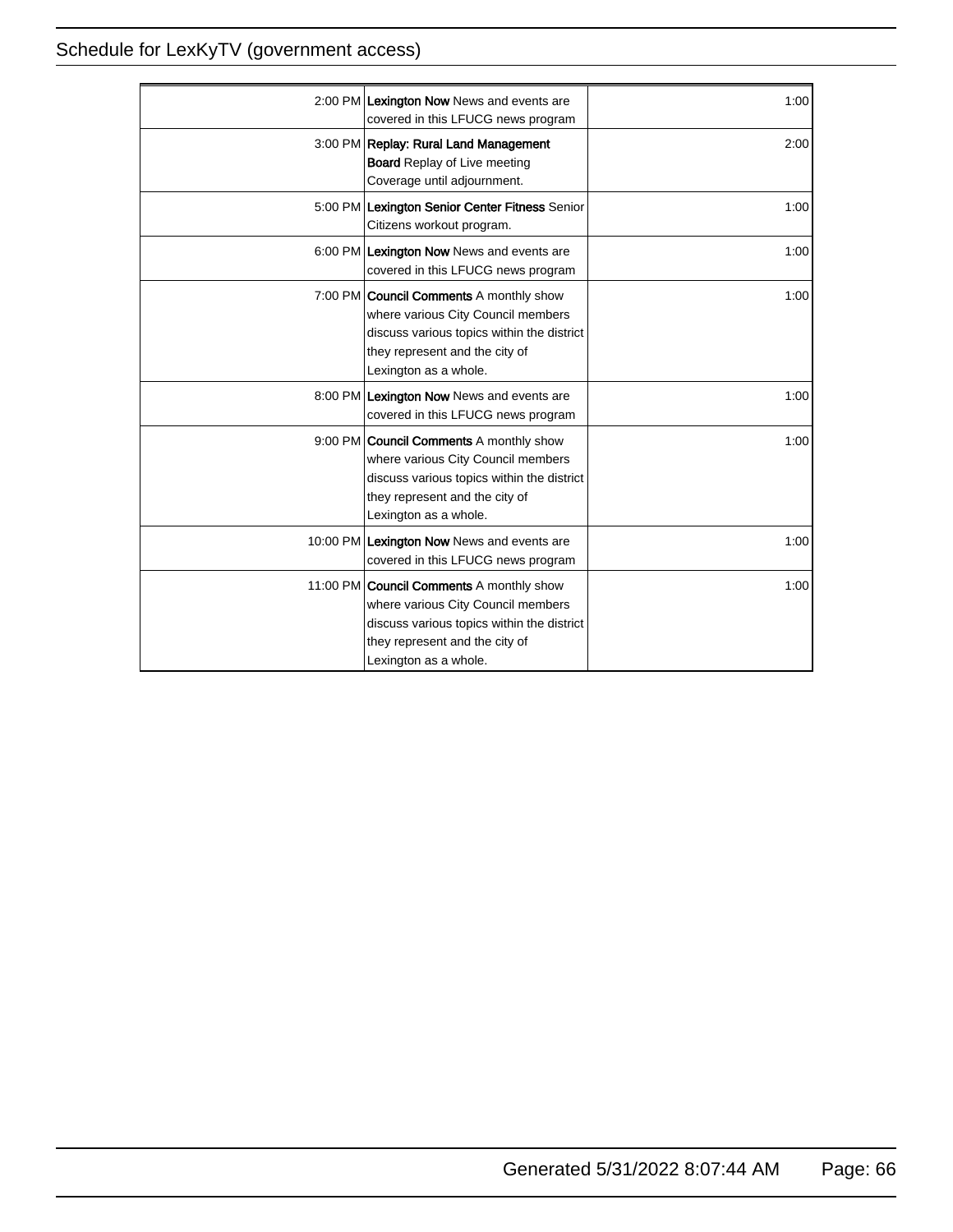| | | |
|---|---|---|
| 2:00 PM | **Lexington Now** News and events are covered in this LFUCG news program | 1:00 |
| 3:00 PM | **Replay: Rural Land Management Board** Replay of Live meeting Coverage until adjournment. | 2:00 |
| 5:00 PM | **Lexington Senior Center Fitness** Senior Citizens workout program. | 1:00 |
| 6:00 PM | **Lexington Now** News and events are covered in this LFUCG news program | 1:00 |
| 7:00 PM | **Council Comments** A monthly show where various City Council members discuss various topics within the district they represent and the city of Lexington as a whole. | 1:00 |
| 8:00 PM | **Lexington Now** News and events are covered in this LFUCG news program | 1:00 |
| 9:00 PM | **Council Comments** A monthly show where various City Council members discuss various topics within the district they represent and the city of Lexington as a whole. | 1:00 |
| 10:00 PM | **Lexington Now** News and events are covered in this LFUCG news program | 1:00 |
| 11:00 PM | **Council Comments** A monthly show where various City Council members discuss various topics within the district they represent and the city of Lexington as a whole. | 1:00 |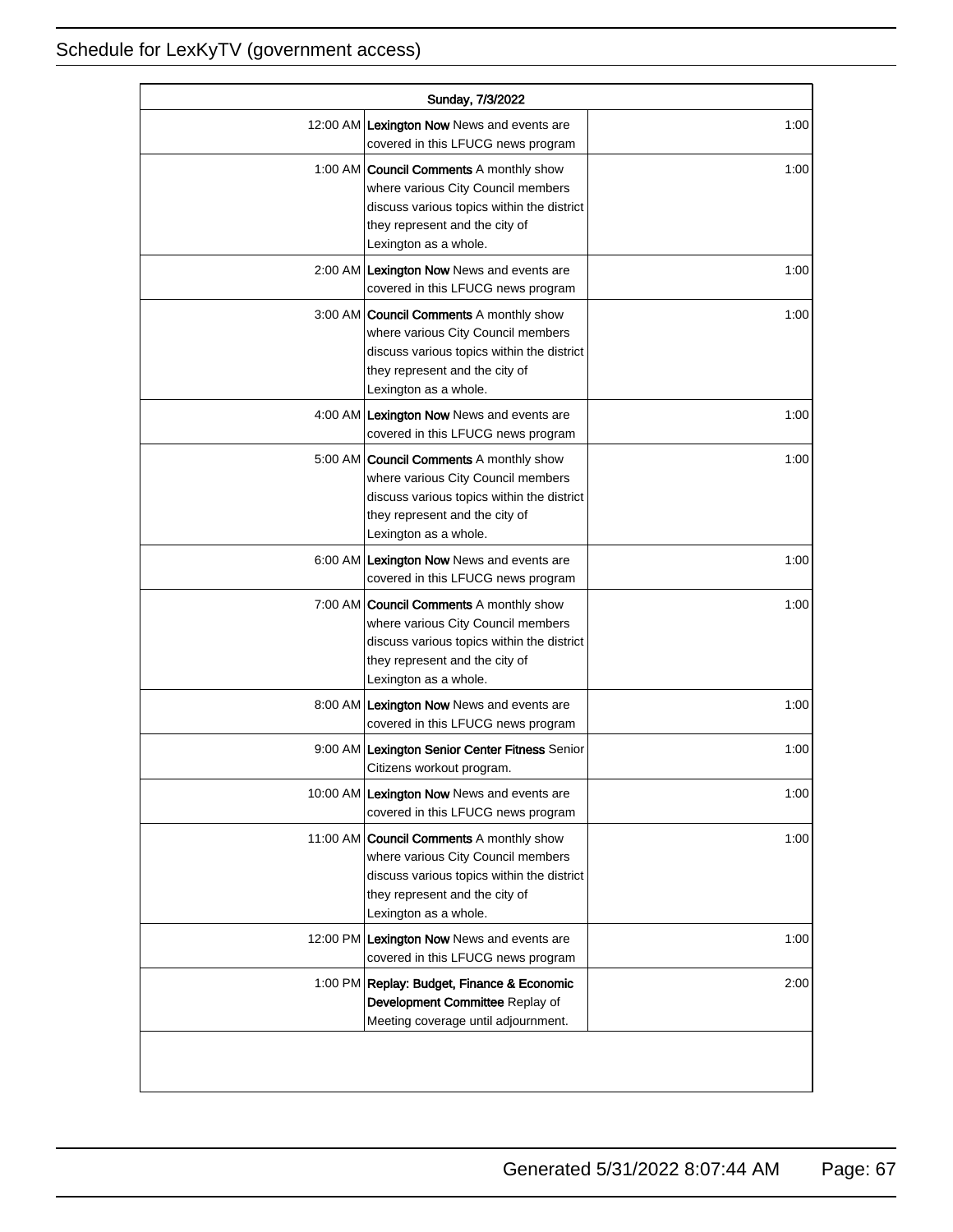# Schedule for LexKyTV (government access)

| Sunday, 7/3/2022 | | |
|---|---|---|
| 12:00 AM | **Lexington Now** News and events are covered in this LFUCG news program | 1:00 |
| 1:00 AM | **Council Comments** A monthly show where various City Council members discuss various topics within the district they represent and the city of Lexington as a whole. | 1:00 |
| 2:00 AM | **Lexington Now** News and events are covered in this LFUCG news program | 1:00 |
| 3:00 AM | **Council Comments** A monthly show where various City Council members discuss various topics within the district they represent and the city of Lexington as a whole. | 1:00 |
| 4:00 AM | **Lexington Now** News and events are covered in this LFUCG news program | 1:00 |
| 5:00 AM | **Council Comments** A monthly show where various City Council members discuss various topics within the district they represent and the city of Lexington as a whole. | 1:00 |
| 6:00 AM | **Lexington Now** News and events are covered in this LFUCG news program | 1:00 |
| 7:00 AM | **Council Comments** A monthly show where various City Council members discuss various topics within the district they represent and the city of Lexington as a whole. | 1:00 |
| 8:00 AM | **Lexington Now** News and events are covered in this LFUCG news program | 1:00 |
| 9:00 AM | **Lexington Senior Center Fitness** Senior Citizens workout program. | 1:00 |
| 10:00 AM | **Lexington Now** News and events are covered in this LFUCG news program | 1:00 |
| 11:00 AM | **Council Comments** A monthly show where various City Council members discuss various topics within the district they represent and the city of Lexington as a whole. | 1:00 |
| 12:00 PM | **Lexington Now** News and events are covered in this LFUCG news program | 1:00 |
| 1:00 PM | **Replay: Budget, Finance & Economic Development Committee** Replay of Meeting coverage until adjournment. | 2:00 |

Generated 5/31/2022 8:07:44 AM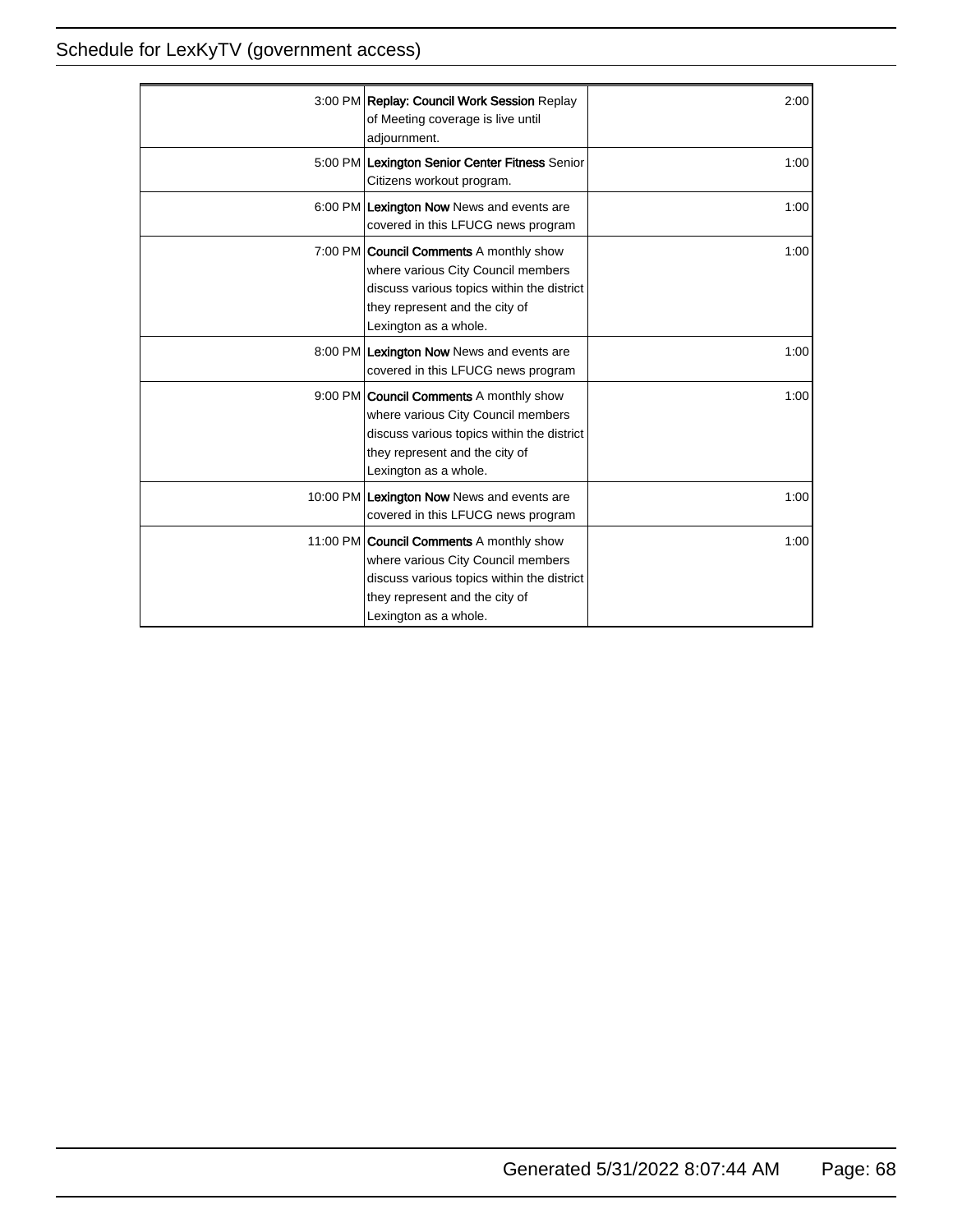| | | |
|---|---|---|
| 3:00 PM | **Replay: Council Work Session** Replay of Meeting coverage is live until adjournment. | 2:00 |
| 5:00 PM | **Lexington Senior Center Fitness** Senior Citizens workout program. | 1:00 |
| 6:00 PM | **Lexington Now** News and events are covered in this LFUCG news program | 1:00 |
| 7:00 PM | **Council Comments** A monthly show where various City Council members discuss various topics within the district they represent and the city of Lexington as a whole. | 1:00 |
| 8:00 PM | **Lexington Now** News and events are covered in this LFUCG news program | 1:00 |
| 9:00 PM | **Council Comments** A monthly show where various City Council members discuss various topics within the district they represent and the city of Lexington as a whole. | 1:00 |
| 10:00 PM | **Lexington Now** News and events are covered in this LFUCG news program | 1:00 |
| 11:00 PM | **Council Comments** A monthly show where various City Council members discuss various topics within the district they represent and the city of Lexington as a whole. | 1:00 |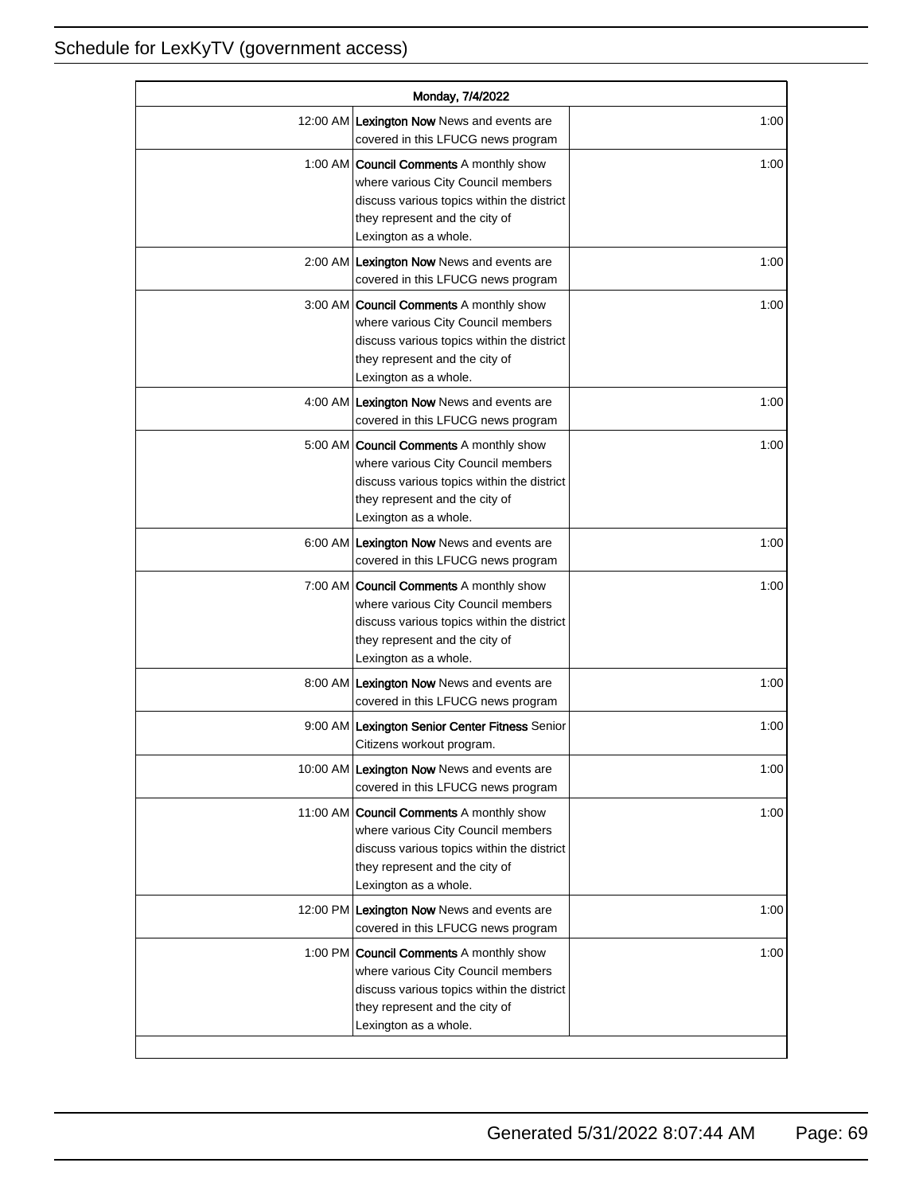| Monday, 7/4/2022 | | |
|---|---|---|
| 12:00 AM | **Lexington Now** News and events are covered in this LFUCG news program | 1:00 |
| 1:00 AM | **Council Comments** A monthly show where various City Council members discuss various topics within the district they represent and the city of Lexington as a whole. | 1:00 |
| 2:00 AM | **Lexington Now** News and events are covered in this LFUCG news program | 1:00 |
| 3:00 AM | **Council Comments** A monthly show where various City Council members discuss various topics within the district they represent and the city of Lexington as a whole. | 1:00 |
| 4:00 AM | **Lexington Now** News and events are covered in this LFUCG news program | 1:00 |
| 5:00 AM | **Council Comments** A monthly show where various City Council members discuss various topics within the district they represent and the city of Lexington as a whole. | 1:00 |
| 6:00 AM | **Lexington Now** News and events are covered in this LFUCG news program | 1:00 |
| 7:00 AM | **Council Comments** A monthly show where various City Council members discuss various topics within the district they represent and the city of Lexington as a whole. | 1:00 |
| 8:00 AM | **Lexington Now** News and events are covered in this LFUCG news program | 1:00 |
| 9:00 AM | **Lexington Senior Center Fitness** Senior Citizens workout program. | 1:00 |
| 10:00 AM | **Lexington Now** News and events are covered in this LFUCG news program | 1:00 |
| 11:00 AM | **Council Comments** A monthly show where various City Council members discuss various topics within the district they represent and the city of Lexington as a whole. | 1:00 |
| 12:00 PM | **Lexington Now** News and events are covered in this LFUCG news program | 1:00 |
| 1:00 PM | **Council Comments** A monthly show where various City Council members discuss various topics within the district they represent and the city of Lexington as a whole. | 1:00 |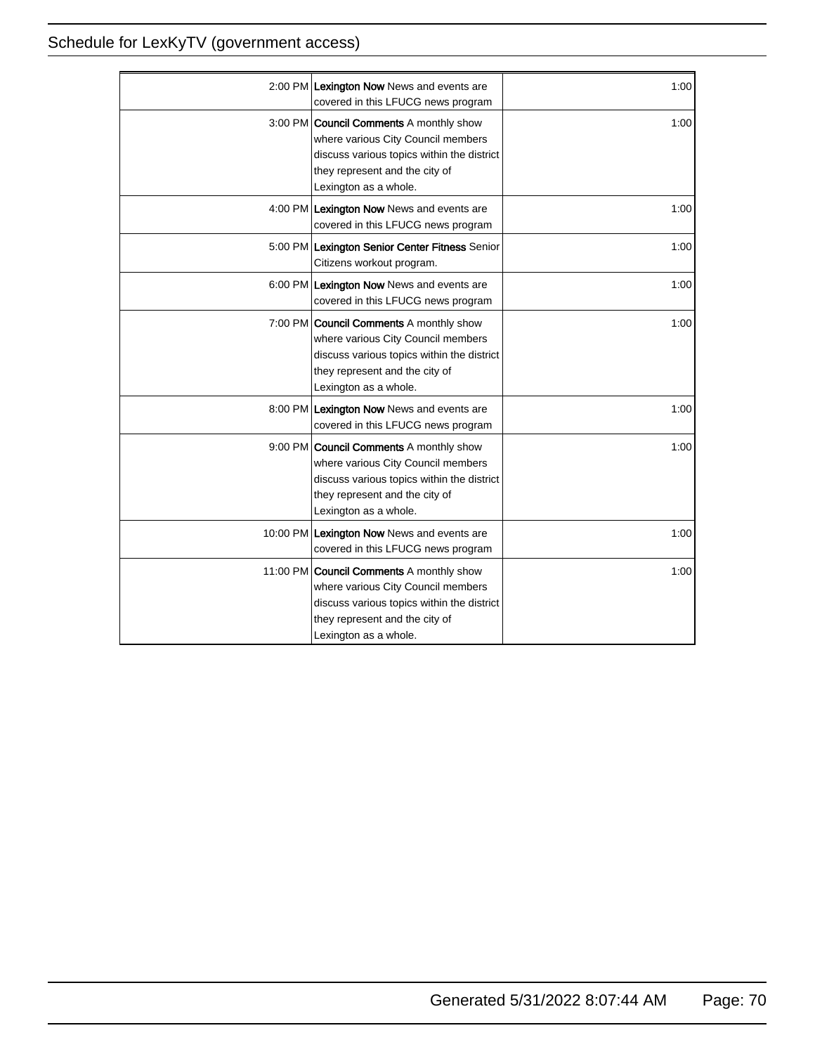| | | |
|---|---|---|
| 2:00 PM | **Lexington Now** News and events are covered in this LFUCG news program | 1:00 |
| 3:00 PM | **Council Comments** A monthly show where various City Council members discuss various topics within the district they represent and the city of Lexington as a whole. | 1:00 |
| 4:00 PM | **Lexington Now** News and events are covered in this LFUCG news program | 1:00 |
| 5:00 PM | **Lexington Senior Center Fitness** Senior Citizens workout program. | 1:00 |
| 6:00 PM | **Lexington Now** News and events are covered in this LFUCG news program | 1:00 |
| 7:00 PM | **Council Comments** A monthly show where various City Council members discuss various topics within the district they represent and the city of Lexington as a whole. | 1:00 |
| 8:00 PM | **Lexington Now** News and events are covered in this LFUCG news program | 1:00 |
| 9:00 PM | **Council Comments** A monthly show where various City Council members discuss various topics within the district they represent and the city of Lexington as a whole. | 1:00 |
| 10:00 PM | **Lexington Now** News and events are covered in this LFUCG news program | 1:00 |
| 11:00 PM | **Council Comments** A monthly show where various City Council members discuss various topics within the district they represent and the city of Lexington as a whole. | 1:00 |